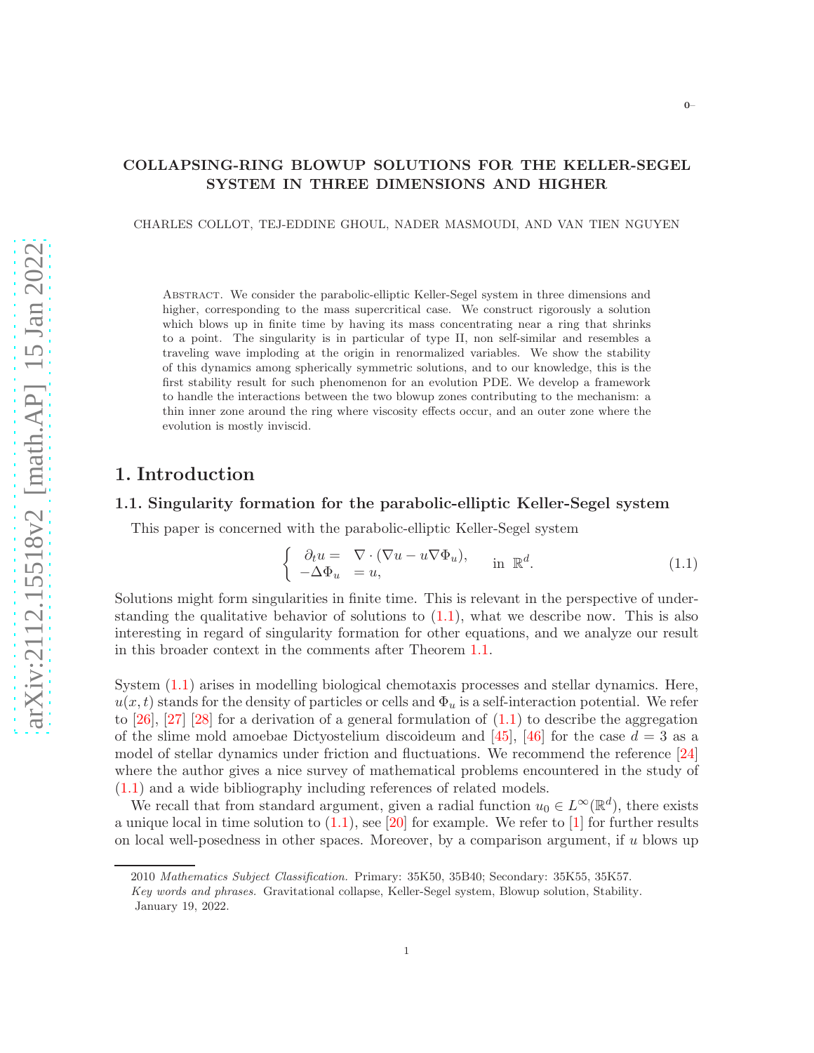# COLLAPSING-RING BLOWUP SOLUTIONS FOR THE KELLER-SEGEL SYSTEM IN THREE DIMENSIONS AND HIGHER

CHARLES COLLOT, TEJ-EDDINE GHOUL, NADER MASMOUDI, AND VAN TIEN NGUYEN

Abstract. We consider the parabolic-elliptic Keller-Segel system in three dimensions and higher, corresponding to the mass supercritical case. We construct rigorously a solution which blows up in finite time by having its mass concentrating near a ring that shrinks to a point. The singularity is in particular of type II, non self-similar and resembles a traveling wave imploding at the origin in renormalized variables. We show the stability of this dynamics among spherically symmetric solutions, and to our knowledge, this is the first stability result for such phenomenon for an evolution PDE. We develop a framework to handle the interactions between the two blowup zones contributing to the mechanism: a thin inner zone around the ring where viscosity effects occur, and an outer zone where the evolution is mostly inviscid.

## 1. Introduction

### 1.1. Singularity formation for the parabolic-elliptic Keller-Segel system

This paper is concerned with the parabolic-elliptic Keller-Segel system

$$\left\{ \begin{array}{ll} \partial_t u = & \nabla \cdot (\nabla u - u \nabla \Phi_u), \\ -\Delta \Phi_u & = u, \end{array} \right. \quad \text{in } \mathbb{R}^d. \tag{1.1}$$

Solutions might form singularities in finite time. This is relevant in the perspective of understanding the qualitative behavior of solutions to (1.1), what we describe now. This is also interesting in regard of singularity formation for other equations, and we analyze our result in this broader context in the comments after Theorem 1.1.

System (1.1) arises in modelling biological chemotaxis processes and stellar dynamics. Here, $u(x,t)$ stands for the density of particles or cells and $\Phi_u$ is a self-interaction potential. We refer to [26], [27] [28] for a derivation of a general formulation of (1.1) to describe the aggregation of the slime mold amoebae Dictyostelium discoideum and [45], [46] for the case $d = 3$ as a model of stellar dynamics under friction and fluctuations. We recommend the reference [24] where the author gives a nice survey of mathematical problems encountered in the study of (1.1) and a wide bibliography including references of related models.

We recall that from standard argument, given a radial function $u_0 \in L^\infty(\mathbb{R}^d)$, there exists a unique local in time solution to (1.1), see [20] for example. We refer to [1] for further results on local well-posedness in other spaces. Moreover, by a comparison argument, if $u$ blows up

2010 *Mathematics Subject Classification.* Primary: 35K50, 35B40; Secondary: 35K55, 35K57.

*Key words and phrases.* Gravitational collapse, Keller-Segel system, Blowup solution, Stability.

January 19, 2022.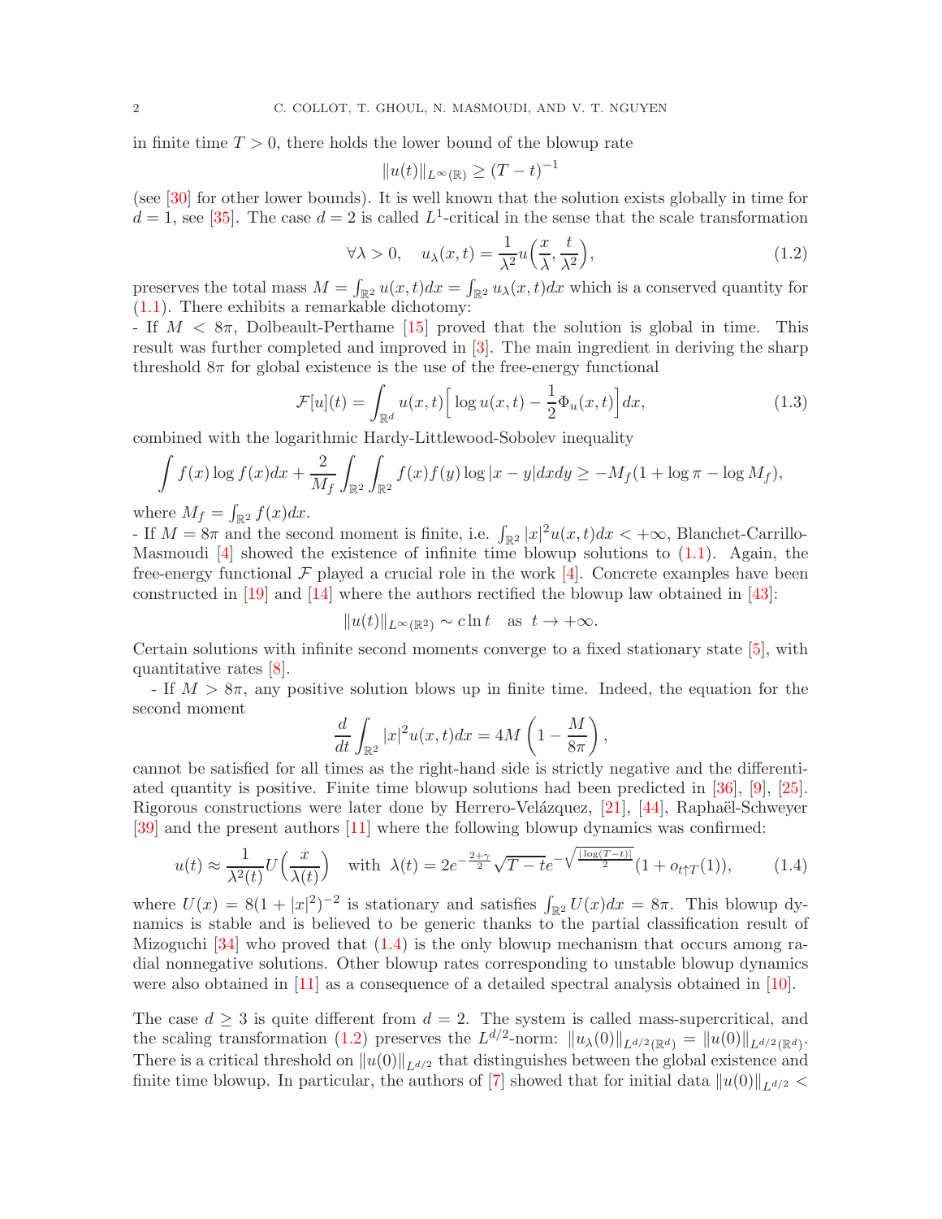in finite time $T > 0$, there holds the lower bound of the blowup rate

$$\|u(t)\|_{L^\infty(\mathbb{R})} \geq (T-t)^{-1}$$

(see [30] for other lower bounds). It is well known that the solution exists globally in time for $d = 1$, see [35]. The case $d = 2$ is called $L^1$-critical in the sense that the scale transformation

$$\forall \lambda > 0, \quad u_\lambda(x,t) = \frac{1}{\lambda^2} u\Big(\frac{x}{\lambda}, \frac{t}{\lambda^2}\Big), \tag{1.2}$$

preserves the total mass $M = \int_{\mathbb{R}^2} u(x,t)dx = \int_{\mathbb{R}^2} u_\lambda(x,t)dx$ which is a conserved quantity for (1.1). There exhibits a remarkable dichotomy:

- If $M < 8\pi$, Dolbeault-Perthame [15] proved that the solution is global in time. This result was further completed and improved in [3]. The main ingredient in deriving the sharp threshold $8\pi$ for global existence is the use of the free-energy functional

$$\mathcal{F}[u](t) = \int_{\mathbb{R}^d} u(x,t)\Big[\log u(x,t) - \frac{1}{2}\Phi_u(x,t)\Big]dx, \tag{1.3}$$

combined with the logarithmic Hardy-Littlewood-Sobolev inequality

$$\int f(x)\log f(x)dx + \frac{2}{M_f}\int_{\mathbb{R}^2}\int_{\mathbb{R}^2} f(x)f(y)\log|x-y|dxdy \geq -M_f(1 + \log\pi - \log M_f),$$

where $M_f = \int_{\mathbb{R}^2} f(x)dx$.

- If $M = 8\pi$ and the second moment is finite, i.e. $\int_{\mathbb{R}^2} |x|^2 u(x,t)dx < +\infty$, Blanchet-Carrillo-Masmoudi [4] showed the existence of infinite time blowup solutions to (1.1). Again, the free-energy functional $\mathcal{F}$ played a crucial role in the work [4]. Concrete examples have been constructed in [19] and [14] where the authors rectified the blowup law obtained in [43]:

$$\|u(t)\|_{L^\infty(\mathbb{R}^2)} \sim c\ln t \quad \text{as } t \to +\infty.$$

Certain solutions with infinite second moments converge to a fixed stationary state [5], with quantitative rates [8].

- If $M > 8\pi$, any positive solution blows up in finite time. Indeed, the equation for the second moment

$$\frac{d}{dt}\int_{\mathbb{R}^2}|x|^2 u(x,t)dx = 4M\left(1 - \frac{M}{8\pi}\right),$$

cannot be satisfied for all times as the right-hand side is strictly negative and the differentiated quantity is positive. Finite time blowup solutions had been predicted in [36], [9], [25]. Rigorous constructions were later done by Herrero-Velázquez, [21], [44], Raphaël-Schweyer [39] and the present authors [11] where the following blowup dynamics was confirmed:

$$u(t) \approx \frac{1}{\lambda^2(t)} U\Big(\frac{x}{\lambda(t)}\Big) \quad \text{with } \lambda(t) = 2e^{-\frac{2+\gamma}{2}}\sqrt{T-t}e^{-\sqrt{\frac{|\log(T-t)|}{2}}}(1 + o_{t\uparrow T}(1)), \tag{1.4}$$

where $U(x) = 8(1+|x|^2)^{-2}$ is stationary and satisfies $\int_{\mathbb{R}^2} U(x)dx = 8\pi$. This blowup dynamics is stable and is believed to be generic thanks to the partial classification result of Mizoguchi [34] who proved that (1.4) is the only blowup mechanism that occurs among radial nonnegative solutions. Other blowup rates corresponding to unstable blowup dynamics were also obtained in [11] as a consequence of a detailed spectral analysis obtained in [10].

The case $d \geq 3$ is quite different from $d = 2$. The system is called mass-supercritical, and the scaling transformation (1.2) preserves the $L^{d/2}$-norm: $\|u_\lambda(0)\|_{L^{d/2}(\mathbb{R}^d)} = \|u(0)\|_{L^{d/2}(\mathbb{R}^d)}$. There is a critical threshold on $\|u(0)\|_{L^{d/2}}$ that distinguishes between the global existence and finite time blowup. In particular, the authors of [7] showed that for initial data $\|u(0)\|_{L^{d/2}} <$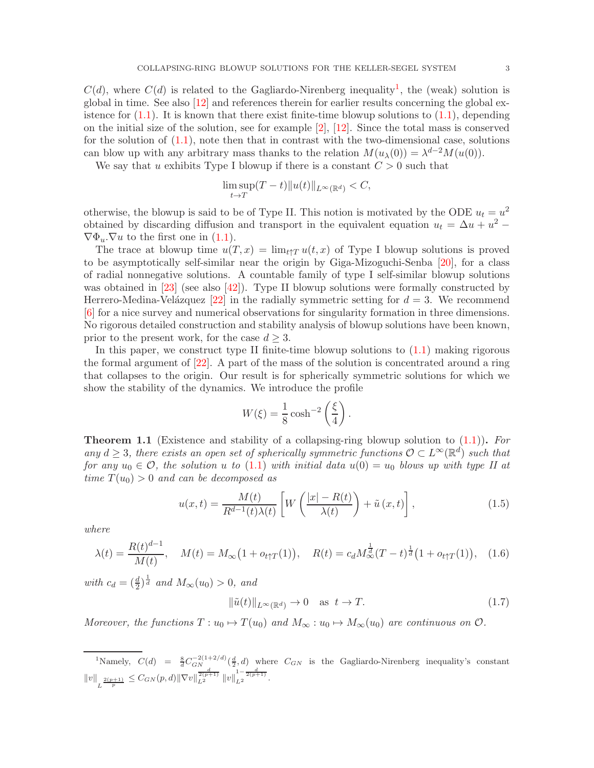$C(d)$, where $C(d)$ is related to the Gagliardo-Nirenberg inequality[1], the (weak) solution is global in time. See also [12] and references therein for earlier results concerning the global existence for (1.1). It is known that there exist finite-time blowup solutions to (1.1), depending on the initial size of the solution, see for example [2], [12]. Since the total mass is conserved for the solution of (1.1), note then that in contrast with the two-dimensional case, solutions can blow up with any arbitrary mass thanks to the relation $M(u_\lambda(0)) = \lambda^{d-2}M(u(0))$.

We say that $u$ exhibits Type I blowup if there is a constant $C > 0$ such that

$$\limsup_{t\to T}(T-t)\|u(t)\|_{L^\infty(\mathbb{R}^d)} < C,$$

otherwise, the blowup is said to be of Type II. This notion is motivated by the ODE $u_t = u^2$ obtained by discarding diffusion and transport in the equivalent equation $u_t = \Delta u + u^2 - \nabla\Phi_u.\nabla u$ to the first one in (1.1).

The trace at blowup time $u(T,x) = \lim_{t\uparrow T} u(t,x)$ of Type I blowup solutions is proved to be asymptotically self-similar near the origin by Giga-Mizoguchi-Senba [20], for a class of radial nonnegative solutions. A countable family of type I self-similar blowup solutions was obtained in [23] (see also [42]). Type II blowup solutions were formally constructed by Herrero-Medina-Velázquez [22] in the radially symmetric setting for $d = 3$. We recommend [6] for a nice survey and numerical observations for singularity formation in three dimensions. No rigorous detailed construction and stability analysis of blowup solutions have been known, prior to the present work, for the case $d \geq 3$.

In this paper, we construct type II finite-time blowup solutions to (1.1) making rigorous the formal argument of [22]. A part of the mass of the solution is concentrated around a ring that collapses to the origin. Our result is for spherically symmetric solutions for which we show the stability of the dynamics. We introduce the profile

$$W(\xi) = \frac{1}{8}\cosh^{-2}\left(\frac{\xi}{4}\right).$$

**Theorem 1.1** (Existence and stability of a collapsing-ring blowup solution to (1.1))**.** *For any $d \geq 3$, there exists an open set of spherically symmetric functions $\mathcal{O} \subset L^\infty(\mathbb{R}^d)$ such that for any $u_0 \in \mathcal{O}$, the solution $u$ to (1.1) with initial data $u(0) = u_0$ blows up with type II at time $T(u_0) > 0$ and can be decomposed as*

$$u(x,t) = \frac{M(t)}{R^{d-1}(t)\lambda(t)}\left[W\left(\frac{|x| - R(t)}{\lambda(t)}\right) + \tilde{u}\,(x,t)\right], \tag{1.5}$$

*where*

$$\lambda(t) = \frac{R(t)^{d-1}}{M(t)}, \quad M(t) = M_\infty\big(1 + o_{t\uparrow T}(1)\big), \quad R(t) = c_d M_\infty^{\frac{1}{d}}(T-t)^{\frac{1}{d}}\big(1 + o_{t\uparrow T}(1)\big), \tag{1.6}$$

*with $c_d = (\frac{d}{2})^{\frac{1}{d}}$ and $M_\infty(u_0) > 0$, and*

$$\|\tilde{u}(t)\|_{L^\infty(\mathbb{R}^d)} \to 0 \quad \text{as } t \to T. \tag{1.7}$$

*Moreover, the functions $T : u_0 \mapsto T(u_0)$ and $M_\infty : u_0 \mapsto M_\infty(u_0)$ are continuous on $\mathcal{O}$.*

---

[1] Namely, $C(d) = \frac{8}{d}C_{GN}^{-2(1+2/d)}(\frac{d}{2}, d)$ where $C_{GN}$ is the Gagliardo-Nirenberg inequality's constant $\|v\|_{L^{\frac{2(p+1)}{p}}} \leq C_{GN}(p,d)\|\nabla v\|_{L^2}^{\frac{d}{2(p+1)}}\|v\|_{L^2}^{1-\frac{d}{2(p+1)}}$.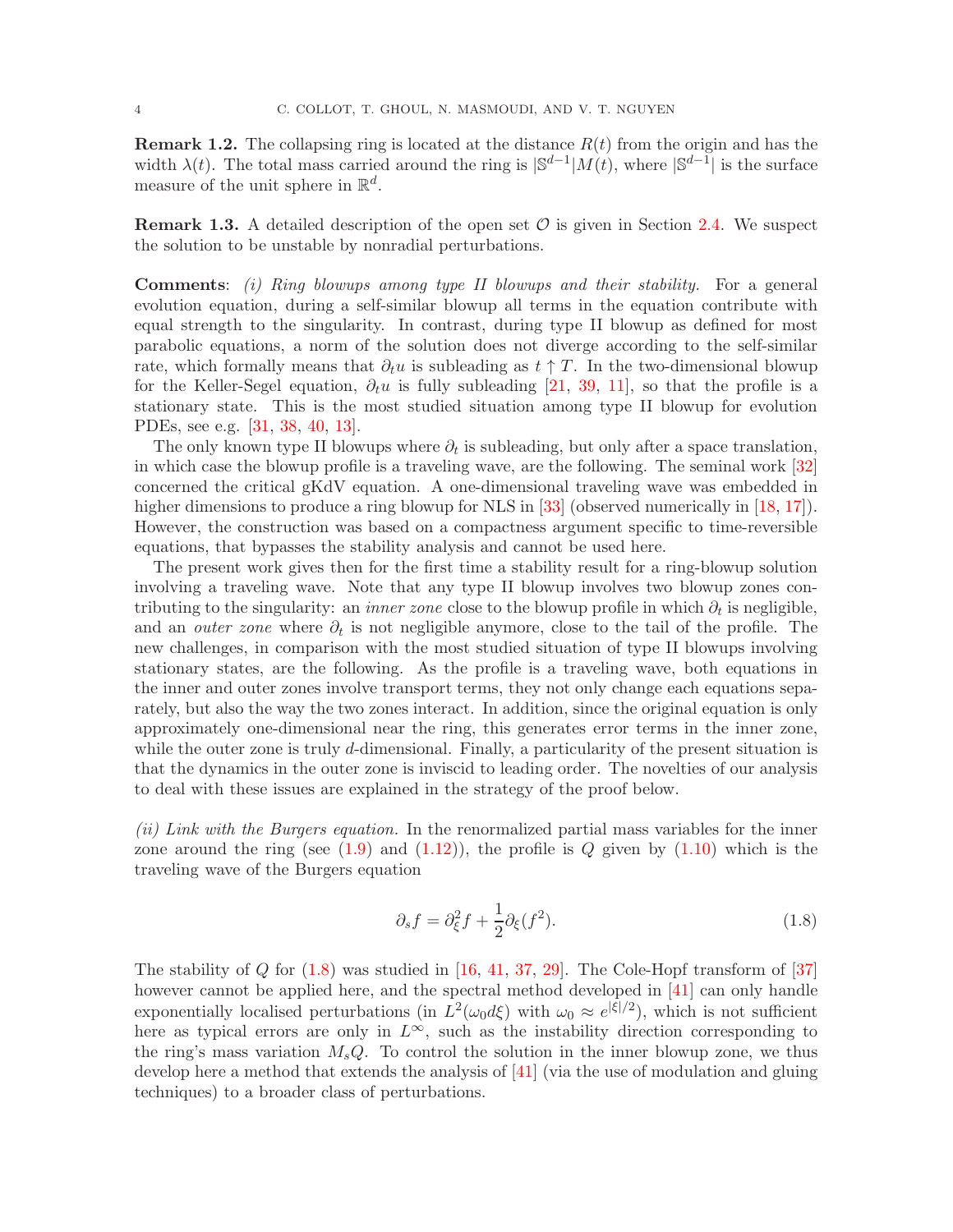**Remark 1.2.** The collapsing ring is located at the distance $R(t)$ from the origin and has the width $\lambda(t)$. The total mass carried around the ring is $|\mathbb{S}^{d-1}|M(t)$, where $|\mathbb{S}^{d-1}|$ is the surface measure of the unit sphere in $\mathbb{R}^d$.

**Remark 1.3.** A detailed description of the open set $\mathcal{O}$ is given in Section 2.4. We suspect the solution to be unstable by nonradial perturbations.

**Comments**: *(i) Ring blowups among type II blowups and their stability.* For a general evolution equation, during a self-similar blowup all terms in the equation contribute with equal strength to the singularity. In contrast, during type II blowup as defined for most parabolic equations, a norm of the solution does not diverge according to the self-similar rate, which formally means that $\partial_t u$ is subleading as $t \uparrow T$. In the two-dimensional blowup for the Keller-Segel equation, $\partial_t u$ is fully subleading [21, 39, 11], so that the profile is a stationary state. This is the most studied situation among type II blowup for evolution PDEs, see e.g. [31, 38, 40, 13].

The only known type II blowups where $\partial_t$ is subleading, but only after a space translation, in which case the blowup profile is a traveling wave, are the following. The seminal work [32] concerned the critical gKdV equation. A one-dimensional traveling wave was embedded in higher dimensions to produce a ring blowup for NLS in [33] (observed numerically in [18, 17]). However, the construction was based on a compactness argument specific to time-reversible equations, that bypasses the stability analysis and cannot be used here.

The present work gives then for the first time a stability result for a ring-blowup solution involving a traveling wave. Note that any type II blowup involves two blowup zones contributing to the singularity: an *inner zone* close to the blowup profile in which $\partial_t$ is negligible, and an *outer zone* where $\partial_t$ is not negligible anymore, close to the tail of the profile. The new challenges, in comparison with the most studied situation of type II blowups involving stationary states, are the following. As the profile is a traveling wave, both equations in the inner and outer zones involve transport terms, they not only change each equations separately, but also the way the two zones interact. In addition, since the original equation is only approximately one-dimensional near the ring, this generates error terms in the inner zone, while the outer zone is truly $d$-dimensional. Finally, a particularity of the present situation is that the dynamics in the outer zone is inviscid to leading order. The novelties of our analysis to deal with these issues are explained in the strategy of the proof below.

*(ii) Link with the Burgers equation.* In the renormalized partial mass variables for the inner zone around the ring (see (1.9) and (1.12)), the profile is $Q$ given by (1.10) which is the traveling wave of the Burgers equation

$$\partial_s f = \partial_\xi^2 f + \frac{1}{2}\partial_\xi (f^2). \tag{1.8}$$

The stability of $Q$ for (1.8) was studied in [16, 41, 37, 29]. The Cole-Hopf transform of [37] however cannot be applied here, and the spectral method developed in [41] can only handle exponentially localised perturbations (in $L^2(\omega_0 d\xi)$ with $\omega_0 \approx e^{|\xi|/2}$), which is not sufficient here as typical errors are only in $L^\infty$, such as the instability direction corresponding to the ring's mass variation $M_s Q$. To control the solution in the inner blowup zone, we thus develop here a method that extends the analysis of [41] (via the use of modulation and gluing techniques) to a broader class of perturbations.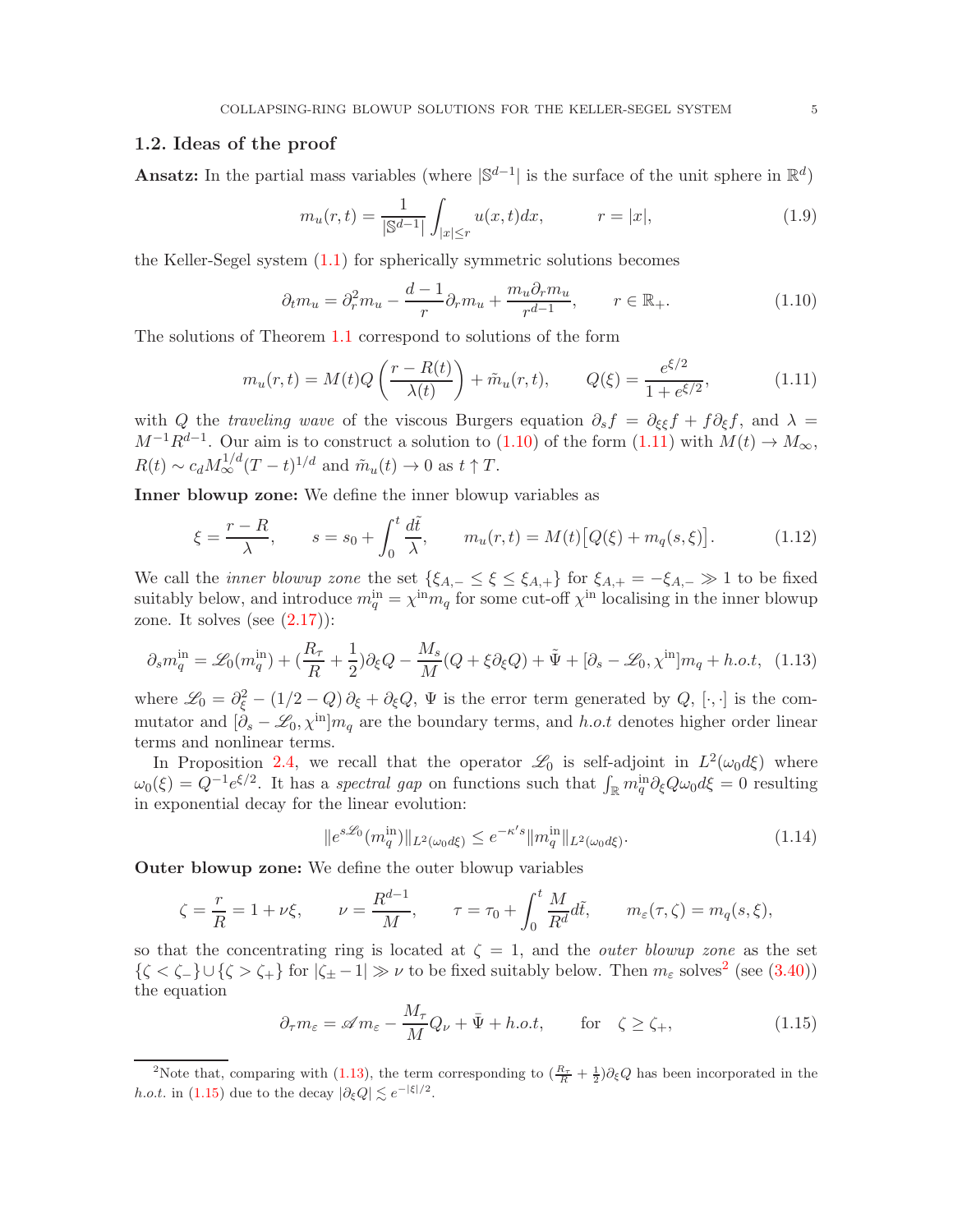## 1.2. Ideas of the proof

**Ansatz:** In the partial mass variables (where $|\mathbb{S}^{d-1}|$ is the surface of the unit sphere in $\mathbb{R}^d$)

$$m_u(r,t) = \frac{1}{|\mathbb{S}^{d-1}|}\int_{|x|\leq r} u(x,t)dx, \qquad r=|x|, \tag{1.9}$$

the Keller-Segel system (1.1) for spherically symmetric solutions becomes

$$\partial_t m_u = \partial_r^2 m_u - \frac{d-1}{r}\partial_r m_u + \frac{m_u \partial_r m_u}{r^{d-1}}, \qquad r\in\mathbb{R}_+. \tag{1.10}$$

The solutions of Theorem 1.1 correspond to solutions of the form

$$m_u(r,t) = M(t) Q\left(\frac{r-R(t)}{\lambda(t)}\right) + \tilde m_u(r,t), \qquad Q(\xi) = \frac{e^{\xi/2}}{1+e^{\xi/2}}, \tag{1.11}$$

with $Q$ the *traveling wave* of the viscous Burgers equation $\partial_s f = \partial_{\xi\xi} f + f\partial_\xi f$, and $\lambda = M^{-1}R^{d-1}$. Our aim is to construct a solution to (1.10) of the form (1.11) with $M(t)\to M_\infty$, $R(t)\sim c_d M_\infty^{1/d}(T-t)^{1/d}$ and $\tilde m_u(t)\to 0$ as $t\uparrow T$.

**Inner blowup zone:** We define the inner blowup variables as

$$\xi = \frac{r-R}{\lambda}, \qquad s = s_0 + \int_0^t \frac{d\tilde t}{\lambda}, \qquad m_u(r,t) = M(t)\big[Q(\xi) + m_q(s,\xi)\big]. \tag{1.12}$$

We call the *inner blowup zone* the set $\{\xi_{A,-}\leq \xi\leq \xi_{A,+}\}$ for $\xi_{A,+} = -\xi_{A,-}\gg 1$ to be fixed suitably below, and introduce $m_q^{\text{in}} = \chi^{\text{in}} m_q$ for some cut-off $\chi^{\text{in}}$ localising in the inner blowup zone. It solves (see (2.17)):

$$\partial_s m_q^{\text{in}} = \mathscr{L}_0(m_q^{\text{in}}) + (\frac{R_\tau}{R}+\frac12)\partial_\xi Q - \frac{M_s}{M}(Q+\xi\partial_\xi Q) + \tilde\Psi + [\partial_s - \mathscr{L}_0, \chi^{\text{in}}]m_q + h.o.t, \tag{1.13}$$

where $\mathscr{L}_0 = \partial_\xi^2 - (1/2 - Q)\,\partial_\xi + \partial_\xi Q$, $\Psi$ is the error term generated by $Q$, $[\cdot,\cdot]$ is the commutator and $[\partial_s - \mathscr{L}_0, \chi^{\text{in}}]m_q$ are the boundary terms, and $h.o.t$ denotes higher order linear terms and nonlinear terms.

In Proposition 2.4, we recall that the operator $\mathscr{L}_0$ is self-adjoint in $L^2(\omega_0 d\xi)$ where $\omega_0(\xi) = Q^{-1}e^{\xi/2}$. It has a *spectral gap* on functions such that $\int_{\mathbb{R}} m_q^{\text{in}}\partial_\xi Q\omega_0 d\xi = 0$ resulting in exponential decay for the linear evolution:

$$\|e^{s\mathscr{L}_0}(m_q^{\text{in}})\|_{L^2(\omega_0 d\xi)} \leq e^{-\kappa' s}\|m_q^{\text{in}}\|_{L^2(\omega_0 d\xi)}. \tag{1.14}$$

**Outer blowup zone:** We define the outer blowup variables

$$\zeta = \frac{r}{R} = 1+\nu\xi, \qquad \nu = \frac{R^{d-1}}{M}, \qquad \tau = \tau_0 + \int_0^t \frac{M}{R^d}d\tilde t, \qquad m_\varepsilon(\tau,\zeta) = m_q(s,\xi),$$

so that the concentrating ring is located at $\zeta = 1$, and the *outer blowup zone* as the set $\{\zeta<\zeta_-\}\cup\{\zeta>\zeta_+\}$ for $|\zeta_\pm - 1|\gg \nu$ to be fixed suitably below. Then $m_\varepsilon$ solves[2] (see (3.40)) the equation

$$\partial_\tau m_\varepsilon = \mathscr{A} m_\varepsilon - \frac{M_\tau}{M}Q_\nu + \bar\Psi + h.o.t, \qquad \text{for} \quad \zeta\geq\zeta_+, \tag{1.15}$$

[2] Note that, comparing with (1.13), the term corresponding to $(\frac{R_\tau}{R}+\frac12)\partial_\xi Q$ has been incorporated in the $h.o.t.$ in (1.15) due to the decay $|\partial_\xi Q|\lesssim e^{-|\xi|/2}$.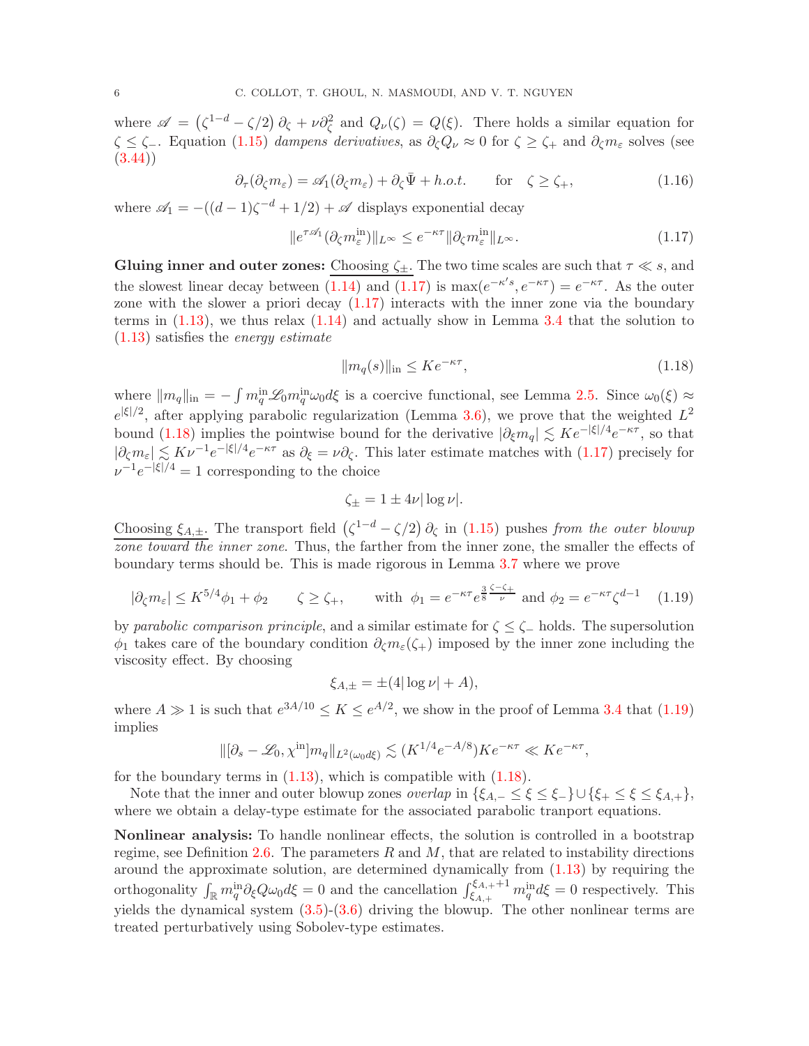where $\mathscr{A} = \left(\zeta^{1-d} - \zeta/2\right)\partial_\zeta + \nu\partial_\zeta^2$ and $Q_\nu(\zeta) = Q(\xi)$. There holds a similar equation for $\zeta \le \zeta_-$. Equation (1.15) *dampens derivatives*, as $\partial_\zeta Q_\nu \approx 0$ for $\zeta \ge \zeta_+$ and $\partial_\zeta m_\varepsilon$ solves (see (3.44))

$$\partial_\tau(\partial_\zeta m_\varepsilon) = \mathscr{A}_1(\partial_\zeta m_\varepsilon) + \partial_\zeta \bar{\Psi} + h.o.t. \qquad \text{for} \quad \zeta \ge \zeta_+, \tag{1.16}$$

where $\mathscr{A}_1 = -((d-1)\zeta^{-d} + 1/2) + \mathscr{A}$ displays exponential decay

$$\|e^{\tau \mathscr{A}_1}(\partial_\zeta m_\varepsilon^{\text{in}})\|_{L^\infty} \le e^{-\kappa\tau}\|\partial_\zeta m_\varepsilon^{\text{in}}\|_{L^\infty}. \tag{1.17}$$

**Gluing inner and outer zones:** Choosing $\zeta_\pm$. The two time scales are such that $\tau \ll s$, and the slowest linear decay between (1.14) and (1.17) is $\max(e^{-\kappa' s}, e^{-\kappa\tau}) = e^{-\kappa\tau}$. As the outer zone with the slower a priori decay (1.17) interacts with the inner zone via the boundary terms in (1.13), we thus relax (1.14) and actually show in Lemma 3.4 that the solution to (1.13) satisfies the *energy estimate*

$$\|m_q(s)\|_{\text{in}} \le K e^{-\kappa\tau}, \tag{1.18}$$

where $\|m_q\|_{\text{in}} = -\int m_q^{\text{in}} \mathscr{L}_0 m_q^{\text{in}} \omega_0 d\xi$ is a coercive functional, see Lemma 2.5. Since $\omega_0(\xi) \approx e^{|\xi|/2}$, after applying parabolic regularization (Lemma 3.6), we prove that the weighted $L^2$ bound (1.18) implies the pointwise bound for the derivative $|\partial_\xi m_q| \lesssim K e^{-|\xi|/4} e^{-\kappa\tau}$, so that $|\partial_\zeta m_\varepsilon| \lesssim K\nu^{-1} e^{-|\xi|/4} e^{-\kappa\tau}$ as $\partial_\xi = \nu\partial_\zeta$. This later estimate matches with (1.17) precisely for $\nu^{-1} e^{-|\xi|/4} = 1$ corresponding to the choice

$$\zeta_\pm = 1 \pm 4\nu|\log\nu|.$$

Choosing $\xi_{A,\pm}$. The transport field $\left(\zeta^{1-d} - \zeta/2\right)\partial_\zeta$ in (1.15) pushes *from the outer blowup zone toward the inner zone*. Thus, the farther from the inner zone, the smaller the effects of boundary terms should be. This is made rigorous in Lemma 3.7 where we prove

$$|\partial_\zeta m_\varepsilon| \le K^{5/4}\phi_1 + \phi_2 \qquad \zeta \ge \zeta_+, \qquad \text{with } \phi_1 = e^{-\kappa\tau} e^{\frac{3}{8}\frac{\zeta-\zeta_+}{\nu}} \text{ and } \phi_2 = e^{-\kappa\tau}\zeta^{d-1} \tag{1.19}$$

by *parabolic comparison principle*, and a similar estimate for $\zeta \le \zeta_-$ holds. The supersolution $\phi_1$ takes care of the boundary condition $\partial_\zeta m_\varepsilon(\zeta_+)$ imposed by the inner zone including the viscosity effect. By choosing

$$\xi_{A,\pm} = \pm(4|\log\nu| + A),$$

where $A \gg 1$ is such that $e^{3A/10} \le K \le e^{A/2}$, we show in the proof of Lemma 3.4 that (1.19) implies

$$\|[\partial_s - \mathscr{L}_0, \chi^{\text{in}}]m_q\|_{L^2(\omega_0 d\xi)} \lesssim (K^{1/4}e^{-A/8})Ke^{-\kappa\tau} \ll Ke^{-\kappa\tau},$$

for the boundary terms in (1.13), which is compatible with (1.18).

Note that the inner and outer blowup zones *overlap* in $\{\xi_{A,-} \le \xi \le \xi_-\} \cup \{\xi_+ \le \xi \le \xi_{A,+}\}$, where we obtain a delay-type estimate for the associated parabolic tranport equations.

**Nonlinear analysis:** To handle nonlinear effects, the solution is controlled in a bootstrap regime, see Definition 2.6. The parameters $R$ and $M$, that are related to instability directions around the approximate solution, are determined dynamically from (1.13) by requiring the orthogonality $\int_{\mathbb{R}} m_q^{\text{in}} \partial_\xi Q \omega_0 d\xi = 0$ and the cancellation $\int_{\xi_{A,+}}^{\xi_{A,+}+1} m_q^{\text{in}} d\xi = 0$ respectively. This yields the dynamical system (3.5)-(3.6) driving the blowup. The other nonlinear terms are treated perturbatively using Sobolev-type estimates.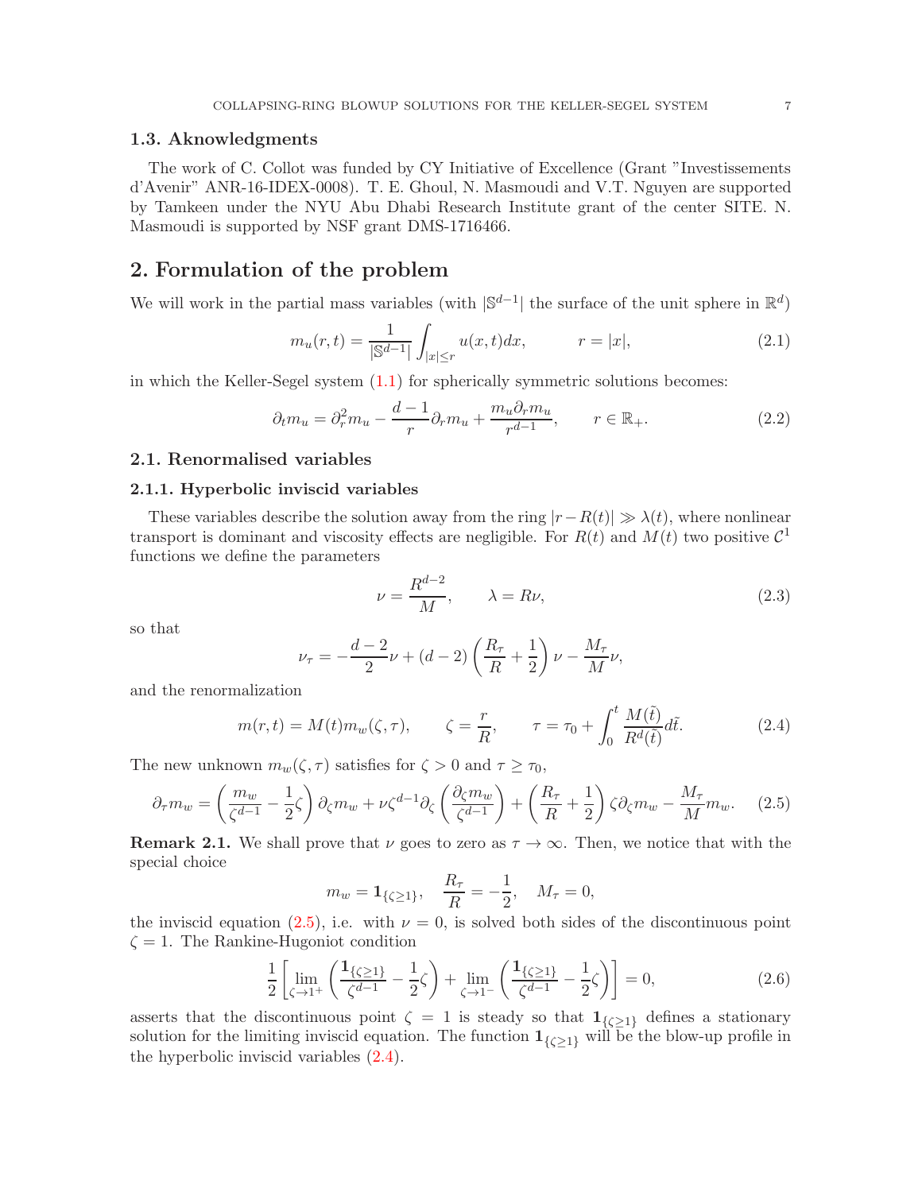### 1.3. Aknowledgments

The work of C. Collot was funded by CY Initiative of Excellence (Grant "Investissements d'Avenir" ANR-16-IDEX-0008). T. E. Ghoul, N. Masmoudi and V.T. Nguyen are supported by Tamkeen under the NYU Abu Dhabi Research Institute grant of the center SITE. N. Masmoudi is supported by NSF grant DMS-1716466.

## 2. Formulation of the problem

We will work in the partial mass variables (with $|\mathbb{S}^{d-1}|$ the surface of the unit sphere in $\mathbb{R}^d$)

$$m_u(r,t) = \frac{1}{|\mathbb{S}^{d-1}|}\int_{|x|\leq r} u(x,t)dx, \qquad r = |x|, \tag{2.1}$$

in which the Keller-Segel system (1.1) for spherically symmetric solutions becomes:

$$\partial_t m_u = \partial_r^2 m_u - \frac{d-1}{r}\partial_r m_u + \frac{m_u \partial_r m_u}{r^{d-1}}, \qquad r \in \mathbb{R}_+. \tag{2.2}$$

### 2.1. Renormalised variables

#### 2.1.1. Hyperbolic inviscid variables

These variables describe the solution away from the ring $|r - R(t)| \gg \lambda(t)$, where nonlinear transport is dominant and viscosity effects are negligible. For $R(t)$ and $M(t)$ two positive $\mathcal{C}^1$ functions we define the parameters

$$\nu = \frac{R^{d-2}}{M}, \qquad \lambda = R\nu, \tag{2.3}$$

so that

$$\nu_\tau = -\frac{d-2}{2}\nu + (d-2)\left(\frac{R_\tau}{R} + \frac{1}{2}\right)\nu - \frac{M_\tau}{M}\nu,$$

and the renormalization

$$m(r,t) = M(t) m_w(\zeta, \tau), \qquad \zeta = \frac{r}{R}, \qquad \tau = \tau_0 + \int_0^t \frac{M(\tilde{t})}{R^d(\tilde{t})} d\tilde{t}. \tag{2.4}$$

The new unknown $m_w(\zeta, \tau)$ satisfies for $\zeta > 0$ and $\tau \geq \tau_0$,

$$\partial_\tau m_w = \left(\frac{m_w}{\zeta^{d-1}} - \frac{1}{2}\zeta\right)\partial_\zeta m_w + \nu \zeta^{d-1}\partial_\zeta\left(\frac{\partial_\zeta m_w}{\zeta^{d-1}}\right) + \left(\frac{R_\tau}{R} + \frac{1}{2}\right)\zeta \partial_\zeta m_w - \frac{M_\tau}{M} m_w. \tag{2.5}$$

**Remark 2.1.** We shall prove that $\nu$ goes to zero as $\tau \to \infty$. Then, we notice that with the special choice

$$m_w = \mathbf{1}_{\{\zeta \geq 1\}}, \quad \frac{R_\tau}{R} = -\frac{1}{2}, \quad M_\tau = 0,$$

the inviscid equation (2.5), i.e. with $\nu = 0$, is solved both sides of the discontinuous point $\zeta = 1$. The Rankine-Hugoniot condition

$$\frac{1}{2}\left[\lim_{\zeta \to 1^+}\left(\frac{\mathbf{1}_{\{\zeta \geq 1\}}}{\zeta^{d-1}} - \frac{1}{2}\zeta\right) + \lim_{\zeta \to 1^-}\left(\frac{\mathbf{1}_{\{\zeta \geq 1\}}}{\zeta^{d-1}} - \frac{1}{2}\zeta\right)\right] = 0, \tag{2.6}$$

asserts that the discontinuous point $\zeta = 1$ is steady so that $\mathbf{1}_{\{\zeta \geq 1\}}$ defines a stationary solution for the limiting inviscid equation. The function $\mathbf{1}_{\{\zeta \geq 1\}}$ will be the blow-up profile in the hyperbolic inviscid variables (2.4).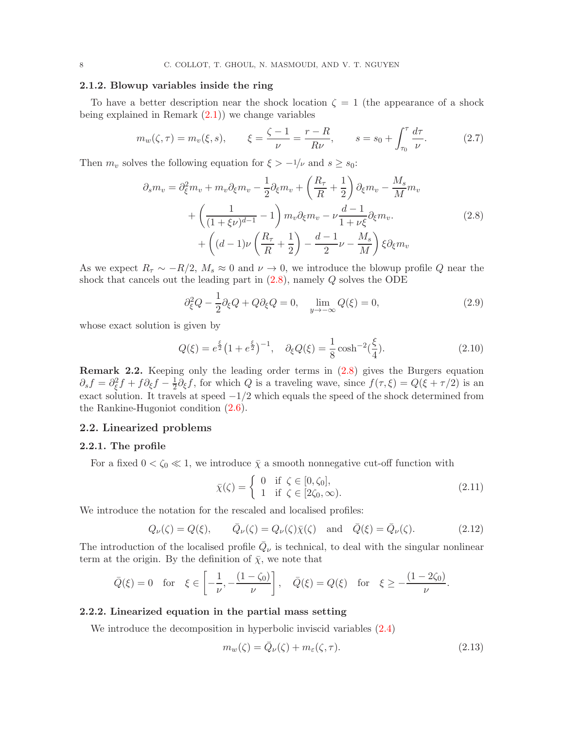### 2.1.2. Blowup variables inside the ring

To have a better description near the shock location $\zeta = 1$ (the appearance of a shock being explained in Remark (2.1)) we change variables

$$m_w(\zeta,\tau) = m_v(\xi, s), \qquad \xi = \frac{\zeta - 1}{\nu} = \frac{r-R}{R\nu}, \qquad s = s_0 + \int_{\tau_0}^{\tau} \frac{d\tau}{\nu}. \tag{2.7}$$

Then $m_v$ solves the following equation for $\xi > -1/\nu$ and $s \geq s_0$:

$$\begin{aligned}
\partial_s m_v = \partial_\xi^2 m_v + m_v \partial_\xi m_v - \frac{1}{2}\partial_\xi m_v + \left(\frac{R_\tau}{R} + \frac{1}{2}\right)\partial_\xi m_v - \frac{M_s}{M} m_v \\
+ \left(\frac{1}{(1+\xi\nu)^{d-1}} - 1\right) m_v \partial_\xi m_v - \nu \frac{d-1}{1+\nu\xi}\partial_\xi m_v. \\
+ \left((d-1)\nu\left(\frac{R_\tau}{R} + \frac{1}{2}\right) - \frac{d-1}{2}\nu - \frac{M_s}{M}\right)\xi \partial_\xi m_v
\end{aligned} \tag{2.8}$$

As we expect $R_\tau \sim -R/2$, $M_s \approx 0$ and $\nu \to 0$, we introduce the blowup profile $Q$ near the shock that cancels out the leading part in (2.8), namely $Q$ solves the ODE

$$\partial_\xi^2 Q - \frac{1}{2}\partial_\xi Q + Q\partial_\xi Q = 0, \quad \lim_{y\to-\infty} Q(\xi) = 0, \tag{2.9}$$

whose exact solution is given by

$$Q(\xi) = e^{\frac{\xi}{2}}\left(1 + e^{\frac{\xi}{2}}\right)^{-1}, \quad \partial_\xi Q(\xi) = \frac{1}{8}\cosh^{-2}\left(\frac{\xi}{4}\right). \tag{2.10}$$

**Remark 2.2.** Keeping only the leading order terms in (2.8) gives the Burgers equation $\partial_s f = \partial_\xi^2 f + f\partial_\xi f - \frac{1}{2}\partial_\xi f$, for which $Q$ is a traveling wave, since $f(\tau,\xi) = Q(\xi + \tau/2)$ is an exact solution. It travels at speed $-1/2$ which equals the speed of the shock determined from the Rankine-Hugoniot condition (2.6).

## 2.2. Linearized problems

### 2.2.1. The profile

For a fixed $0 < \zeta_0 \ll 1$, we introduce $\bar\chi$ a smooth nonnegative cut-off function with

$$\bar\chi(\zeta) = \begin{cases} 0 & \text{if } \zeta \in [0,\zeta_0], \\ 1 & \text{if } \zeta \in [2\zeta_0, \infty). \end{cases} \tag{2.11}$$

We introduce the notation for the rescaled and localised profiles:

$$Q_\nu(\zeta) = Q(\xi), \qquad \bar Q_\nu(\zeta) = Q_\nu(\zeta)\bar\chi(\zeta) \quad \text{and} \quad \bar Q(\xi) = \bar Q_\nu(\zeta). \tag{2.12}$$

The introduction of the localised profile $\bar Q_\nu$ is technical, to deal with the singular nonlinear term at the origin. By the definition of $\bar\chi$, we note that

$$\bar Q(\xi) = 0 \quad \text{for} \quad \xi \in \left[-\frac{1}{\nu}, -\frac{(1-\zeta_0)}{\nu}\right], \quad \bar Q(\xi) = Q(\xi) \quad \text{for} \quad \xi \geq -\frac{(1-2\zeta_0)}{\nu}.$$

### 2.2.2. Linearized equation in the partial mass setting

We introduce the decomposition in hyperbolic inviscid variables (2.4)

$$m_w(\zeta) = \bar Q_\nu(\zeta) + m_\varepsilon(\zeta,\tau). \tag{2.13}$$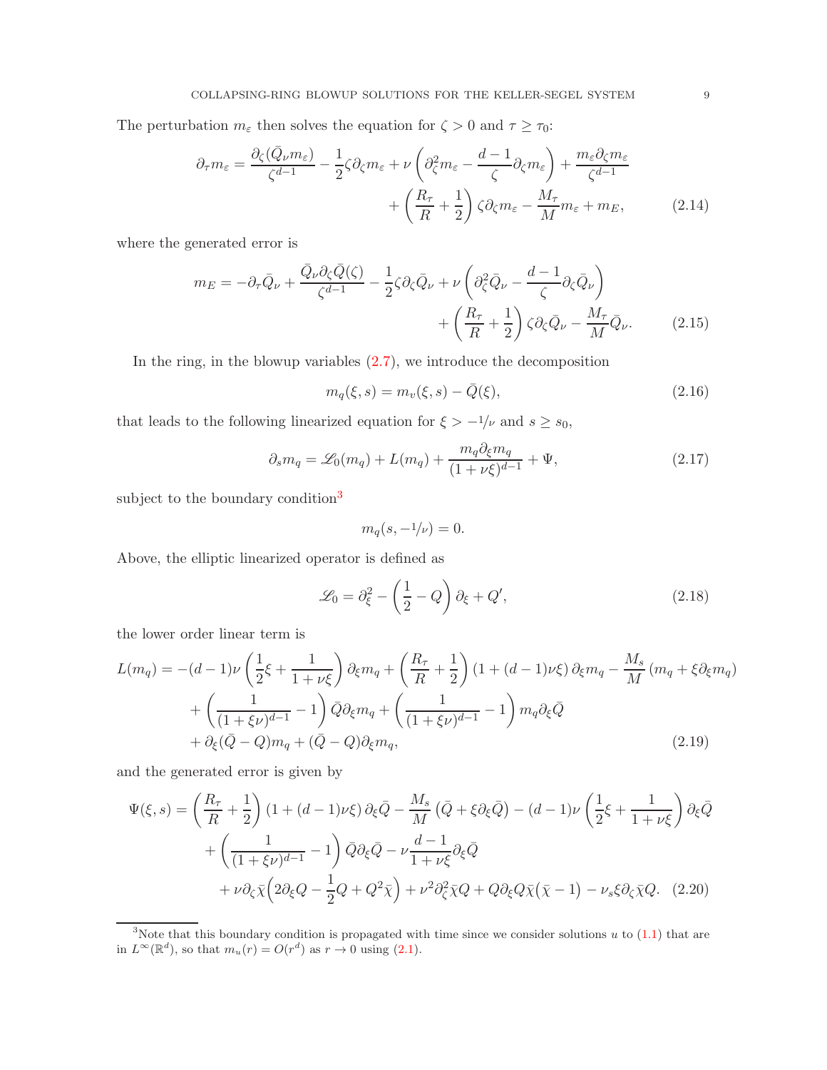The perturbation $m_\varepsilon$ then solves the equation for $\zeta > 0$ and $\tau \geq \tau_0$:

$$\partial_\tau m_\varepsilon = \frac{\partial_\zeta(\bar{Q}_\nu m_\varepsilon)}{\zeta^{d-1}} - \frac{1}{2}\zeta\partial_\zeta m_\varepsilon + \nu\left(\partial_\zeta^2 m_\varepsilon - \frac{d-1}{\zeta}\partial_\zeta m_\varepsilon\right) + \frac{m_\varepsilon \partial_\zeta m_\varepsilon}{\zeta^{d-1}} + \left(\frac{R_\tau}{R} + \frac{1}{2}\right)\zeta\partial_\zeta m_\varepsilon - \frac{M_\tau}{M}m_\varepsilon + m_E, \tag{2.14}$$

where the generated error is

$$m_E = -\partial_\tau \bar{Q}_\nu + \frac{\bar{Q}_\nu \partial_\zeta \bar{Q}(\zeta)}{\zeta^{d-1}} - \frac{1}{2}\zeta\partial_\zeta \bar{Q}_\nu + \nu\left(\partial_\zeta^2 \bar{Q}_\nu - \frac{d-1}{\zeta}\partial_\zeta \bar{Q}_\nu\right) + \left(\frac{R_\tau}{R} + \frac{1}{2}\right)\zeta\partial_\zeta \bar{Q}_\nu - \frac{M_\tau}{M}\bar{Q}_\nu. \tag{2.15}$$

In the ring, in the blowup variables (2.7), we introduce the decomposition

$$m_q(\xi, s) = m_v(\xi, s) - \bar{Q}(\xi), \tag{2.16}$$

that leads to the following linearized equation for $\xi > -1/\nu$ and $s \geq s_0$,

$$\partial_s m_q = \mathscr{L}_0(m_q) + L(m_q) + \frac{m_q \partial_\xi m_q}{(1+\nu\xi)^{d-1}} + \Psi, \tag{2.17}$$

subject to the boundary condition[3]

$$m_q(s, -1/\nu) = 0.$$

Above, the elliptic linearized operator is defined as

$$\mathscr{L}_0 = \partial_\xi^2 - \left(\frac{1}{2} - Q\right)\partial_\xi + Q', \tag{2.18}$$

the lower order linear term is

$$\begin{aligned} L(m_q) = &-(d-1)\nu\left(\frac{1}{2}\xi + \frac{1}{1+\nu\xi}\right)\partial_\xi m_q + \left(\frac{R_\tau}{R} + \frac{1}{2}\right)(1 + (d-1)\nu\xi)\,\partial_\xi m_q - \frac{M_s}{M}(m_q + \xi\partial_\xi m_q) \\ &+ \left(\frac{1}{(1+\xi\nu)^{d-1}} - 1\right)\bar{Q}\partial_\xi m_q + \left(\frac{1}{(1+\xi\nu)^{d-1}} - 1\right)m_q\partial_\xi\bar{Q} \\ &+ \partial_\xi(\bar{Q} - Q)m_q + (\bar{Q} - Q)\partial_\xi m_q, \end{aligned} \tag{2.19}$$

and the generated error is given by

$$\begin{aligned} \Psi(\xi, s) = &\left(\frac{R_\tau}{R} + \frac{1}{2}\right)(1 + (d-1)\nu\xi)\,\partial_\xi\bar{Q} - \frac{M_s}{M}\left(\bar{Q} + \xi\partial_\xi\bar{Q}\right) - (d-1)\nu\left(\frac{1}{2}\xi + \frac{1}{1+\nu\xi}\right)\partial_\xi\bar{Q} \\ &+ \left(\frac{1}{(1+\xi\nu)^{d-1}} - 1\right)\bar{Q}\partial_\xi\bar{Q} - \nu\frac{d-1}{1+\nu\xi}\partial_\xi\bar{Q} \\ &+ \nu\partial_\zeta\bar{\chi}\Big(2\partial_\xi Q - \frac{1}{2}Q + Q^2\bar{\chi}\Big) + \nu^2\partial_\zeta^2\bar{\chi}Q + Q\partial_\xi Q\bar{\chi}\big(\bar{\chi} - 1\big) - \nu_s\xi\partial_\zeta\bar{\chi}Q. \end{aligned} \tag{2.20}$$

[3]Note that this boundary condition is propagated with time since we consider solutions $u$ to (1.1) that are in $L^\infty(\mathbb{R}^d)$, so that $m_u(r) = O(r^d)$ as $r \to 0$ using (2.1).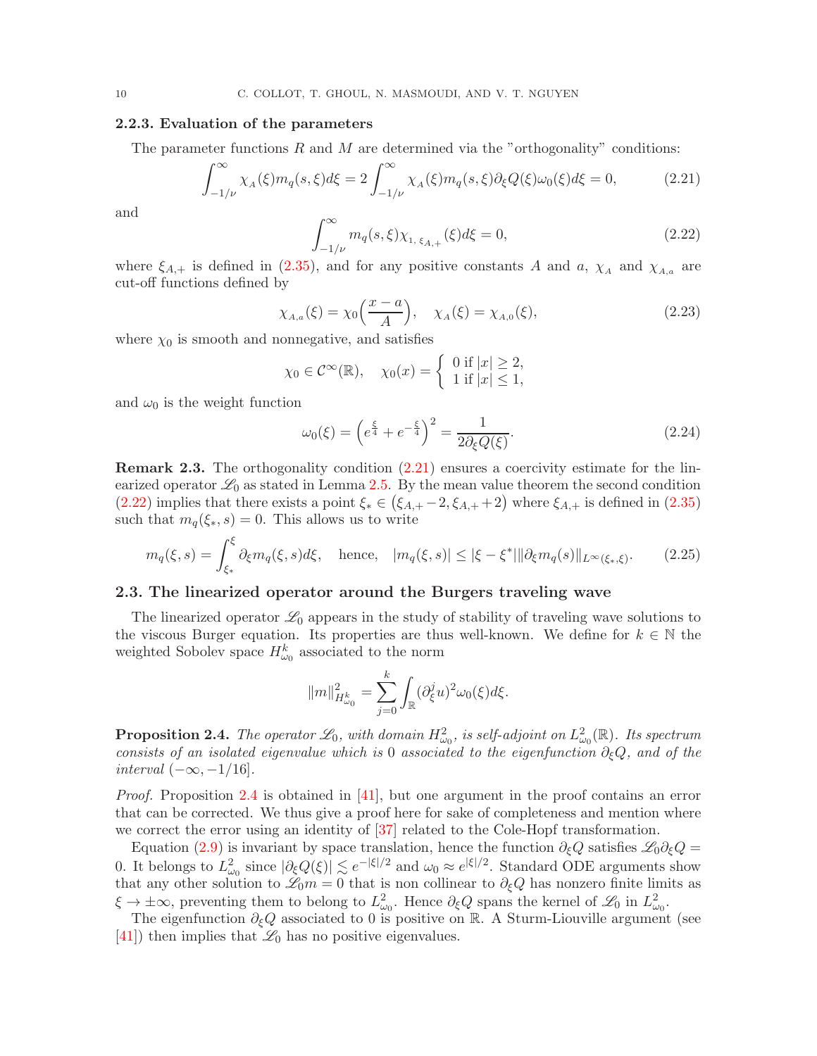### 2.2.3. Evaluation of the parameters

The parameter functions $R$ and $M$ are determined via the "orthogonality" conditions:

$$\int_{-1/\nu}^{\infty} \chi_A(\xi) m_q(s,\xi) d\xi = 2\int_{-1/\nu}^{\infty} \chi_A(\xi) m_q(s,\xi) \partial_\xi Q(\xi) \omega_0(\xi) d\xi = 0, \tag{2.21}$$

and

$$\int_{-1/\nu}^{\infty} m_q(s,\xi) \chi_{1,\,\xi_{A,+}}(\xi) d\xi = 0, \tag{2.22}$$

where $\xi_{A,+}$ is defined in (2.35), and for any positive constants $A$ and $a$, $\chi_A$ and $\chi_{A,a}$ are cut-off functions defined by

$$\chi_{A,a}(\xi) = \chi_0\Big(\frac{x-a}{A}\Big), \quad \chi_A(\xi) = \chi_{A,0}(\xi), \tag{2.23}$$

where $\chi_0$ is smooth and nonnegative, and satisfies

$$\chi_0 \in \mathcal{C}^\infty(\mathbb{R}), \quad \chi_0(x) = \begin{cases} 0 \text{ if } |x| \geq 2, \\ 1 \text{ if } |x| \leq 1, \end{cases}$$

and $\omega_0$ is the weight function

$$\omega_0(\xi) = \left(e^{\frac{\xi}{4}} + e^{-\frac{\xi}{4}}\right)^2 = \frac{1}{2\partial_\xi Q(\xi)}. \tag{2.24}$$

**Remark 2.3.** The orthogonality condition (2.21) ensures a coercivity estimate for the linearized operator $\mathscr{L}_0$ as stated in Lemma 2.5. By the mean value theorem the second condition (2.22) implies that there exists a point $\xi_* \in \big(\xi_{A,+}-2, \xi_{A,+}+2\big)$ where $\xi_{A,+}$ is defined in (2.35) such that $m_q(\xi_*, s) = 0$. This allows us to write

$$m_q(\xi,s) = \int_{\xi_*}^{\xi} \partial_\xi m_q(\xi,s) d\xi, \quad \text{hence,} \quad |m_q(\xi,s)| \leq |\xi - \xi^*| \|\partial_\xi m_q(s)\|_{L^\infty(\xi_*,\xi)}. \tag{2.25}$$

## 2.3. The linearized operator around the Burgers traveling wave

The linearized operator $\mathscr{L}_0$ appears in the study of stability of traveling wave solutions to the viscous Burger equation. Its properties are thus well-known. We define for $k \in \mathbb{N}$ the weighted Sobolev space $H^k_{\omega_0}$ associated to the norm

$$\|m\|^2_{H^k_{\omega_0}} = \sum_{j=0}^{k} \int_{\mathbb{R}} (\partial_\xi^j u)^2 \omega_0(\xi) d\xi.$$

**Proposition 2.4.** *The operator $\mathscr{L}_0$, with domain $H^2_{\omega_0}$, is self-adjoint on $L^2_{\omega_0}(\mathbb{R})$. Its spectrum consists of an isolated eigenvalue which is $0$ associated to the eigenfunction $\partial_\xi Q$, and of the interval $(-\infty, -1/16]$.*

*Proof.* Proposition 2.4 is obtained in [41], but one argument in the proof contains an error that can be corrected. We thus give a proof here for sake of completeness and mention where we correct the error using an identity of [37] related to the Cole-Hopf transformation.

Equation (2.9) is invariant by space translation, hence the function $\partial_\xi Q$ satisfies $\mathscr{L}_0 \partial_\xi Q = 0$. It belongs to $L^2_{\omega_0}$ since $|\partial_\xi Q(\xi)| \lesssim e^{-|\xi|/2}$ and $\omega_0 \approx e^{|\xi|/2}$. Standard ODE arguments show that any other solution to $\mathscr{L}_0 m = 0$ that is non collinear to $\partial_\xi Q$ has nonzero finite limits as $\xi \to \pm\infty$, preventing them to belong to $L^2_{\omega_0}$. Hence $\partial_\xi Q$ spans the kernel of $\mathscr{L}_0$ in $L^2_{\omega_0}$.

The eigenfunction $\partial_\xi Q$ associated to 0 is positive on $\mathbb{R}$. A Sturm-Liouville argument (see [41]) then implies that $\mathscr{L}_0$ has no positive eigenvalues.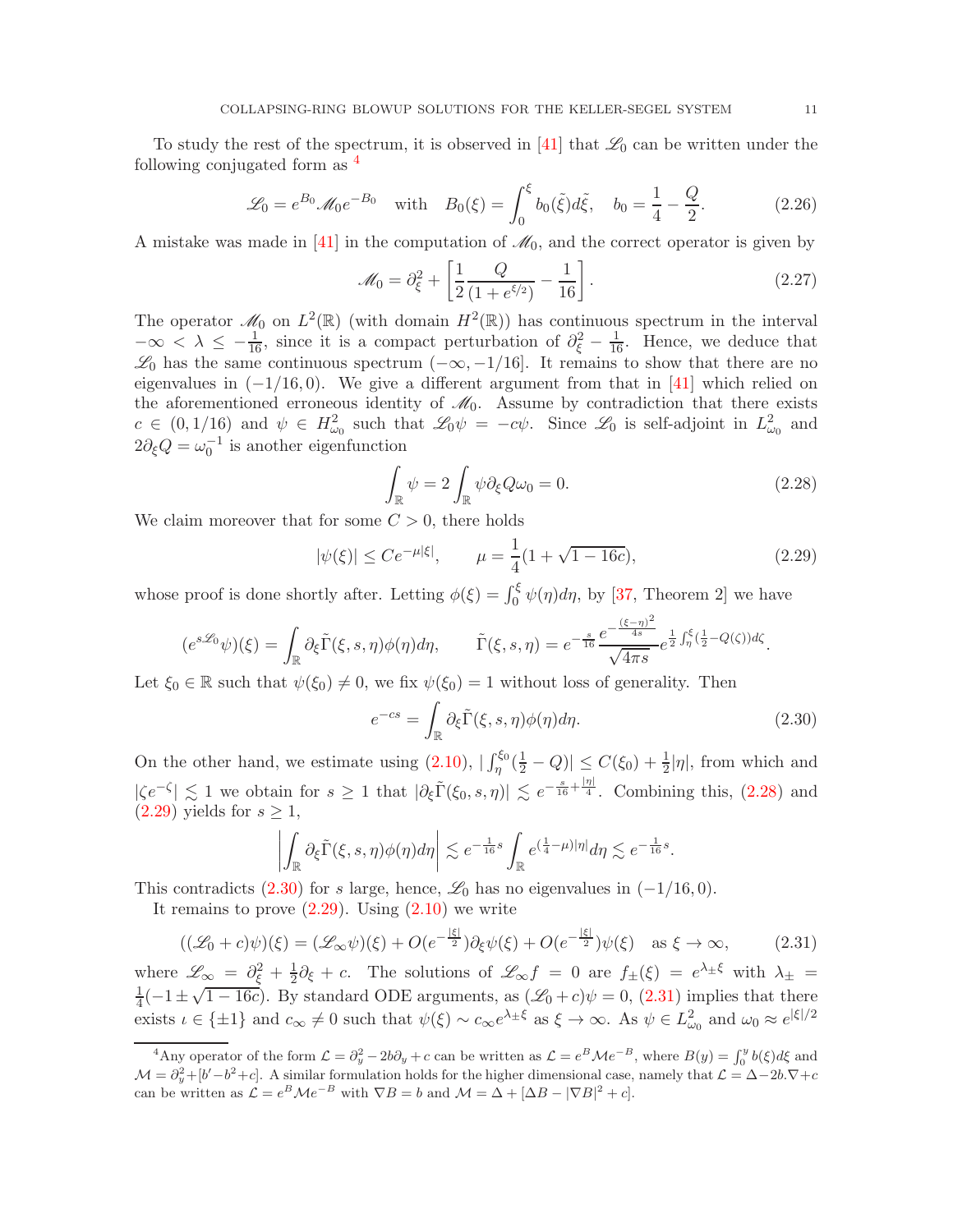To study the rest of the spectrum, it is observed in [41] that $\mathscr{L}_0$ can be written under the following conjugated form as [4]

$$
\mathscr{L}_0 = e^{B_0}\mathscr{M}_0 e^{-B_0} \quad \text{with} \quad B_0(\xi) = \int_0^\xi b_0(\tilde{\xi})d\tilde{\xi}, \quad b_0 = \frac{1}{4} - \frac{Q}{2}. \tag{2.26}
$$

A mistake was made in [41] in the computation of $\mathscr{M}_0$, and the correct operator is given by

$$
\mathscr{M}_0 = \partial_\xi^2 + \left[\frac{1}{2}\frac{Q}{(1+e^{\xi/2})} - \frac{1}{16}\right]. \tag{2.27}
$$

The operator $\mathscr{M}_0$ on $L^2(\mathbb{R})$ (with domain $H^2(\mathbb{R})$) has continuous spectrum in the interval $-\infty < \lambda \le -\frac{1}{16}$, since it is a compact perturbation of $\partial_\xi^2 - \frac{1}{16}$. Hence, we deduce that $\mathscr{L}_0$ has the same continuous spectrum $(-\infty, -1/16]$. It remains to show that there are no eigenvalues in $(-1/16, 0)$. We give a different argument from that in [41] which relied on the aforementioned erroneous identity of $\mathscr{M}_0$. Assume by contradiction that there exists $c \in (0, 1/16)$ and $\psi \in H^2_{\omega_0}$ such that $\mathscr{L}_0\psi = -c\psi$. Since $\mathscr{L}_0$ is self-adjoint in $L^2_{\omega_0}$ and $2\partial_\xi Q = \omega_0^{-1}$ is another eigenfunction

$$
\int_{\mathbb{R}} \psi = 2\int_{\mathbb{R}} \psi \partial_\xi Q \omega_0 = 0. \tag{2.28}
$$

We claim moreover that for some $C > 0$, there holds

$$
|\psi(\xi)| \le Ce^{-\mu|\xi|}, \qquad \mu = \frac{1}{4}(1 + \sqrt{1-16c}), \tag{2.29}
$$

whose proof is done shortly after. Letting $\phi(\xi) = \int_0^\xi \psi(\eta)d\eta$, by [37, Theorem 2] we have

$$
(e^{s\mathscr{L}_0}\psi)(\xi) = \int_{\mathbb{R}} \partial_\xi \tilde{\Gamma}(\xi, s, \eta)\phi(\eta)d\eta, \qquad \tilde{\Gamma}(\xi, s, \eta) = e^{-\frac{s}{16}} \frac{e^{-\frac{(\xi-\eta)^2}{4s}}}{\sqrt{4\pi s}} e^{\frac{1}{2}\int_\eta^\xi (\frac{1}{2} - Q(\zeta))d\zeta}.
$$

Let $\xi_0 \in \mathbb{R}$ such that $\psi(\xi_0) \neq 0$, we fix $\psi(\xi_0) = 1$ without loss of generality. Then

$$
e^{-cs} = \int_{\mathbb{R}} \partial_\xi \tilde{\Gamma}(\xi, s, \eta)\phi(\eta)d\eta. \tag{2.30}
$$

On the other hand, we estimate using (2.10), $|\int_\eta^{\xi_0}(\frac{1}{2} - Q)| \le C(\xi_0) + \frac{1}{2}|\eta|$, from which and $|\zeta e^{-\zeta}| \lesssim 1$ we obtain for $s \ge 1$ that $|\partial_\xi \tilde{\Gamma}(\xi_0, s, \eta)| \lesssim e^{-\frac{s}{16} + \frac{|\eta|}{4}}$. Combining this, (2.28) and (2.29) yields for $s \ge 1$,

$$
\left| \int_{\mathbb{R}} \partial_\xi \tilde{\Gamma}(\xi, s, \eta)\phi(\eta)d\eta \right| \lesssim e^{-\frac{1}{16}s} \int_{\mathbb{R}} e^{(\frac{1}{4} - \mu)|\eta|}d\eta \lesssim e^{-\frac{1}{16}s}.
$$

This contradicts (2.30) for $s$ large, hence, $\mathscr{L}_0$ has no eigenvalues in $(-1/16, 0)$.

It remains to prove (2.29). Using (2.10) we write

$$
((\mathscr{L}_0 + c)\psi)(\xi) = (\mathscr{L}_\infty \psi)(\xi) + O(e^{-\frac{|\xi|}{2}})\partial_\xi\psi(\xi) + O(e^{-\frac{|\xi|}{2}})\psi(\xi) \quad \text{as } \xi \to \infty, \tag{2.31}
$$

where $\mathscr{L}_\infty = \partial_\xi^2 + \frac{1}{2}\partial_\xi + c$. The solutions of $\mathscr{L}_\infty f = 0$ are $f_\pm(\xi) = e^{\lambda_\pm \xi}$ with $\lambda_\pm = \frac{1}{4}(-1 \pm \sqrt{1-16c})$. By standard ODE arguments, as $(\mathscr{L}_0 + c)\psi = 0$, (2.31) implies that there exists $\iota \in \{\pm 1\}$ and $c_\infty \neq 0$ such that $\psi(\xi) \sim c_\infty e^{\lambda_\pm \xi}$ as $\xi \to \infty$. As $\psi \in L^2_{\omega_0}$ and $\omega_0 \approx e^{|\xi|/2}$

---

[4] Any operator of the form $\mathcal{L} = \partial_y^2 - 2b\partial_y + c$ can be written as $\mathcal{L} = e^B \mathcal{M} e^{-B}$, where $B(y) = \int_0^y b(\xi)d\xi$ and $\mathcal{M} = \partial_y^2 + [b' - b^2 + c]$. A similar formulation holds for the higher dimensional case, namely that $\mathcal{L} = \Delta - 2b.\nabla + c$ can be written as $\mathcal{L} = e^B \mathcal{M} e^{-B}$ with $\nabla B = b$ and $\mathcal{M} = \Delta + [\Delta B - |\nabla B|^2 + c]$.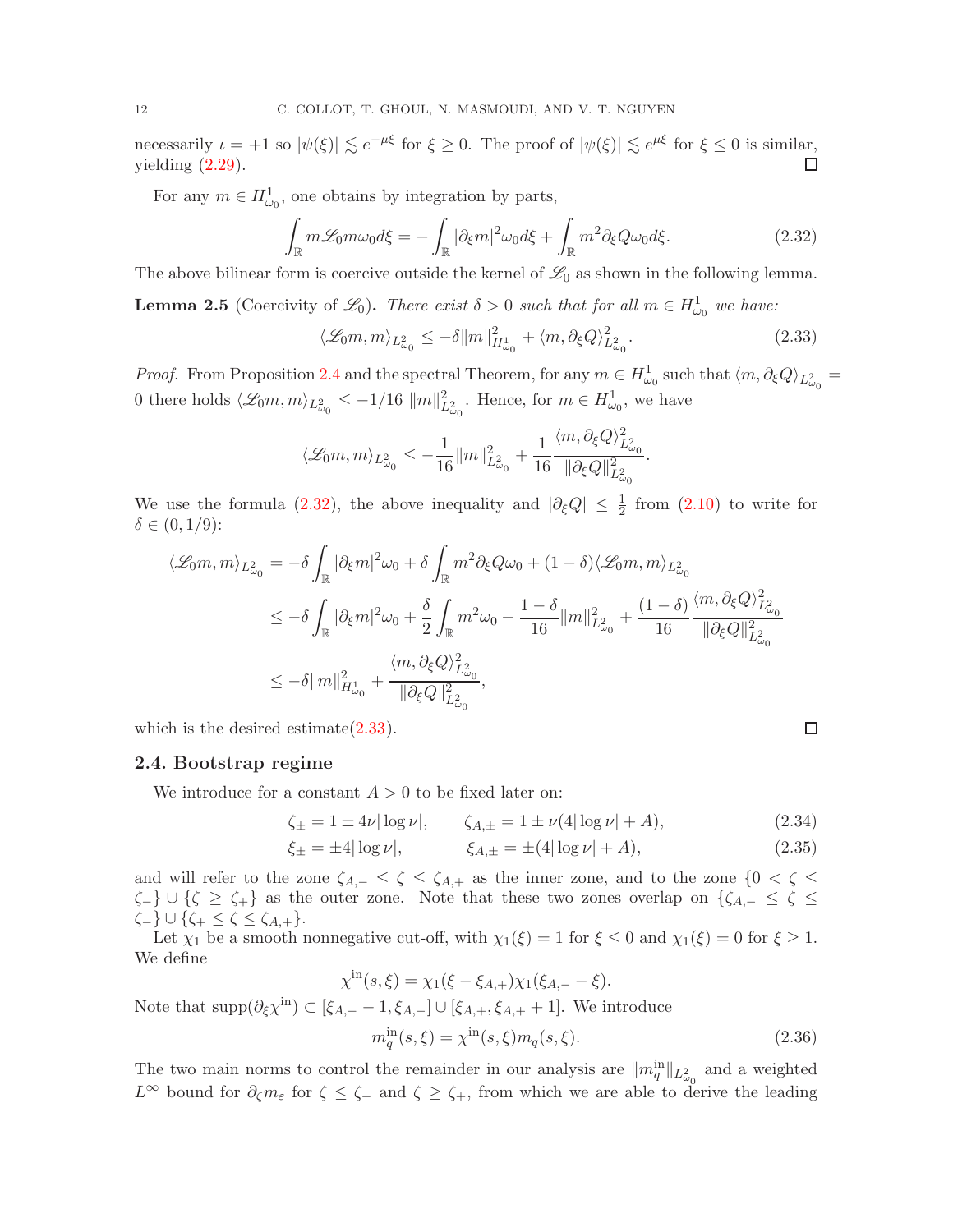necessarily $\iota = +1$ so $|\psi(\xi)| \lesssim e^{-\mu\xi}$ for $\xi \geq 0$. The proof of $|\psi(\xi)| \lesssim e^{\mu\xi}$ for $\xi \leq 0$ is similar, yielding (2.29). ☐

For any $m \in H^1_{\omega_0}$, one obtains by integration by parts,

$$\int_{\mathbb{R}} m\mathscr{L}_0 m\omega_0 d\xi = -\int_{\mathbb{R}} |\partial_\xi m|^2\omega_0 d\xi + \int_{\mathbb{R}} m^2\partial_\xi Q\omega_0 d\xi. \tag{2.32}$$

The above bilinear form is coercive outside the kernel of $\mathscr{L}_0$ as shown in the following lemma.

**Lemma 2.5** (Coercivity of $\mathscr{L}_0$)**.** *There exist $\delta > 0$ such that for all $m \in H^1_{\omega_0}$ we have:*

$$\langle \mathscr{L}_0 m, m\rangle_{L^2_{\omega_0}} \leq -\delta\|m\|^2_{H^1_{\omega_0}} + \langle m, \partial_\xi Q\rangle^2_{L^2_{\omega_0}}. \tag{2.33}$$

*Proof.* From Proposition 2.4 and the spectral Theorem, for any $m \in H^1_{\omega_0}$ such that $\langle m, \partial_\xi Q\rangle_{L^2_{\omega_0}} = 0$ there holds $\langle \mathscr{L}_0 m, m\rangle_{L^2_{\omega_0}} \leq -1/16\ \|m\|^2_{L^2_{\omega_0}}$. Hence, for $m \in H^1_{\omega_0}$, we have

$$\langle \mathscr{L}_0 m, m\rangle_{L^2_{\omega_0}} \leq -\frac{1}{16}\|m\|^2_{L^2_{\omega_0}} + \frac{1}{16}\frac{\langle m, \partial_\xi Q\rangle^2_{L^2_{\omega_0}}}{\|\partial_\xi Q\|^2_{L^2_{\omega_0}}}.$$

We use the formula (2.32), the above inequality and $|\partial_\xi Q| \leq \frac{1}{2}$ from (2.10) to write for $\delta \in (0, 1/9)$:

$$\begin{aligned}
\langle \mathscr{L}_0 m, m\rangle_{L^2_{\omega_0}} &= -\delta\int_{\mathbb{R}} |\partial_\xi m|^2\omega_0 + \delta\int_{\mathbb{R}} m^2\partial_\xi Q\omega_0 + (1-\delta)\langle \mathscr{L}_0 m, m\rangle_{L^2_{\omega_0}} \\
&\leq -\delta\int_{\mathbb{R}} |\partial_\xi m|^2\omega_0 + \frac{\delta}{2}\int_{\mathbb{R}} m^2\omega_0 - \frac{1-\delta}{16}\|m\|^2_{L^2_{\omega_0}} + \frac{(1-\delta)}{16}\frac{\langle m, \partial_\xi Q\rangle^2_{L^2_{\omega_0}}}{\|\partial_\xi Q\|^2_{L^2_{\omega_0}}} \\
&\leq -\delta\|m\|^2_{H^1_{\omega_0}} + \frac{\langle m, \partial_\xi Q\rangle^2_{L^2_{\omega_0}}}{\|\partial_\xi Q\|^2_{L^2_{\omega_0}}},
\end{aligned}$$

which is the desired estimate(2.33). ☐

### 2.4. Bootstrap regime

We introduce for a constant $A > 0$ to be fixed later on:

$$\zeta_\pm = 1 \pm 4\nu|\log\nu|, \qquad \zeta_{A,\pm} = 1 \pm \nu(4|\log\nu| + A), \tag{2.34}$$

$$\xi_\pm = \pm 4|\log\nu|, \qquad \xi_{A,\pm} = \pm(4|\log\nu| + A), \tag{2.35}$$

and will refer to the zone $\zeta_{A,-} \leq \zeta \leq \zeta_{A,+}$ as the inner zone, and to the zone $\{0 < \zeta \leq \zeta_-\} \cup \{\zeta \geq \zeta_+\}$ as the outer zone. Note that these two zones overlap on $\{\zeta_{A,-} \leq \zeta \leq \zeta_-\} \cup \{\zeta_+ \leq \zeta \leq \zeta_{A,+}\}$.

Let $\chi_1$ be a smooth nonnegative cut-off, with $\chi_1(\xi) = 1$ for $\xi \leq 0$ and $\chi_1(\xi) = 0$ for $\xi \geq 1$. We define

$$\chi^{\text{in}}(s,\xi) = \chi_1(\xi - \xi_{A,+})\chi_1(\xi_{A,-} - \xi).$$

Note that $\text{supp}(\partial_\xi\chi^{\text{in}}) \subset [\xi_{A,-} - 1, \xi_{A,-}] \cup [\xi_{A,+}, \xi_{A,+} + 1]$. We introduce

$$m^{\text{in}}_q(s,\xi) = \chi^{\text{in}}(s,\xi)m_q(s,\xi). \tag{2.36}$$

The two main norms to control the remainder in our analysis are $\|m^{\text{in}}_q\|_{L^2_{\omega_0}}$ and a weighted $L^\infty$ bound for $\partial_\zeta m_\varepsilon$ for $\zeta \leq \zeta_-$ and $\zeta \geq \zeta_+$, from which we are able to derive the leading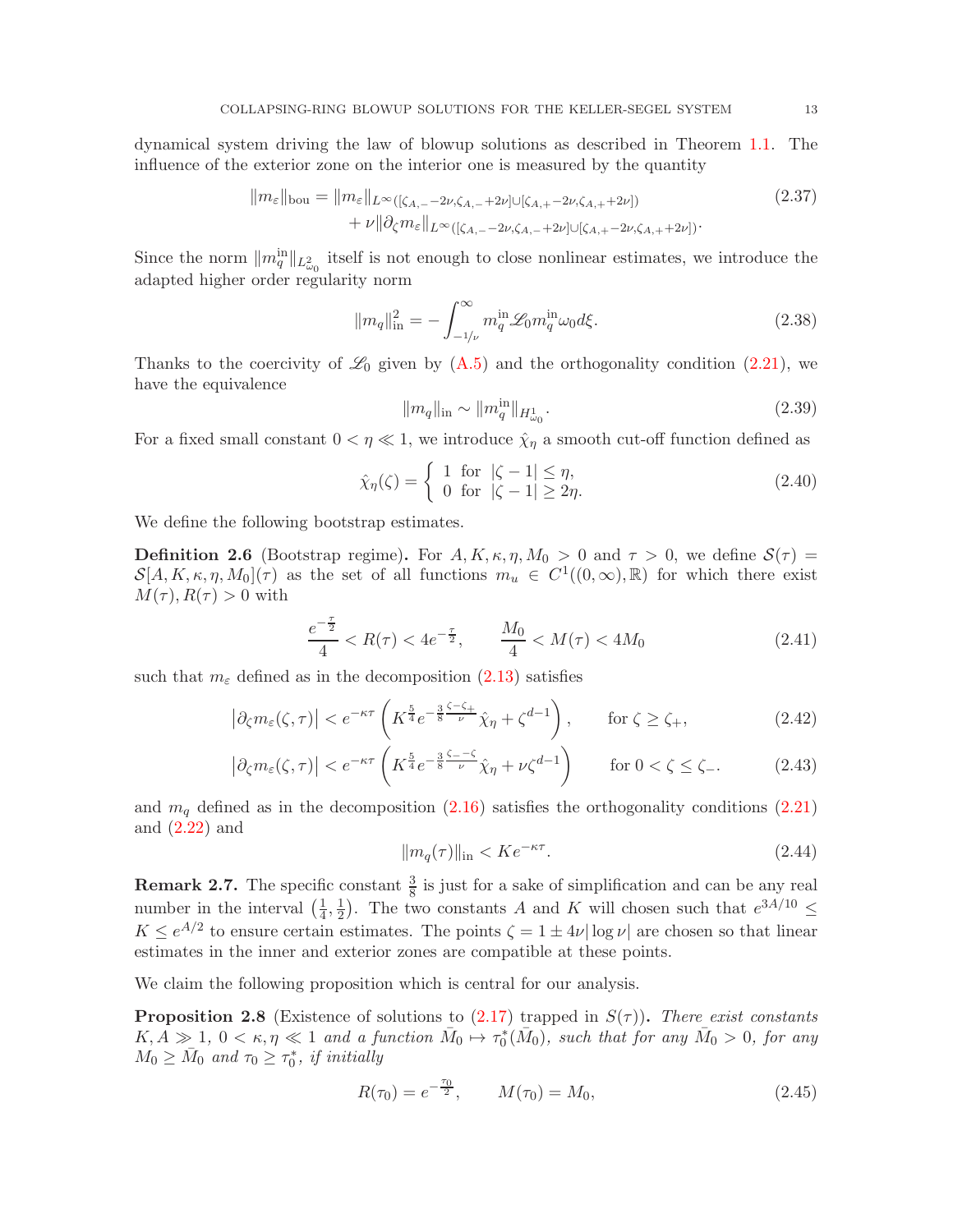dynamical system driving the law of blowup solutions as described in Theorem 1.1. The influence of the exterior zone on the interior one is measured by the quantity

$$
\begin{aligned}
\|m_\varepsilon\|_{\text{bou}} = \|m_\varepsilon\|_{L^\infty([\zeta_{A,-}-2\nu,\zeta_{A,-}+2\nu]\cup[\zeta_{A,+}-2\nu,\zeta_{A,+}+2\nu])} \\
+ \nu\|\partial_\zeta m_\varepsilon\|_{L^\infty([\zeta_{A,-}-2\nu,\zeta_{A,-}+2\nu]\cup[\zeta_{A,+}-2\nu,\zeta_{A,+}+2\nu])}.
\end{aligned}
\tag{2.37}
$$

Since the norm $\|m_q^{\text{in}}\|_{L^2_{\omega_0}}$ itself is not enough to close nonlinear estimates, we introduce the adapted higher order regularity norm

$$
\|m_q\|_{\text{in}}^2 = -\int_{-1/\nu}^{\infty} m_q^{\text{in}} \mathscr{L}_0 m_q^{\text{in}} \omega_0 d\xi. \tag{2.38}
$$

Thanks to the coercivity of $\mathscr{L}_0$ given by (A.5) and the orthogonality condition (2.21), we have the equivalence

$$
\|m_q\|_{\text{in}} \sim \|m_q^{\text{in}}\|_{H^1_{\omega_0}}. \tag{2.39}
$$

For a fixed small constant $0 < \eta \ll 1$, we introduce $\hat{\chi}_\eta$ a smooth cut-off function defined as

$$
\hat{\chi}_\eta(\zeta) = \begin{cases} 1 & \text{for } |\zeta - 1| \leq \eta, \\ 0 & \text{for } |\zeta - 1| \geq 2\eta. \end{cases} \tag{2.40}
$$

We define the following bootstrap estimates.

**Definition 2.6** (Bootstrap regime)**.** For $A, K, \kappa, \eta, M_0 > 0$ and $\tau > 0$, we define $\mathcal{S}(\tau) = \mathcal{S}[A, K, \kappa, \eta, M_0](\tau)$ as the set of all functions $m_u \in C^1((0,\infty), \mathbb{R})$ for which there exist $M(\tau), R(\tau) > 0$ with

$$
\frac{e^{-\frac{\tau}{2}}}{4} < R(\tau) < 4e^{-\frac{\tau}{2}}, \qquad \frac{M_0}{4} < M(\tau) < 4M_0 \tag{2.41}
$$

such that $m_\varepsilon$ defined as in the decomposition (2.13) satisfies

$$
\left|\partial_\zeta m_\varepsilon(\zeta, \tau)\right| < e^{-\kappa\tau}\left(K^{\frac{5}{4}} e^{-\frac{3}{8}\frac{\zeta - \zeta_+}{\nu}} \hat{\chi}_\eta + \zeta^{d-1}\right), \qquad \text{for } \zeta \geq \zeta_+, \tag{2.42}
$$

$$
\left|\partial_\zeta m_\varepsilon(\zeta, \tau)\right| < e^{-\kappa\tau}\left(K^{\frac{5}{4}} e^{-\frac{3}{8}\frac{\zeta_- - \zeta}{\nu}} \hat{\chi}_\eta + \nu\zeta^{d-1}\right) \qquad \text{for } 0 < \zeta \leq \zeta_-. \tag{2.43}
$$

and $m_q$ defined as in the decomposition (2.16) satisfies the orthogonality conditions (2.21) and (2.22) and

$$
\|m_q(\tau)\|_{\text{in}} < Ke^{-\kappa\tau}. \tag{2.44}
$$

**Remark 2.7.** The specific constant $\frac{3}{8}$ is just for a sake of simplification and can be any real number in the interval $\left(\frac{1}{4}, \frac{1}{2}\right)$. The two constants $A$ and $K$ will chosen such that $e^{3A/10} \leq K \leq e^{A/2}$ to ensure certain estimates. The points $\zeta = 1 \pm 4\nu|\log\nu|$ are chosen so that linear estimates in the inner and exterior zones are compatible at these points.

We claim the following proposition which is central for our analysis.

**Proposition 2.8** (Existence of solutions to (2.17) trapped in $S(\tau)$)**.** *There exist constants $K, A \gg 1$, $0 < \kappa, \eta \ll 1$ and a function $\bar{M}_0 \mapsto \tau_0^*(\bar{M}_0)$, such that for any $\bar{M}_0 > 0$, for any $M_0 \geq \bar{M}_0$ and $\tau_0 \geq \tau_0^*$, if initially*

$$
R(\tau_0) = e^{-\frac{\tau_0}{2}}, \qquad M(\tau_0) = M_0, \tag{2.45}
$$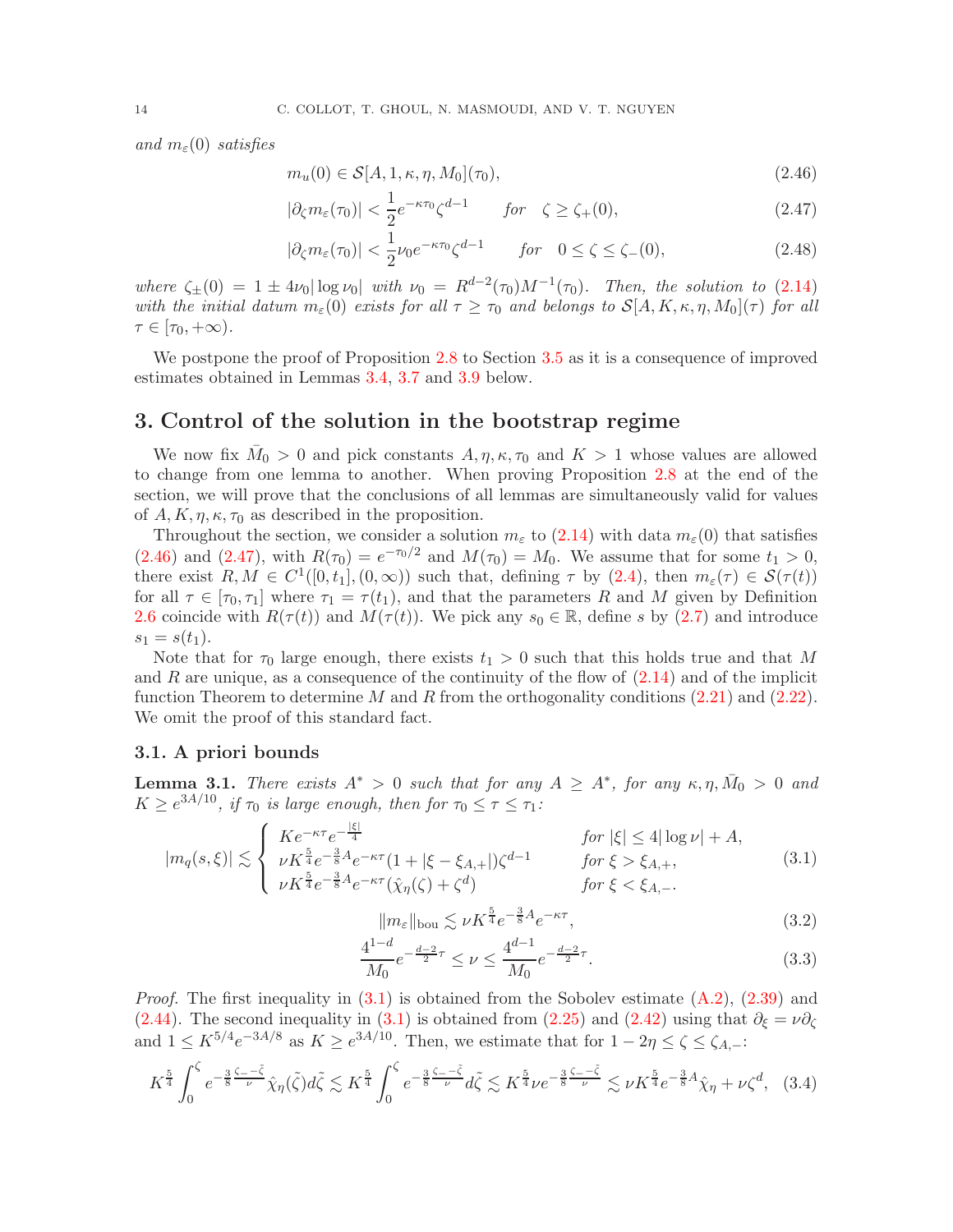*and* $m_\varepsilon(0)$ *satisfies*

$$m_u(0) \in \mathcal{S}[A, 1, \kappa, \eta, M_0](\tau_0), \tag{2.46}$$

$$|\partial_\zeta m_\varepsilon(\tau_0)| < \frac{1}{2} e^{-\kappa\tau_0}\zeta^{d-1} \qquad \text{for} \quad \zeta \geq \zeta_+(0), \tag{2.47}$$

$$|\partial_\zeta m_\varepsilon(\tau_0)| < \frac{1}{2} \nu_0 e^{-\kappa\tau_0}\zeta^{d-1} \qquad \text{for} \quad 0 \leq \zeta \leq \zeta_-(0), \tag{2.48}$$

*where* $\zeta_\pm(0) = 1 \pm 4\nu_0 |\log \nu_0|$ *with* $\nu_0 = R^{d-2}(\tau_0) M^{-1}(\tau_0)$. *Then, the solution to* (2.14) *with the initial datum* $m_\varepsilon(0)$ *exists for all* $\tau \geq \tau_0$ *and belongs to* $\mathcal{S}[A, K, \kappa, \eta, M_0](\tau)$ *for all* $\tau \in [\tau_0, +\infty)$.

We postpone the proof of Proposition 2.8 to Section 3.5 as it is a consequence of improved estimates obtained in Lemmas 3.4, 3.7 and 3.9 below.

# 3. Control of the solution in the bootstrap regime

We now fix $\bar{M}_0 > 0$ and pick constants $A, \eta, \kappa, \tau_0$ and $K > 1$ whose values are allowed to change from one lemma to another. When proving Proposition 2.8 at the end of the section, we will prove that the conclusions of all lemmas are simultaneously valid for values of $A, K, \eta, \kappa, \tau_0$ as described in the proposition.

Throughout the section, we consider a solution $m_\varepsilon$ to (2.14) with data $m_\varepsilon(0)$ that satisfies (2.46) and (2.47), with $R(\tau_0) = e^{-\tau_0/2}$ and $M(\tau_0) = M_0$. We assume that for some $t_1 > 0$, there exist $R, M \in C^1([0, t_1], (0, \infty))$ such that, defining $\tau$ by (2.4), then $m_\varepsilon(\tau) \in \mathcal{S}(\tau(t))$ for all $\tau \in [\tau_0, \tau_1]$ where $\tau_1 = \tau(t_1)$, and that the parameters $R$ and $M$ given by Definition 2.6 coincide with $R(\tau(t))$ and $M(\tau(t))$. We pick any $s_0 \in \mathbb{R}$, define $s$ by (2.7) and introduce $s_1 = s(t_1)$.

Note that for $\tau_0$ large enough, there exists $t_1 > 0$ such that this holds true and that $M$ and $R$ are unique, as a consequence of the continuity of the flow of (2.14) and of the implicit function Theorem to determine $M$ and $R$ from the orthogonality conditions (2.21) and (2.22). We omit the proof of this standard fact.

## 3.1. A priori bounds

**Lemma 3.1.** *There exists* $A^* > 0$ *such that for any* $A \geq A^*$, *for any* $\kappa, \eta, \bar{M}_0 > 0$ *and* $K \geq e^{3A/10}$, *if* $\tau_0$ *is large enough, then for* $\tau_0 \leq \tau \leq \tau_1$:

$$|m_q(s,\xi)| \lesssim \begin{cases} K e^{-\kappa\tau} e^{-\frac{|\xi|}{4}} & \text{for } |\xi| \leq 4|\log \nu| + A, \\ \nu K^{\frac{5}{4}} e^{-\frac{3}{8}A} e^{-\kappa\tau}(1 + |\xi - \xi_{A,+}|)\zeta^{d-1} & \text{for } \xi > \xi_{A,+}, \\ \nu K^{\frac{5}{4}} e^{-\frac{3}{8}A} e^{-\kappa\tau}(\hat{\chi}_\eta(\zeta) + \zeta^d) & \text{for } \xi < \xi_{A,-}. \end{cases} \tag{3.1}$$

$$\|m_\varepsilon\|_{\text{bou}} \lesssim \nu K^{\frac{5}{4}} e^{-\frac{3}{8}A} e^{-\kappa\tau}, \tag{3.2}$$

$$\frac{4^{1-d}}{M_0} e^{-\frac{d-2}{2}\tau} \leq \nu \leq \frac{4^{d-1}}{M_0} e^{-\frac{d-2}{2}\tau}. \tag{3.3}$$

*Proof.* The first inequality in (3.1) is obtained from the Sobolev estimate (A.2), (2.39) and (2.44). The second inequality in (3.1) is obtained from (2.25) and (2.42) using that $\partial_\xi = \nu\partial_\zeta$ and $1 \leq K^{5/4} e^{-3A/8}$ as $K \geq e^{3A/10}$. Then, we estimate that for $1 - 2\eta \leq \zeta \leq \zeta_{A,-}$:

$$K^{\frac{5}{4}} \int_0^\zeta e^{-\frac{3}{8}\frac{\zeta_- - \tilde{\zeta}}{\nu}} \hat{\chi}_\eta(\tilde{\zeta}) d\tilde{\zeta} \lesssim K^{\frac{5}{4}} \int_0^\zeta e^{-\frac{3}{8}\frac{\zeta_- - \tilde{\zeta}}{\nu}} d\tilde{\zeta} \lesssim K^{\frac{5}{4}} \nu e^{-\frac{3}{8}\frac{\zeta_- - \tilde{\zeta}}{\nu}} \lesssim \nu K^{\frac{5}{4}} e^{-\frac{3}{8}A} \hat{\chi}_\eta + \nu\zeta^d, \tag{3.4}$$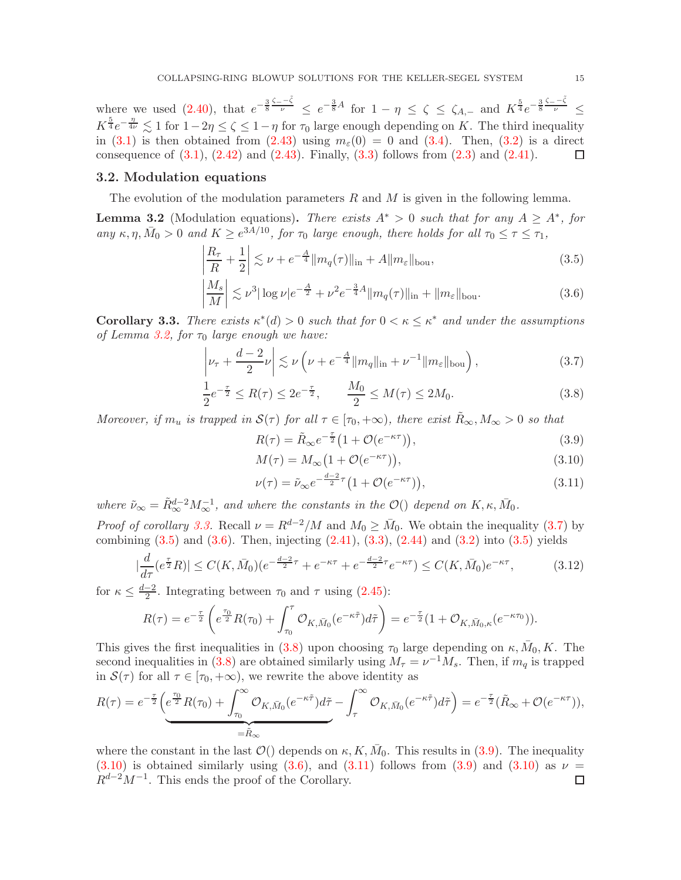where we used (2.40), that $e^{-\frac{3}{8}\frac{\zeta_- - \tilde\zeta}{\nu}} \le e^{-\frac{3}{8}A}$ for $1-\eta \le \zeta \le \zeta_{A,-}$ and $K^{\frac54} e^{-\frac{3}{8}\frac{\zeta_- - \tilde\zeta}{\nu}} \le K^{\frac54} e^{-\frac{\eta}{4\nu}} \lesssim 1$ for $1-2\eta \le \zeta \le 1-\eta$ for $\tau_0$ large enough depending on $K$. The third inequality in (3.1) is then obtained from (2.43) using $m_\varepsilon(0)=0$ and (3.4). Then, (3.2) is a direct consequence of (3.1), (2.42) and (2.43). Finally, (3.3) follows from (2.3) and (2.41). $\square$

### 3.2. Modulation equations

The evolution of the modulation parameters $R$ and $M$ is given in the following lemma.

**Lemma 3.2** (Modulation equations)**.** *There exists $A^*>0$ such that for any $A \ge A^*$, for any $\kappa, \eta, \bar M_0 > 0$ and $K \ge e^{3A/10}$, for $\tau_0$ large enough, there holds for all $\tau_0 \le \tau \le \tau_1$,*

$$\left|\frac{R_\tau}{R} + \frac12\right| \lesssim \nu + e^{-\frac{A}{4}}\|m_q(\tau)\|_{\rm in} + A\|m_\varepsilon\|_{\rm bou}, \tag{3.5}$$

$$\left|\frac{M_s}{M}\right| \lesssim \nu^3|\log\nu| e^{-\frac{A}{2}} + \nu^2 e^{-\frac34 A}\|m_q(\tau)\|_{\rm in} + \|m_\varepsilon\|_{\rm bou}. \tag{3.6}$$

**Corollary 3.3.** *There exists $\kappa^*(d)>0$ such that for $0<\kappa\le\kappa^*$ and under the assumptions of Lemma 3.2, for $\tau_0$ large enough we have:*

$$\left|\nu_\tau + \frac{d-2}{2}\nu\right| \lesssim \nu\left(\nu + e^{-\frac{A}{4}}\|m_q\|_{\rm in} + \nu^{-1}\|m_\varepsilon\|_{\rm bou}\right), \tag{3.7}$$

$$\frac12 e^{-\frac{\tau}{2}} \le R(\tau) \le 2e^{-\frac{\tau}{2}}, \qquad \frac{M_0}{2} \le M(\tau) \le 2M_0. \tag{3.8}$$

*Moreover, if $m_u$ is trapped in $\mathcal S(\tau)$ for all $\tau \in [\tau_0, +\infty)$, there exist $\tilde R_\infty, M_\infty > 0$ so that*

$$R(\tau) = \tilde R_\infty e^{-\frac{\tau}{2}}\big(1 + \mathcal O(e^{-\kappa\tau})\big), \tag{3.9}$$

$$M(\tau) = M_\infty\big(1+\mathcal O(e^{-\kappa\tau})\big), \tag{3.10}$$

$$\nu(\tau) = \tilde\nu_\infty e^{-\frac{d-2}{2}\tau}\big(1+\mathcal O(e^{-\kappa\tau})\big), \tag{3.11}$$

*where $\tilde\nu_\infty = \tilde R_\infty^{d-2} M_\infty^{-1}$, and where the constants in the $\mathcal O()$ depend on $K, \kappa, \bar M_0$.*

*Proof of corollary 3.3.* Recall $\nu = R^{d-2}/M$ and $M_0 \ge \bar M_0$. We obtain the inequality (3.7) by combining (3.5) and (3.6). Then, injecting (2.41), (3.3), (2.44) and (3.2) into (3.5) yields

$$\left|\frac{d}{d\tau}(e^{\frac{\tau}{2}}R)\right| \le C(K,\bar M_0)\big(e^{-\frac{d-2}{2}\tau} + e^{-\kappa\tau} + e^{-\frac{d-2}{2}\tau}e^{-\kappa\tau}\big) \le C(K,\bar M_0)e^{-\kappa\tau}, \tag{3.12}$$

for $\kappa \le \frac{d-2}{2}$. Integrating between $\tau_0$ and $\tau$ using (2.45):

$$R(\tau) = e^{-\frac{\tau}{2}}\left(e^{\frac{\tau_0}{2}}R(\tau_0) + \int_{\tau_0}^{\tau}\mathcal O_{K,\bar M_0}(e^{-\kappa\tilde\tau})d\tilde\tau\right) = e^{-\frac{\tau}{2}}(1+\mathcal O_{K,\bar M_0,\kappa}(e^{-\kappa\tau_0})).$$

This gives the first inequalities in (3.8) upon choosing $\tau_0$ large depending on $\kappa, \bar M_0, K$. The second inequalities in (3.8) are obtained similarly using $M_\tau = \nu^{-1}M_s$. Then, if $m_q$ is trapped in $\mathcal S(\tau)$ for all $\tau\in[\tau_0,+\infty)$, we rewrite the above identity as

$$R(\tau) = e^{-\frac{\tau}{2}}\Big(\underbrace{e^{\frac{\tau_0}{2}}R(\tau_0) + \int_{\tau_0}^{\infty}\mathcal O_{K,\bar M_0}(e^{-\kappa\tilde\tau})d\tilde\tau}_{=\tilde R_\infty} - \int_{\tau}^{\infty}\mathcal O_{K,\bar M_0}(e^{-\kappa\tilde\tau})d\tilde\tau\Big) = e^{-\frac{\tau}{2}}(\tilde R_\infty + \mathcal O(e^{-\kappa\tau})),$$

where the constant in the last $\mathcal O()$ depends on $\kappa, K, \bar M_0$. This results in (3.9). The inequality (3.10) is obtained similarly using (3.6), and (3.11) follows from (3.9) and (3.10) as $\nu = R^{d-2}M^{-1}$. This ends the proof of the Corollary. $\square$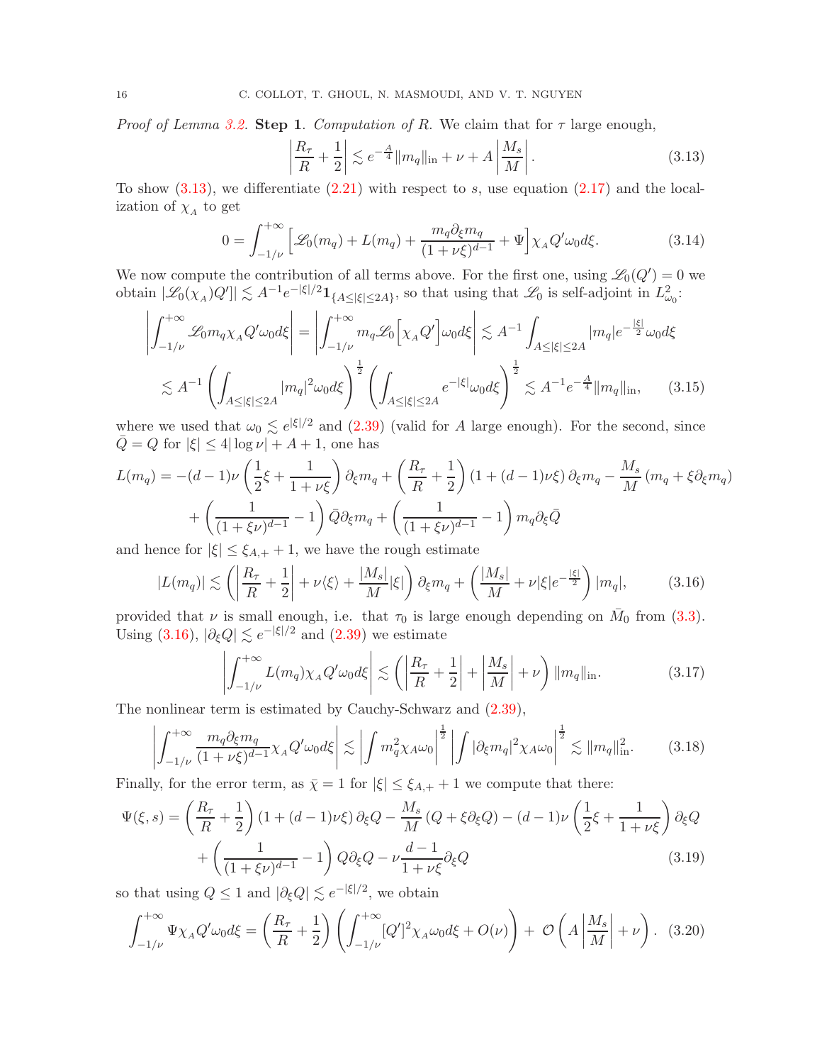*Proof of Lemma 3.2.* **Step 1**. *Computation of R.* We claim that for $\tau$ large enough,

$$\left|\frac{R_\tau}{R}+\frac{1}{2}\right| \lesssim e^{-\frac{A}{4}}\|m_q\|_{\text{in}} + \nu + A\left|\frac{M_s}{M}\right|. \tag{3.13}$$

To show (3.13), we differentiate (2.21) with respect to $s$, use equation (2.17) and the localization of $\chi_A$ to get

$$0 = \int_{-1/\nu}^{+\infty} \Big[\mathscr{L}_0(m_q) + L(m_q) + \frac{m_q\partial_\xi m_q}{(1+\nu\xi)^{d-1}} + \Psi\Big]\chi_A Q'\omega_0 d\xi. \tag{3.14}$$

We now compute the contribution of all terms above. For the first one, using $\mathscr{L}_0(Q')=0$ we obtain $|\mathscr{L}_0(\chi_A)Q'| \lesssim A^{-1}e^{-|\xi|/2}\mathbf{1}_{\{A\le|\xi|\le 2A\}}$, so that using that $\mathscr{L}_0$ is self-adjoint in $L^2_{\omega_0}$:

$$\begin{aligned}\left|\int_{-1/\nu}^{+\infty}\mathscr{L}_0 m_q\chi_A Q'\omega_0 d\xi\right| &= \left|\int_{-1/\nu}^{+\infty} m_q\mathscr{L}_0\Big[\chi_A Q'\Big]\omega_0 d\xi\right| \lesssim A^{-1}\int_{A\le|\xi|\le 2A}|m_q|e^{-\frac{|\xi|}{2}}\omega_0 d\xi \\ &\lesssim A^{-1}\left(\int_{A\le|\xi|\le 2A}|m_q|^2\omega_0 d\xi\right)^{\frac12}\left(\int_{A\le|\xi|\le 2A}e^{-|\xi|}\omega_0 d\xi\right)^{\frac12} \lesssim A^{-1}e^{-\frac{A}{4}}\|m_q\|_{\text{in}},\end{aligned} \tag{3.15}$$

where we used that $\omega_0 \lesssim e^{|\xi|/2}$ and (2.39) (valid for $A$ large enough). For the second, since $\bar{Q}=Q$ for $|\xi|\le 4|\log\nu|+A+1$, one has

$$\begin{aligned}L(m_q) = &-(d-1)\nu\left(\frac12\xi+\frac{1}{1+\nu\xi}\right)\partial_\xi m_q + \left(\frac{R_\tau}{R}+\frac12\right)(1+(d-1)\nu\xi)\,\partial_\xi m_q - \frac{M_s}{M}(m_q+\xi\partial_\xi m_q) \\ &+\left(\frac{1}{(1+\xi\nu)^{d-1}}-1\right)\bar{Q}\partial_\xi m_q + \left(\frac{1}{(1+\xi\nu)^{d-1}}-1\right)m_q\partial_\xi\bar{Q}\end{aligned}$$

and hence for $|\xi|\le \xi_{A,+}+1$, we have the rough estimate

$$|L(m_q)| \lesssim \left(\left|\frac{R_\tau}{R}+\frac12\right| + \nu\langle\xi\rangle + \frac{|M_s|}{M}|\xi|\right)\partial_\xi m_q + \left(\frac{|M_s|}{M}+\nu|\xi|e^{-\frac{|\xi|}{2}}\right)|m_q|, \tag{3.16}$$

provided that $\nu$ is small enough, i.e. that $\tau_0$ is large enough depending on $\bar{M}_0$ from (3.3). Using (3.16), $|\partial_\xi Q|\lesssim e^{-|\xi|/2}$ and (2.39) we estimate

$$\left|\int_{-1/\nu}^{+\infty} L(m_q)\chi_A Q'\omega_0 d\xi\right| \lesssim \left(\left|\frac{R_\tau}{R}+\frac12\right| + \left|\frac{M_s}{M}\right| + \nu\right)\|m_q\|_{\text{in}}. \tag{3.17}$$

The nonlinear term is estimated by Cauchy-Schwarz and (2.39),

$$\left|\int_{-1/\nu}^{+\infty}\frac{m_q\partial_\xi m_q}{(1+\nu\xi)^{d-1}}\chi_A Q'\omega_0 d\xi\right| \lesssim \left|\int m_q^2\chi_A\omega_0\right|^{\frac12}\left|\int|\partial_\xi m_q|^2\chi_A\omega_0\right|^{\frac12} \lesssim \|m_q\|_{\text{in}}^2. \tag{3.18}$$

Finally, for the error term, as $\bar{\chi}=1$ for $|\xi|\le\xi_{A,+}+1$ we compute that there:

$$\begin{aligned}\Psi(\xi,s) = &\left(\frac{R_\tau}{R}+\frac12\right)(1+(d-1)\nu\xi)\,\partial_\xi Q - \frac{M_s}{M}(Q+\xi\partial_\xi Q) - (d-1)\nu\left(\frac12\xi+\frac{1}{1+\nu\xi}\right)\partial_\xi Q \\ &+\left(\frac{1}{(1+\xi\nu)^{d-1}}-1\right)Q\partial_\xi Q - \nu\frac{d-1}{1+\nu\xi}\partial_\xi Q\end{aligned} \tag{3.19}$$

so that using $Q\le 1$ and $|\partial_\xi Q|\lesssim e^{-|\xi|/2}$, we obtain

$$\int_{-1/\nu}^{+\infty}\Psi\chi_A Q'\omega_0 d\xi = \left(\frac{R_\tau}{R}+\frac12\right)\left(\int_{-1/\nu}^{+\infty}[Q']^2\chi_A\omega_0 d\xi + O(\nu)\right) + \mathcal{O}\left(A\left|\frac{M_s}{M}\right| + \nu\right). \tag{3.20}$$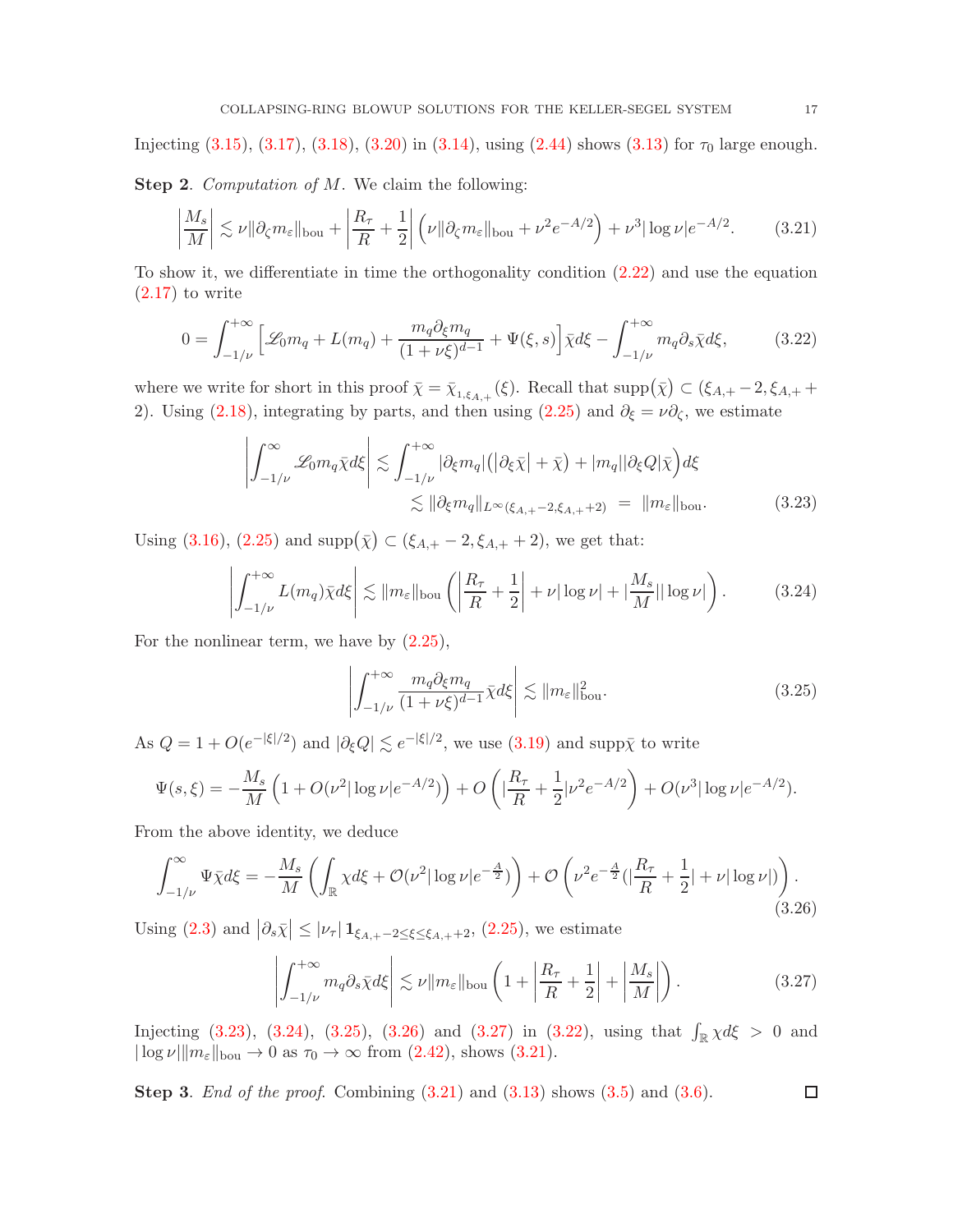Injecting (3.15), (3.17), (3.18), (3.20) in (3.14), using (2.44) shows (3.13) for $\tau_0$ large enough.

**Step 2**. *Computation of $M$*. We claim the following:

$$\left|\frac{M_s}{M}\right| \lesssim \nu\|\partial_\zeta m_\varepsilon\|_{\text{bou}} + \left|\frac{R_\tau}{R}+\frac{1}{2}\right|\left(\nu\|\partial_\zeta m_\varepsilon\|_{\text{bou}} + \nu^2 e^{-A/2}\right) + \nu^3|\log\nu|e^{-A/2}. \tag{3.21}$$

To show it, we differentiate in time the orthogonality condition (2.22) and use the equation (2.17) to write

$$0 = \int_{-1/\nu}^{+\infty}\left[\mathscr{L}_0 m_q + L(m_q) + \frac{m_q\partial_\xi m_q}{(1+\nu\xi)^{d-1}} + \Psi(\xi,s)\right]\bar{\chi}d\xi - \int_{-1/\nu}^{+\infty} m_q\partial_s\bar{\chi}d\xi, \tag{3.22}$$

where we write for short in this proof $\bar{\chi} = \bar{\chi}_{1,\xi_{A,+}}(\xi)$. Recall that $\text{supp}(\bar{\chi}) \subset (\xi_{A,+}-2, \xi_{A,+}+2)$. Using (2.18), integrating by parts, and then using (2.25) and $\partial_\xi = \nu\partial_\zeta$, we estimate

$$\begin{aligned}\left|\int_{-1/\nu}^{\infty}\mathscr{L}_0 m_q\bar{\chi}d\xi\right| &\lesssim \int_{-1/\nu}^{+\infty}|\partial_\xi m_q|\big(|\partial_\xi\bar{\chi}|+\bar{\chi}\big) + |m_q||\partial_\xi Q|\bar{\chi}\Big)d\xi \\ &\lesssim \|\partial_\xi m_q\|_{L^\infty(\xi_{A,+}-2,\xi_{A,+}+2)} \;=\; \|m_\varepsilon\|_{\text{bou}}.\end{aligned} \tag{3.23}$$

Using (3.16), (2.25) and $\text{supp}(\bar{\chi}) \subset (\xi_{A,+}-2, \xi_{A,+}+2)$, we get that:

$$\left|\int_{-1/\nu}^{+\infty} L(m_q)\bar{\chi}d\xi\right| \lesssim \|m_\varepsilon\|_{\text{bou}}\left(\left|\frac{R_\tau}{R}+\frac{1}{2}\right| + \nu|\log\nu| + |\frac{M_s}{M}||\log\nu|\right). \tag{3.24}$$

For the nonlinear term, we have by (2.25),

$$\left|\int_{-1/\nu}^{+\infty}\frac{m_q\partial_\xi m_q}{(1+\nu\xi)^{d-1}}\bar{\chi}d\xi\right| \lesssim \|m_\varepsilon\|_{\text{bou}}^2. \tag{3.25}$$

As $Q = 1 + O(e^{-|\xi|/2})$ and $|\partial_\xi Q| \lesssim e^{-|\xi|/2}$, we use (3.19) and $\text{supp}\bar{\chi}$ to write

$$\Psi(s,\xi) = -\frac{M_s}{M}\left(1 + O(\nu^2|\log\nu|e^{-A/2})\right) + O\left(|\frac{R_\tau}{R}+\frac{1}{2}|\nu^2 e^{-A/2}\right) + O(\nu^3|\log\nu|e^{-A/2}).$$

From the above identity, we deduce

$$\int_{-1/\nu}^{\infty}\Psi\bar{\chi}d\xi = -\frac{M_s}{M}\left(\int_{\mathbb{R}}\chi d\xi + \mathcal{O}(\nu^2|\log\nu|e^{-\frac{A}{2}})\right) + \mathcal{O}\left(\nu^2 e^{-\frac{A}{2}}(|\frac{R_\tau}{R}+\frac{1}{2}| + \nu|\log\nu|)\right). \tag{3.26}$$

Using (2.3) and $|\partial_s\bar{\chi}| \leq |\nu_\tau|\,\mathbf{1}_{\xi_{A,+}-2\leq\xi\leq\xi_{A,+}+2}$, (2.25), we estimate

$$\left|\int_{-1/\nu}^{+\infty} m_q\partial_s\bar{\chi}d\xi\right| \lesssim \nu\|m_\varepsilon\|_{\text{bou}}\left(1 + \left|\frac{R_\tau}{R}+\frac{1}{2}\right| + \left|\frac{M_s}{M}\right|\right). \tag{3.27}$$

Injecting (3.23), (3.24), (3.25), (3.26) and (3.27) in (3.22), using that $\int_{\mathbb{R}}\chi d\xi > 0$ and $|\log\nu|\|m_\varepsilon\|_{\text{bou}} \to 0$ as $\tau_0 \to \infty$ from (2.42), shows (3.21).

**Step 3**. *End of the proof.* Combining (3.21) and (3.13) shows (3.5) and (3.6). $\square$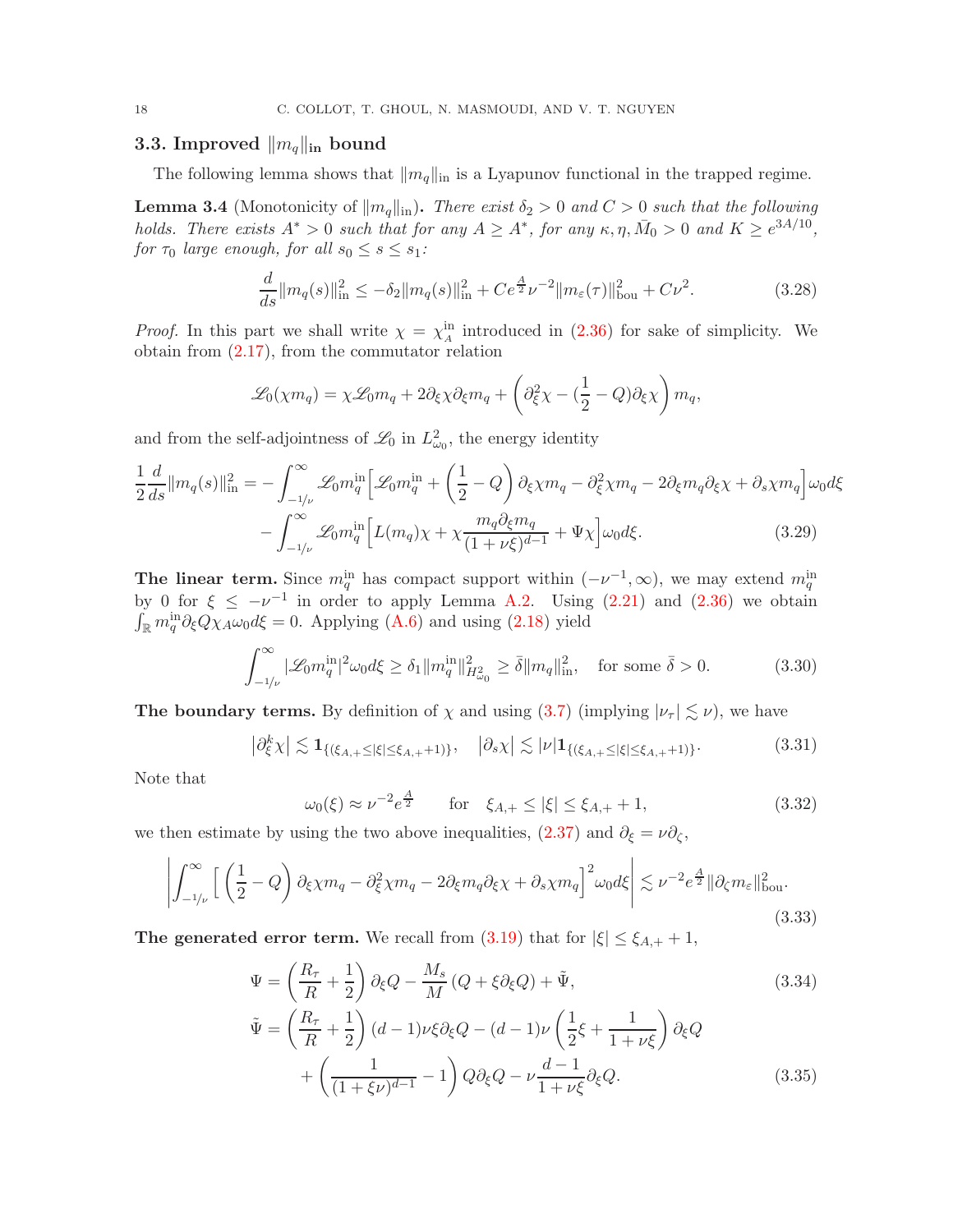### 3.3. Improved $\|m_q\|_{\text{in}}$ bound

The following lemma shows that $\|m_q\|_{\text{in}}$ is a Lyapunov functional in the trapped regime.

**Lemma 3.4** (Monotonicity of $\|m_q\|_{\text{in}}$). *There exist $\delta_2 > 0$ and $C > 0$ such that the following holds. There exists $A^* > 0$ such that for any $A \geq A^*$, for any $\kappa, \eta, \bar{M}_0 > 0$ and $K \geq e^{3A/10}$, for $\tau_0$ large enough, for all $s_0 \leq s \leq s_1$:*

$$\frac{d}{ds}\|m_q(s)\|_{\text{in}}^2 \leq -\delta_2 \|m_q(s)\|_{\text{in}}^2 + Ce^{\frac{A}{2}}\nu^{-2}\|m_\varepsilon(\tau)\|_{\text{bou}}^2 + C\nu^2. \tag{3.28}$$

*Proof.* In this part we shall write $\chi = \chi_A^{\text{in}}$ introduced in (2.36) for sake of simplicity. We obtain from (2.17), from the commutator relation

$$\mathscr{L}_0(\chi m_q) = \chi \mathscr{L}_0 m_q + 2\partial_\xi \chi \partial_\xi m_q + \left(\partial_\xi^2 \chi - (\frac{1}{2} - Q)\partial_\xi \chi\right) m_q,$$

and from the self-adjointness of $\mathscr{L}_0$ in $L^2_{\omega_0}$, the energy identity

$$\begin{aligned}\frac{1}{2}\frac{d}{ds}\|m_q(s)\|_{\text{in}}^2 = &-\int_{-1/\nu}^{\infty} \mathscr{L}_0 m_q^{\text{in}}\Big[\mathscr{L}_0 m_q^{\text{in}} + \left(\frac{1}{2} - Q\right)\partial_\xi \chi m_q - \partial_\xi^2 \chi m_q - 2\partial_\xi m_q \partial_\xi \chi + \partial_s \chi m_q\Big]\omega_0 d\xi \\ &- \int_{-1/\nu}^{\infty} \mathscr{L}_0 m_q^{\text{in}}\Big[L(m_q)\chi + \chi\frac{m_q \partial_\xi m_q}{(1+\nu\xi)^{d-1}} + \Psi\chi\Big]\omega_0 d\xi. \end{aligned} \tag{3.29}$$

**The linear term.** Since $m_q^{\text{in}}$ has compact support within $(-\nu^{-1}, \infty)$, we may extend $m_q^{\text{in}}$ by 0 for $\xi \leq -\nu^{-1}$ in order to apply Lemma A.2. Using (2.21) and (2.36) we obtain $\int_{\mathbb{R}} m_q^{\text{in}} \partial_\xi Q \chi_A \omega_0 d\xi = 0$. Applying (A.6) and using (2.18) yield

$$\int_{-1/\nu}^{\infty} |\mathscr{L}_0 m_q^{\text{in}}|^2 \omega_0 d\xi \geq \delta_1 \|m_q^{\text{in}}\|_{H^2_{\omega_0}}^2 \geq \bar{\delta}\|m_q\|_{\text{in}}^2, \quad \text{for some } \bar{\delta} > 0. \tag{3.30}$$

**The boundary terms.** By definition of $\chi$ and using (3.7) (implying $|\nu_\tau| \lesssim \nu$), we have

$$\left|\partial_\xi^k \chi\right| \lesssim \mathbf{1}_{\{(\xi_{A,+} \leq |\xi| \leq \xi_{A,+}+1)\}}, \quad \left|\partial_s \chi\right| \lesssim |\nu| \mathbf{1}_{\{(\xi_{A,+} \leq |\xi| \leq \xi_{A,+}+1)\}}. \tag{3.31}$$

Note that

$$\omega_0(\xi) \approx \nu^{-2} e^{\frac{A}{2}} \qquad \text{for} \quad \xi_{A,+} \leq |\xi| \leq \xi_{A,+} + 1, \tag{3.32}$$

we then estimate by using the two above inequalities, (2.37) and $\partial_\xi = \nu \partial_\zeta$,

$$\left|\int_{-1/\nu}^{\infty} \Big[\left(\frac{1}{2} - Q\right)\partial_\xi \chi m_q - \partial_\xi^2 \chi m_q - 2\partial_\xi m_q \partial_\xi \chi + \partial_s \chi m_q\Big]^2 \omega_0 d\xi\right| \lesssim \nu^{-2} e^{\frac{A}{2}} \|\partial_\zeta m_\varepsilon\|_{\text{bou}}^2. \tag{3.33}$$

**The generated error term.** We recall from (3.19) that for $|\xi| \leq \xi_{A,+} + 1$,

$$\Psi = \left(\frac{R_\tau}{R} + \frac{1}{2}\right)\partial_\xi Q - \frac{M_s}{M}\left(Q + \xi \partial_\xi Q\right) + \tilde{\Psi}, \tag{3.34}$$

$$\begin{aligned}\tilde{\Psi} = &\left(\frac{R_\tau}{R} + \frac{1}{2}\right)(d-1)\nu\xi\partial_\xi Q - (d-1)\nu\left(\frac{1}{2}\xi + \frac{1}{1+\nu\xi}\right)\partial_\xi Q \\ &+ \left(\frac{1}{(1+\xi\nu)^{d-1}} - 1\right)Q\partial_\xi Q - \nu\frac{d-1}{1+\nu\xi}\partial_\xi Q. \end{aligned} \tag{3.35}$$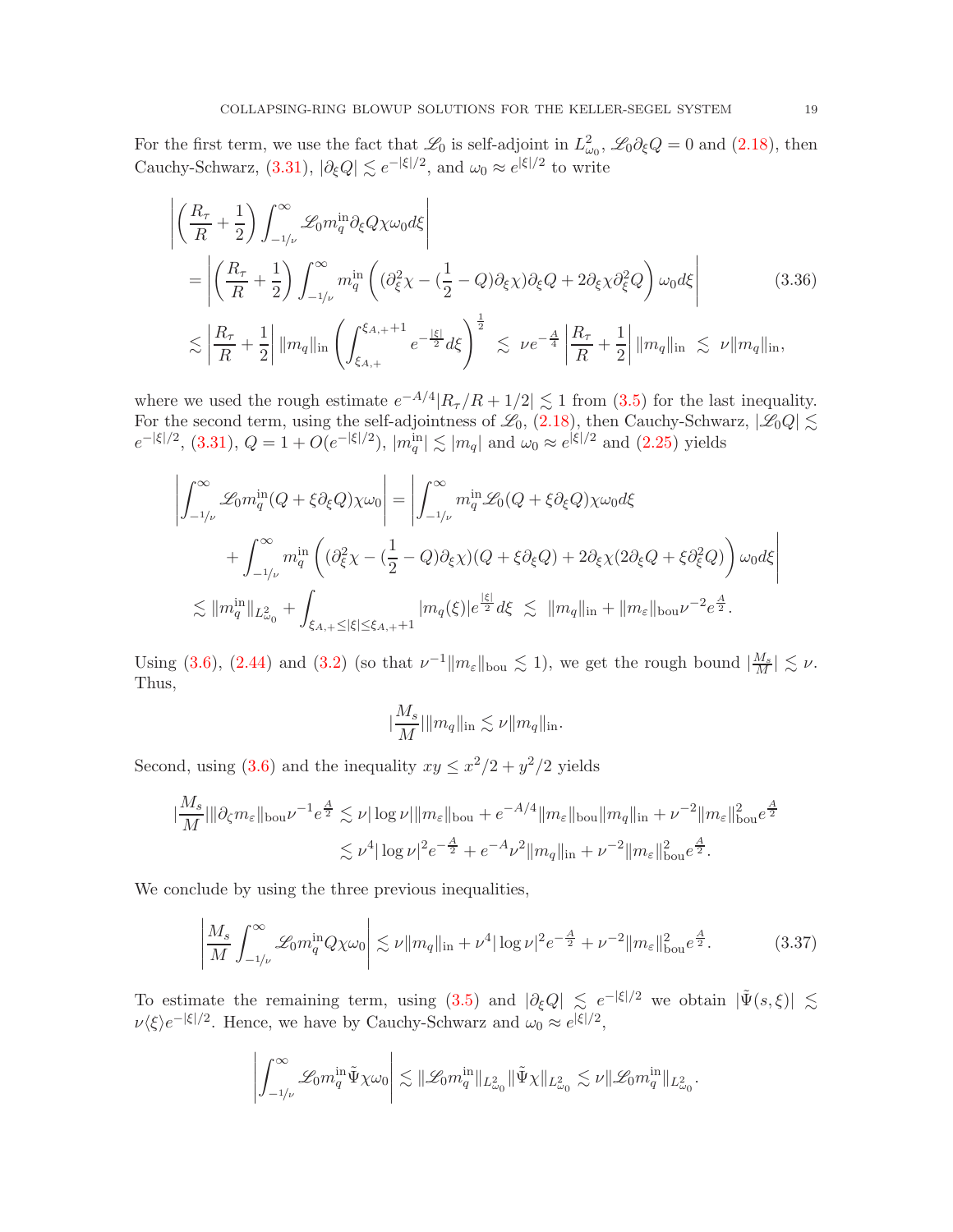For the first term, we use the fact that $\mathscr{L}_0$ is self-adjoint in $L^2_{\omega_0}$, $\mathscr{L}_0 \partial_\xi Q = 0$ and (2.18), then Cauchy-Schwarz, (3.31), $|\partial_\xi Q| \lesssim e^{-|\xi|/2}$, and $\omega_0 \approx e^{|\xi|/2}$ to write

$$
\begin{aligned}
&\left| \left( \frac{R_\tau}{R} + \frac{1}{2} \right) \int_{-1/\nu}^{\infty} \mathscr{L}_0 m_q^{\text{in}} \partial_\xi Q \chi \omega_0 d\xi \right| \\
&= \left| \left( \frac{R_\tau}{R} + \frac{1}{2} \right) \int_{-1/\nu}^{\infty} m_q^{\text{in}} \left( (\partial_\xi^2 \chi - (\frac{1}{2} - Q) \partial_\xi \chi) \partial_\xi Q + 2 \partial_\xi \chi \partial_\xi^2 Q \right) \omega_0 d\xi \right| \qquad (3.36) \\
&\lesssim \left| \frac{R_\tau}{R} + \frac{1}{2} \right| \|m_q\|_{\text{in}} \left( \int_{\xi_{A,+}}^{\xi_{A,+}+1} e^{-\frac{|\xi|}{2}} d\xi \right)^{\frac{1}{2}} \lesssim \nu e^{-\frac{A}{4}} \left| \frac{R_\tau}{R} + \frac{1}{2} \right| \|m_q\|_{\text{in}} \lesssim \nu \|m_q\|_{\text{in}},
\end{aligned}
$$

where we used the rough estimate $e^{-A/4}|R_\tau/R + 1/2| \lesssim 1$ from (3.5) for the last inequality. For the second term, using the self-adjointness of $\mathscr{L}_0$, (2.18), then Cauchy-Schwarz, $|\mathscr{L}_0 Q| \lesssim e^{-|\xi|/2}$, (3.31), $Q = 1 + O(e^{-|\xi|/2})$, $|m_q^{\text{in}}| \lesssim |m_q|$ and $\omega_0 \approx e^{|\xi|/2}$ and (2.25) yields

$$
\begin{aligned}
&\left| \int_{-1/\nu}^{\infty} \mathscr{L}_0 m_q^{\text{in}} (Q + \xi \partial_\xi Q) \chi \omega_0 \right| = \left| \int_{-1/\nu}^{\infty} m_q^{\text{in}} \mathscr{L}_0 (Q + \xi \partial_\xi Q) \chi \omega_0 d\xi \right. \\
&\qquad \left. + \int_{-1/\nu}^{\infty} m_q^{\text{in}} \left( (\partial_\xi^2 \chi - (\frac{1}{2} - Q) \partial_\xi \chi)(Q + \xi \partial_\xi Q) + 2 \partial_\xi \chi (2 \partial_\xi Q + \xi \partial_\xi^2 Q) \right) \omega_0 d\xi \right| \\
&\lesssim \|m_q^{\text{in}}\|_{L^2_{\omega_0}} + \int_{\xi_{A,+} \le |\xi| \le \xi_{A,+}+1} |m_q(\xi)| e^{\frac{|\xi|}{2}} d\xi \lesssim \|m_q\|_{\text{in}} + \|m_\varepsilon\|_{\text{bou}} \nu^{-2} e^{\frac{A}{2}}.
\end{aligned}
$$

Using (3.6), (2.44) and (3.2) (so that $\nu^{-1}\|m_\varepsilon\|_{\text{bou}} \lesssim 1$), we get the rough bound $|\frac{M_s}{M}| \lesssim \nu$. Thus,

$$
|\frac{M_s}{M}| \|m_q\|_{\text{in}} \lesssim \nu \|m_q\|_{\text{in}}.
$$

Second, using (3.6) and the inequality $xy \le x^2/2 + y^2/2$ yields

$$
\begin{aligned}
|\frac{M_s}{M}| \|\partial_\zeta m_\varepsilon\|_{\text{bou}} \nu^{-1} e^{\frac{A}{2}} &\lesssim \nu |\log \nu| \|m_\varepsilon\|_{\text{bou}} + e^{-A/4} \|m_\varepsilon\|_{\text{bou}} \|m_q\|_{\text{in}} + \nu^{-2} \|m_\varepsilon\|_{\text{bou}}^2 e^{\frac{A}{2}} \\
&\lesssim \nu^4 |\log \nu|^2 e^{-\frac{A}{2}} + e^{-A} \nu^2 \|m_q\|_{\text{in}} + \nu^{-2} \|m_\varepsilon\|_{\text{bou}}^2 e^{\frac{A}{2}}.
\end{aligned}
$$

We conclude by using the three previous inequalities,

$$
\left| \frac{M_s}{M} \int_{-1/\nu}^{\infty} \mathscr{L}_0 m_q^{\text{in}} Q \chi \omega_0 \right| \lesssim \nu \|m_q\|_{\text{in}} + \nu^4 |\log \nu|^2 e^{-\frac{A}{2}} + \nu^{-2} \|m_\varepsilon\|_{\text{bou}}^2 e^{\frac{A}{2}}. \qquad (3.37)
$$

To estimate the remaining term, using (3.5) and $|\partial_\xi Q| \lesssim e^{-|\xi|/2}$ we obtain $|\tilde{\Psi}(s,\xi)| \lesssim \nu \langle \xi \rangle e^{-|\xi|/2}$. Hence, we have by Cauchy-Schwarz and $\omega_0 \approx e^{|\xi|/2}$,

$$
\left| \int_{-1/\nu}^{\infty} \mathscr{L}_0 m_q^{\text{in}} \tilde{\Psi} \chi \omega_0 \right| \lesssim \|\mathscr{L}_0 m_q^{\text{in}}\|_{L^2_{\omega_0}} \|\tilde{\Psi} \chi\|_{L^2_{\omega_0}} \lesssim \nu \|\mathscr{L}_0 m_q^{\text{in}}\|_{L^2_{\omega_0}}.
$$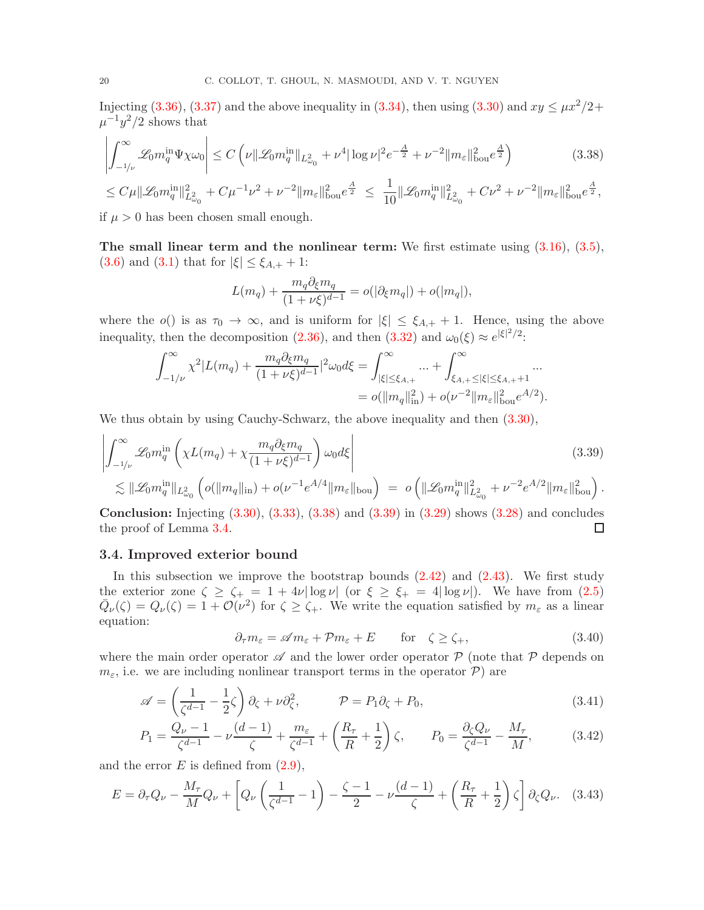Injecting (3.36), (3.37) and the above inequality in (3.34), then using (3.30) and $xy \leq \mu x^2/2 + \mu^{-1}y^2/2$ shows that

$$\left| \int_{-1/\nu}^{\infty} \mathscr{L}_0 m_q^{\text{in}} \Psi \chi \omega_0 \right| \leq C \left( \nu \| \mathscr{L}_0 m_q^{\text{in}} \|_{L^2_{\omega_0}} + \nu^4 |\log \nu|^2 e^{-\frac{A}{2}} + \nu^{-2} \|m_\varepsilon\|^2_{\text{bou}} e^{\frac{A}{2}} \right) \tag{3.38}$$

$$\leq C\mu \| \mathscr{L}_0 m_q^{\text{in}} \|^2_{L^2_{\omega_0}} + C\mu^{-1}\nu^2 + \nu^{-2} \|m_\varepsilon\|^2_{\text{bou}} e^{\frac{A}{2}} \;\leq\; \frac{1}{10} \| \mathscr{L}_0 m_q^{\text{in}} \|^2_{L^2_{\omega_0}} + C\nu^2 + \nu^{-2} \|m_\varepsilon\|^2_{\text{bou}} e^{\frac{A}{2}},$$

if $\mu > 0$ has been chosen small enough.

**The small linear term and the nonlinear term:** We first estimate using (3.16), (3.5), (3.6) and (3.1) that for $|\xi| \leq \xi_{A,+} + 1$:

$$L(m_q) + \frac{m_q \partial_\xi m_q}{(1+\nu\xi)^{d-1}} = o(|\partial_\xi m_q|) + o(|m_q|),$$

where the $o()$ is as $\tau_0 \to \infty$, and is uniform for $|\xi| \leq \xi_{A,+} + 1$. Hence, using the above inequality, then the decomposition (2.36), and then (3.32) and $\omega_0(\xi) \approx e^{|\xi|^2/2}$:

$$\int_{-1/\nu}^{\infty} \chi^2 |L(m_q) + \frac{m_q \partial_\xi m_q}{(1+\nu\xi)^{d-1}}|^2 \omega_0 d\xi = \int_{|\xi| \leq \xi_{A,+}}^{\infty} ... + \int_{\xi_{A,+} \leq |\xi| \leq \xi_{A,+}+1}^{\infty} ...$$
$$= o(\|m_q\|^2_{\text{in}}) + o(\nu^{-2} \|m_\varepsilon\|^2_{\text{bou}} e^{A/2}).$$

We thus obtain by using Cauchy-Schwarz, the above inequality and then (3.30),

$$\left| \int_{-1/\nu}^{\infty} \mathscr{L}_0 m_q^{\text{in}} \left( \chi L(m_q) + \chi \frac{m_q \partial_\xi m_q}{(1+\nu\xi)^{d-1}} \right) \omega_0 d\xi \right| \tag{3.39}$$

$$\lesssim \| \mathscr{L}_0 m_q^{\text{in}} \|_{L^2_{\omega_0}} \left( o(\|m_q\|_{\text{in}}) + o(\nu^{-1} e^{A/4} \|m_\varepsilon\|_{\text{bou}} \right) \;=\; o\left( \| \mathscr{L}_0 m_q^{\text{in}} \|^2_{L^2_{\omega_0}} + \nu^{-2} e^{A/2} \|m_\varepsilon\|^2_{\text{bou}} \right).$$

**Conclusion:** Injecting (3.30), (3.33), (3.38) and (3.39) in (3.29) shows (3.28) and concludes the proof of Lemma 3.4. □

### 3.4. Improved exterior bound

In this subsection we improve the bootstrap bounds (2.42) and (2.43). We first study the exterior zone $\zeta \geq \zeta_+ = 1 + 4\nu |\log \nu|$ (or $\xi \geq \xi_+ = 4|\log \nu|$). We have from (2.5) $\bar{Q}_\nu(\zeta) = Q_\nu(\zeta) = 1 + \mathcal{O}(\nu^2)$ for $\zeta \geq \zeta_+$. We write the equation satisfied by $m_\varepsilon$ as a linear equation:

$$\partial_\tau m_\varepsilon = \mathscr{A} m_\varepsilon + \mathcal{P} m_\varepsilon + E \qquad \text{for} \quad \zeta \geq \zeta_+, \tag{3.40}$$

where the main order operator $\mathscr{A}$ and the lower order operator $\mathcal{P}$ (note that $\mathcal{P}$ depends on $m_\varepsilon$, i.e. we are including nonlinear transport terms in the operator $\mathcal{P}$) are

$$\mathscr{A} = \left( \frac{1}{\zeta^{d-1}} - \frac{1}{2}\zeta \right) \partial_\zeta + \nu \partial_\zeta^2, \qquad \mathcal{P} = P_1 \partial_\zeta + P_0, \tag{3.41}$$

$$P_1 = \frac{Q_\nu - 1}{\zeta^{d-1}} - \nu \frac{(d-1)}{\zeta} + \frac{m_\varepsilon}{\zeta^{d-1}} + \left( \frac{R_\tau}{R} + \frac{1}{2} \right) \zeta, \qquad P_0 = \frac{\partial_\zeta Q_\nu}{\zeta^{d-1}} - \frac{M_\tau}{M}, \tag{3.42}$$

and the error $E$ is defined from (2.9),

$$E = \partial_\tau Q_\nu - \frac{M_\tau}{M} Q_\nu + \left[ Q_\nu \left( \frac{1}{\zeta^{d-1}} - 1 \right) - \frac{\zeta - 1}{2} - \nu \frac{(d-1)}{\zeta} + \left( \frac{R_\tau}{R} + \frac{1}{2} \right) \zeta \right] \partial_\zeta Q_\nu. \tag{3.43}$$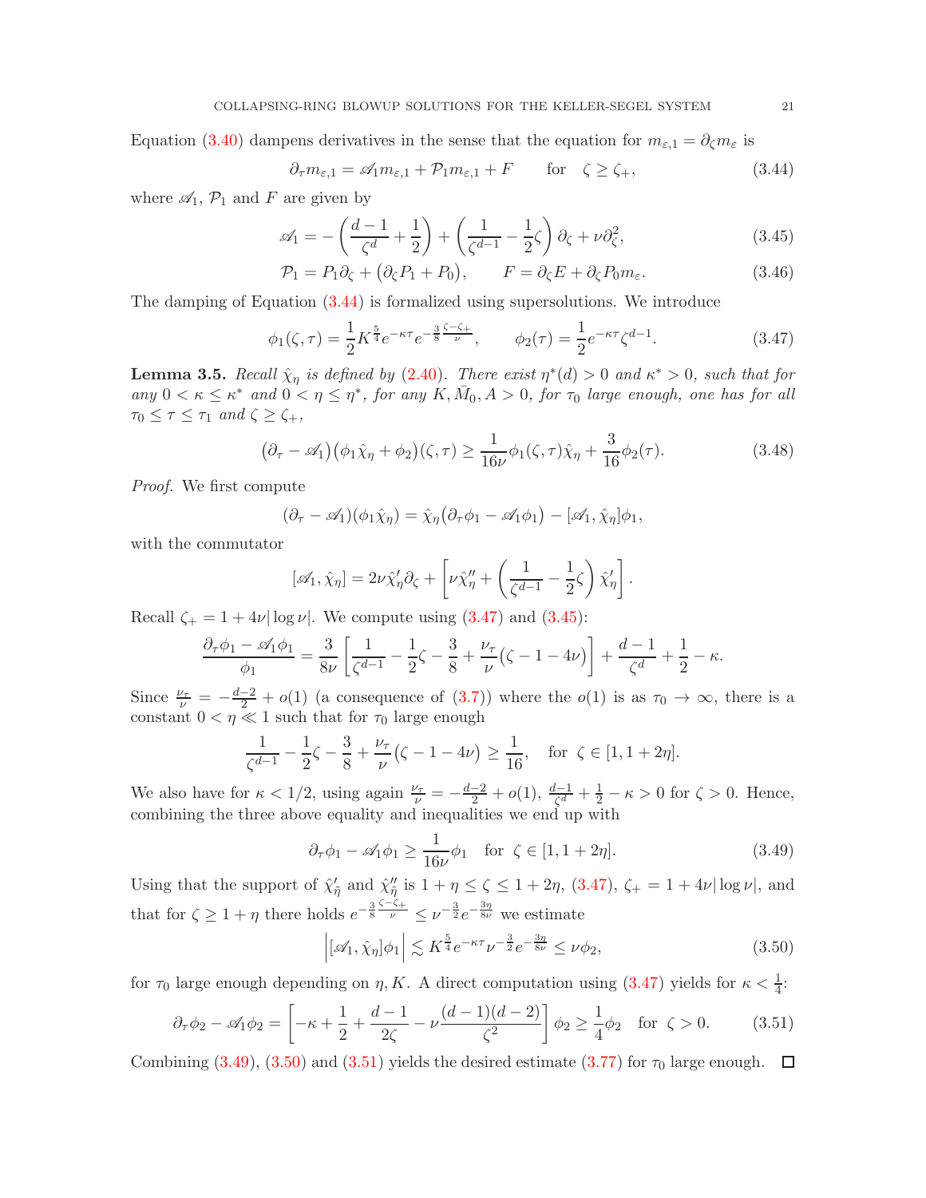Equation (3.40) dampens derivatives in the sense that the equation for $m_{\varepsilon,1} = \partial_\zeta m_\varepsilon$ is

$$\partial_\tau m_{\varepsilon,1} = \mathscr{A}_1 m_{\varepsilon,1} + \mathcal{P}_1 m_{\varepsilon,1} + F \qquad \text{for} \quad \zeta \geq \zeta_+, \tag{3.44}$$

where $\mathscr{A}_1$, $\mathcal{P}_1$ and $F$ are given by

$$\mathscr{A}_1 = -\left(\frac{d-1}{\zeta^d} + \frac{1}{2}\right) + \left(\frac{1}{\zeta^{d-1}} - \frac{1}{2}\zeta\right)\partial_\zeta + \nu \partial_\zeta^2, \tag{3.45}$$

$$\mathcal{P}_1 = P_1 \partial_\zeta + \left(\partial_\zeta P_1 + P_0\right), \qquad F = \partial_\zeta E + \partial_\zeta P_0 m_\varepsilon. \tag{3.46}$$

The damping of Equation (3.44) is formalized using supersolutions. We introduce

$$\phi_1(\zeta,\tau) = \frac{1}{2} K^{\frac{5}{4}} e^{-\kappa\tau} e^{-\frac{3}{8}\frac{\zeta-\zeta_+}{\nu}}, \qquad \phi_2(\tau) = \frac{1}{2} e^{-\kappa\tau} \zeta^{d-1}. \tag{3.47}$$

**Lemma 3.5.** *Recall $\hat{\chi}_\eta$ is defined by (2.40). There exist $\eta^*(d) > 0$ and $\kappa^* > 0$, such that for any $0 < \kappa \leq \kappa^*$ and $0 < \eta \leq \eta^*$, for any $K, \bar{M}_0, A > 0$, for $\tau_0$ large enough, one has for all $\tau_0 \leq \tau \leq \tau_1$ and $\zeta \geq \zeta_+$,*

$$\left(\partial_\tau - \mathscr{A}_1\right)\left(\phi_1 \hat{\chi}_\eta + \phi_2\right)(\zeta,\tau) \geq \frac{1}{16\nu}\phi_1(\zeta,\tau)\hat{\chi}_\eta + \frac{3}{16}\phi_2(\tau). \tag{3.48}$$

*Proof.* We first compute

$$(\partial_\tau - \mathscr{A}_1)(\phi_1 \hat{\chi}_\eta) = \hat{\chi}_\eta\left(\partial_\tau \phi_1 - \mathscr{A}_1 \phi_1\right) - [\mathscr{A}_1, \hat{\chi}_\eta]\phi_1,$$

with the commutator

$$[\mathscr{A}_1, \hat{\chi}_\eta] = 2\nu \hat{\chi}_\eta' \partial_\zeta + \left[\nu \hat{\chi}_\eta'' + \left(\frac{1}{\zeta^{d-1}} - \frac{1}{2}\zeta\right)\hat{\chi}_\eta'\right].$$

Recall $\zeta_+ = 1 + 4\nu|\log\nu|$. We compute using (3.47) and (3.45):

$$\frac{\partial_\tau \phi_1 - \mathscr{A}_1 \phi_1}{\phi_1} = \frac{3}{8\nu}\left[\frac{1}{\zeta^{d-1}} - \frac{1}{2}\zeta - \frac{3}{8} + \frac{\nu_\tau}{\nu}\left(\zeta - 1 - 4\nu\right)\right] + \frac{d-1}{\zeta^d} + \frac{1}{2} - \kappa.$$

Since $\frac{\nu_\tau}{\nu} = -\frac{d-2}{2} + o(1)$ (a consequence of (3.7)) where the $o(1)$ is as $\tau_0 \to \infty$, there is a constant $0 < \eta \ll 1$ such that for $\tau_0$ large enough

$$\frac{1}{\zeta^{d-1}} - \frac{1}{2}\zeta - \frac{3}{8} + \frac{\nu_\tau}{\nu}\left(\zeta - 1 - 4\nu\right) \geq \frac{1}{16}, \quad \text{for } \zeta \in [1, 1+2\eta].$$

We also have for $\kappa < 1/2$, using again $\frac{\nu_\tau}{\nu} = -\frac{d-2}{2} + o(1)$, $\frac{d-1}{\zeta^d} + \frac{1}{2} - \kappa > 0$ for $\zeta > 0$. Hence, combining the three above equality and inequalities we end up with

$$\partial_\tau \phi_1 - \mathscr{A}_1 \phi_1 \geq \frac{1}{16\nu}\phi_1 \quad \text{for } \zeta \in [1, 1+2\eta]. \tag{3.49}$$

Using that the support of $\hat{\chi}_{\tilde{\eta}}'$ and $\hat{\chi}_{\tilde{\eta}}''$ is $1 + \eta \leq \zeta \leq 1 + 2\eta$, (3.47), $\zeta_+ = 1 + 4\nu|\log\nu|$, and that for $\zeta \geq 1 + \eta$ there holds $e^{-\frac{3}{8}\frac{\zeta-\zeta_+}{\nu}} \leq \nu^{-\frac{3}{2}} e^{-\frac{3\eta}{8\nu}}$ we estimate

$$\left|[\mathscr{A}_1, \hat{\chi}_\eta]\phi_1\right| \lesssim K^{\frac{5}{4}} e^{-\kappa\tau} \nu^{-\frac{3}{2}} e^{-\frac{3\eta}{8\nu}} \leq \nu \phi_2, \tag{3.50}$$

for $\tau_0$ large enough depending on $\eta, K$. A direct computation using (3.47) yields for $\kappa < \frac{1}{4}$:

$$\partial_\tau \phi_2 - \mathscr{A}_1 \phi_2 = \left[-\kappa + \frac{1}{2} + \frac{d-1}{2\zeta} - \nu\frac{(d-1)(d-2)}{\zeta^2}\right]\phi_2 \geq \frac{1}{4}\phi_2 \quad \text{for } \zeta > 0. \tag{3.51}$$

Combining (3.49), (3.50) and (3.51) yields the desired estimate (3.77) for $\tau_0$ large enough. $\square$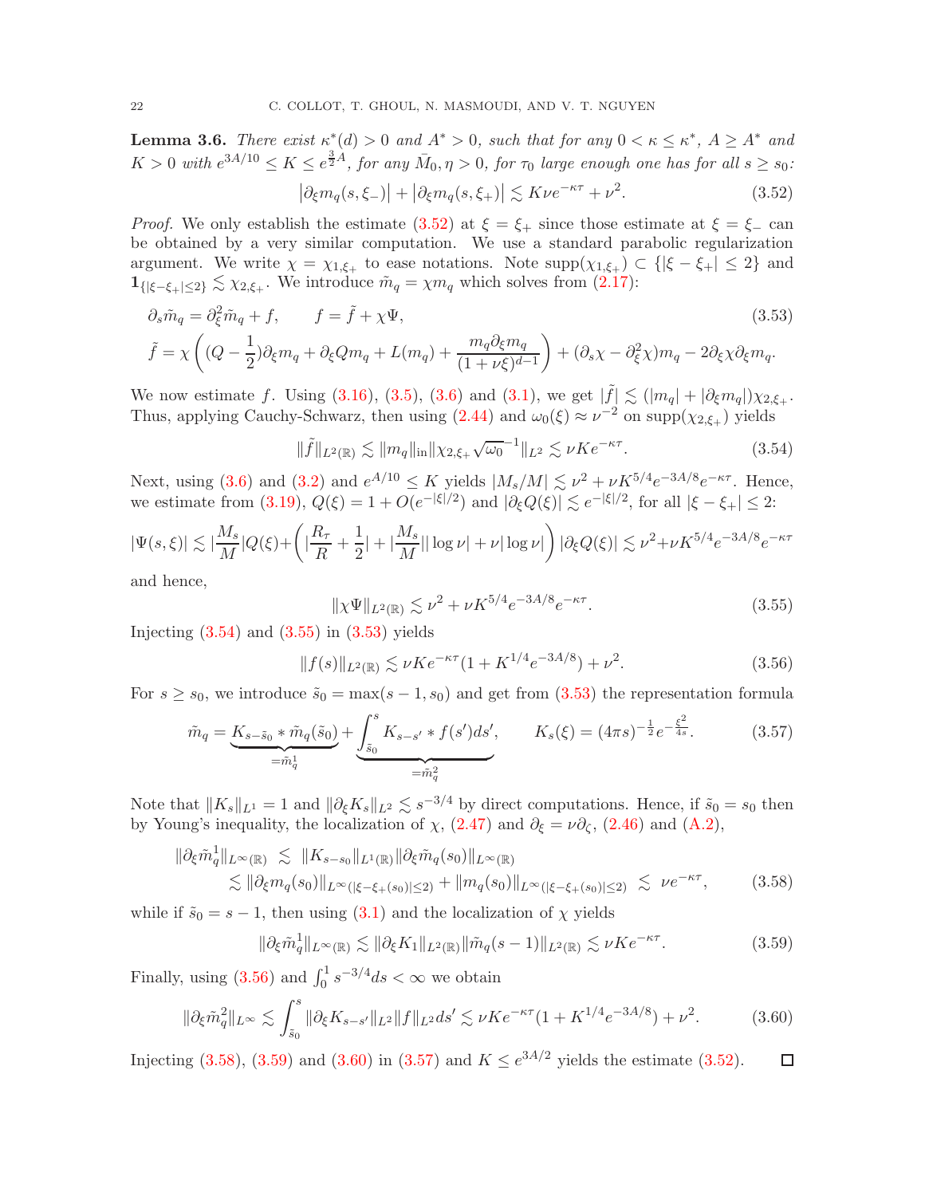**Lemma 3.6.** *There exist $\kappa^*(d) > 0$ and $A^* > 0$, such that for any $0 < \kappa \le \kappa^*$, $A \ge A^*$ and $K > 0$ with $e^{3A/10} \le K \le e^{\frac{3}{2}A}$, for any $\bar M_0, \eta > 0$, for $\tau_0$ large enough one has for all $s \ge s_0$:*

$$
\left|\partial_\xi m_q(s,\xi_-)\right| + \left|\partial_\xi m_q(s,\xi_+)\right| \lesssim K\nu e^{-\kappa\tau} + \nu^2. \tag{3.52}
$$

*Proof.* We only establish the estimate (3.52) at $\xi = \xi_+$ since those estimate at $\xi = \xi_-$ can be obtained by a very similar computation. We use a standard parabolic regularization argument. We write $\chi = \chi_{1,\xi_+}$ to ease notations. Note $\text{supp}(\chi_{1,\xi_+}) \subset \{|\xi - \xi_+| \le 2\}$ and $\mathbf{1}_{\{|\xi-\xi_+|\le 2\}} \lesssim \chi_{2,\xi_+}$. We introduce $\tilde m_q = \chi m_q$ which solves from (2.17):

$$
\partial_s \tilde m_q = \partial_\xi^2 \tilde m_q + f, \qquad f = \tilde f + \chi \Psi, \tag{3.53}
$$

$$
\tilde f = \chi\left( (Q - \frac{1}{2})\partial_\xi m_q + \partial_\xi Q m_q + L(m_q) + \frac{m_q \partial_\xi m_q}{(1+\nu\xi)^{d-1}} \right) + (\partial_s \chi - \partial_\xi^2 \chi) m_q - 2\partial_\xi \chi \partial_\xi m_q.
$$

We now estimate $f$. Using (3.16), (3.5), (3.6) and (3.1), we get $|\tilde f| \lesssim (|m_q| + |\partial_\xi m_q|)\chi_{2,\xi_+}$. Thus, applying Cauchy-Schwarz, then using (2.44) and $\omega_0(\xi) \approx \nu^{-2}$ on $\text{supp}(\chi_{2,\xi_+})$ yields

$$
\|\tilde f\|_{L^2(\mathbb{R})} \lesssim \|m_q\|_{\text{in}} \|\chi_{2,\xi_+} \sqrt{\omega_0}^{-1}\|_{L^2} \lesssim \nu K e^{-\kappa\tau}. \tag{3.54}
$$

Next, using (3.6) and (3.2) and $e^{A/10} \le K$ yields $|M_s/M| \lesssim \nu^2 + \nu K^{5/4} e^{-3A/8} e^{-\kappa\tau}$. Hence, we estimate from (3.19), $Q(\xi) = 1 + O(e^{-|\xi|/2})$ and $|\partial_\xi Q(\xi)| \lesssim e^{-|\xi|/2}$, for all $|\xi - \xi_+| \le 2$:

$$
|\Psi(s,\xi)| \lesssim |\frac{M_s}{M}| |Q(\xi)| + \left( |\frac{R_\tau}{R} + \frac{1}{2}| + |\frac{M_s}{M}| |\log\nu| + \nu|\log\nu| \right) |\partial_\xi Q(\xi)| \lesssim \nu^2 + \nu K^{5/4} e^{-3A/8} e^{-\kappa\tau}
$$

and hence,

$$
\|\chi\Psi\|_{L^2(\mathbb{R})} \lesssim \nu^2 + \nu K^{5/4} e^{-3A/8} e^{-\kappa\tau}. \tag{3.55}
$$

Injecting (3.54) and (3.55) in (3.53) yields

$$
\|f(s)\|_{L^2(\mathbb{R})} \lesssim \nu K e^{-\kappa\tau}(1 + K^{1/4} e^{-3A/8}) + \nu^2. \tag{3.56}
$$

For $s \ge s_0$, we introduce $\tilde s_0 = \max(s-1, s_0)$ and get from (3.53) the representation formula

$$
\tilde m_q = \underbrace{K_{s-\tilde s_0} * \tilde m_q(\tilde s_0)}_{=\tilde m_q^1} + \underbrace{\int_{\tilde s_0}^s K_{s-s'} * f(s') ds'}_{=\tilde m_q^2}, \qquad K_s(\xi) = (4\pi s)^{-\frac{1}{2}} e^{-\frac{\xi^2}{4s}}. \tag{3.57}
$$

Note that $\|K_s\|_{L^1} = 1$ and $\|\partial_\xi K_s\|_{L^2} \lesssim s^{-3/4}$ by direct computations. Hence, if $\tilde s_0 = s_0$ then by Young's inequality, the localization of $\chi$, (2.47) and $\partial_\xi = \nu\partial_\zeta$, (2.46) and (A.2),

$$
\begin{aligned}
\|\partial_\xi \tilde m_q^1\|_{L^\infty(\mathbb{R})} &\lesssim \|K_{s-s_0}\|_{L^1(\mathbb{R})} \|\partial_\xi \tilde m_q(s_0)\|_{L^\infty(\mathbb{R})} \\
&\lesssim \|\partial_\xi m_q(s_0)\|_{L^\infty(|\xi-\xi_+(s_0)|\le 2)} + \|m_q(s_0)\|_{L^\infty(|\xi-\xi_+(s_0)|\le 2)} \lesssim \nu e^{-\kappa\tau},
\end{aligned} \tag{3.58}
$$

while if $\tilde s_0 = s-1$, then using (3.1) and the localization of $\chi$ yields

$$
\|\partial_\xi \tilde m_q^1\|_{L^\infty(\mathbb{R})} \lesssim \|\partial_\xi K_1\|_{L^2(\mathbb{R})} \|\tilde m_q(s-1)\|_{L^2(\mathbb{R})} \lesssim \nu K e^{-\kappa\tau}. \tag{3.59}
$$

Finally, using (3.56) and $\int_0^1 s^{-3/4} ds < \infty$ we obtain

$$
\|\partial_\xi \tilde m_q^2\|_{L^\infty} \lesssim \int_{\tilde s_0}^s \|\partial_\xi K_{s-s'}\|_{L^2} \|f\|_{L^2} ds' \lesssim \nu K e^{-\kappa\tau}(1 + K^{1/4} e^{-3A/8}) + \nu^2. \tag{3.60}
$$

Injecting (3.58), (3.59) and (3.60) in (3.57) and $K \le e^{3A/2}$ yields the estimate (3.52). $\square$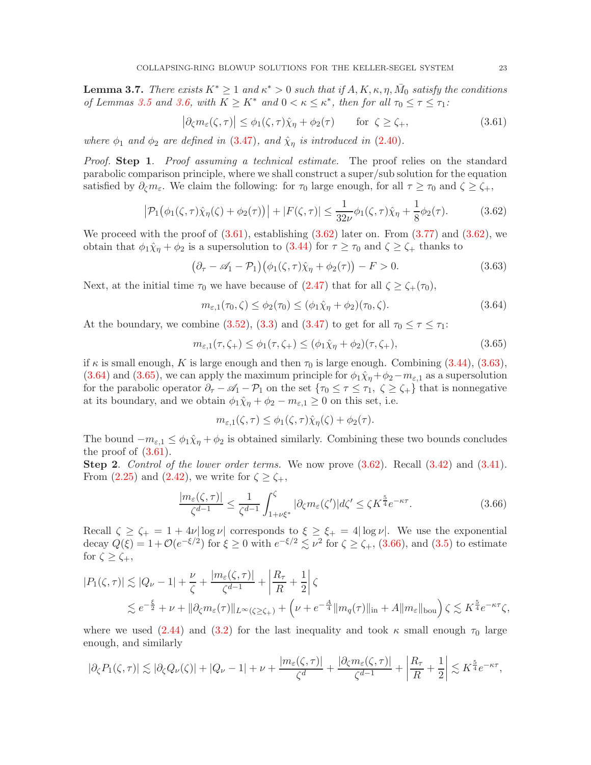**Lemma 3.7.** *There exists $K^* \geq 1$ and $\kappa^* > 0$ such that if $A, K, \kappa, \eta, \bar{M}_0$ satisfy the conditions of Lemmas 3.5 and 3.6, with $K \geq K^*$ and $0 < \kappa \leq \kappa^*$, then for all $\tau_0 \leq \tau \leq \tau_1$:*

$$\left|\partial_\zeta m_\varepsilon(\zeta, \tau)\right| \leq \phi_1(\zeta, \tau)\hat{\chi}_\eta + \phi_2(\tau) \qquad \text{for } \zeta \geq \zeta_+, \tag{3.61}$$

*where $\phi_1$ and $\phi_2$ are defined in (3.47), and $\hat{\chi}_\eta$ is introduced in (2.40).*

*Proof.* **Step 1**. *Proof assuming a technical estimate.* The proof relies on the standard parabolic comparison principle, where we shall construct a super/sub solution for the equation satisfied by $\partial_\zeta m_\varepsilon$. We claim the following: for $\tau_0$ large enough, for all $\tau \geq \tau_0$ and $\zeta \geq \zeta_+$,

$$\left|\mathcal{P}_1\big(\phi_1(\zeta, \tau)\hat{\chi}_\eta(\zeta) + \phi_2(\tau)\big)\right| + |F(\zeta, \tau)| \leq \frac{1}{32\nu}\phi_1(\zeta, \tau)\hat{\chi}_\eta + \frac{1}{8}\phi_2(\tau). \tag{3.62}$$

We proceed with the proof of (3.61), establishing (3.62) later on. From (3.77) and (3.62), we obtain that $\phi_1\hat{\chi}_\eta + \phi_2$ is a supersolution to (3.44) for $\tau \geq \tau_0$ and $\zeta \geq \zeta_+$ thanks to

$$\big(\partial_\tau - \mathscr{A}_1 - \mathcal{P}_1\big)\big(\phi_1(\zeta, \tau)\hat{\chi}_\eta + \phi_2(\tau)\big) - F > 0. \tag{3.63}$$

Next, at the initial time $\tau_0$ we have because of (2.47) that for all $\zeta \geq \zeta_+(\tau_0)$,

$$m_{\varepsilon,1}(\tau_0, \zeta) \leq \phi_2(\tau_0) \leq (\phi_1\hat{\chi}_\eta + \phi_2)(\tau_0, \zeta). \tag{3.64}$$

At the boundary, we combine (3.52), (3.3) and (3.47) to get for all $\tau_0 \leq \tau \leq \tau_1$:

$$m_{\varepsilon,1}(\tau, \zeta_+) \leq \phi_1(\tau, \zeta_+) \leq (\phi_1\hat{\chi}_\eta + \phi_2)(\tau, \zeta_+), \tag{3.65}$$

if $\kappa$ is small enough, $K$ is large enough and then $\tau_0$ is large enough. Combining (3.44), (3.63), (3.64) and (3.65), we can apply the maximum principle for $\phi_1\hat{\chi}_\eta + \phi_2 - m_{\varepsilon,1}$ as a supersolution for the parabolic operator $\partial_\tau - \mathscr{A}_1 - \mathcal{P}_1$ on the set $\{\tau_0 \leq \tau \leq \tau_1,\ \zeta \geq \zeta_+\}$ that is nonnegative at its boundary, and we obtain $\phi_1\hat{\chi}_\eta + \phi_2 - m_{\varepsilon,1} \geq 0$ on this set, i.e.

$$m_{\varepsilon,1}(\zeta, \tau) \leq \phi_1(\zeta, \tau)\hat{\chi}_\eta(\zeta) + \phi_2(\tau).$$

The bound $-m_{\varepsilon,1} \leq \phi_1\hat{\chi}_\eta + \phi_2$ is obtained similarly. Combining these two bounds concludes the proof of (3.61).

**Step 2**. *Control of the lower order terms.* We now prove (3.62). Recall (3.42) and (3.41). From (2.25) and (2.42), we write for $\zeta \geq \zeta_+$,

$$\frac{|m_\varepsilon(\zeta, \tau)|}{\zeta^{d-1}} \leq \frac{1}{\zeta^{d-1}}\int_{1+\nu\xi^*}^{\zeta} |\partial_\zeta m_\varepsilon(\zeta')|d\zeta' \leq \zeta K^{\frac{5}{4}}e^{-\kappa\tau}. \tag{3.66}$$

Recall $\zeta \geq \zeta_+ = 1 + 4\nu|\log\nu|$ corresponds to $\xi \geq \xi_+ = 4|\log\nu|$. We use the exponential decay $Q(\xi) = 1 + \mathcal{O}(e^{-\xi/2})$ for $\xi \geq 0$ with $e^{-\xi/2} \lesssim \nu^2$ for $\zeta \geq \zeta_+$, (3.66), and (3.5) to estimate for $\zeta \geq \zeta_+$,

$$\begin{aligned}
|P_1(\zeta, \tau)| &\lesssim |Q_\nu - 1| + \frac{\nu}{\zeta} + \frac{|m_\varepsilon(\zeta, \tau)|}{\zeta^{d-1}} + \left|\frac{R_\tau}{R} + \frac{1}{2}\right|\zeta \\
&\lesssim e^{-\frac{\xi}{2}} + \nu + \|\partial_\zeta m_\varepsilon(\tau)\|_{L^\infty(\zeta \geq \zeta_+)} + \left(\nu + e^{-\frac{A}{4}}\|m_q(\tau)\|_{\text{in}} + A\|m_\varepsilon\|_{\text{bou}}\right)\zeta \lesssim K^{\frac{5}{4}}e^{-\kappa\tau}\zeta,
\end{aligned}$$

where we used (2.44) and (3.2) for the last inequality and took $\kappa$ small enough $\tau_0$ large enough, and similarly

$$|\partial_\zeta P_1(\zeta, \tau)| \lesssim |\partial_\zeta Q_\nu(\zeta)| + |Q_\nu - 1| + \nu + \frac{|m_\varepsilon(\zeta, \tau)|}{\zeta^d} + \frac{|\partial_\zeta m_\varepsilon(\zeta, \tau)|}{\zeta^{d-1}} + \left|\frac{R_\tau}{R} + \frac{1}{2}\right| \lesssim K^{\frac{5}{4}}e^{-\kappa\tau},$$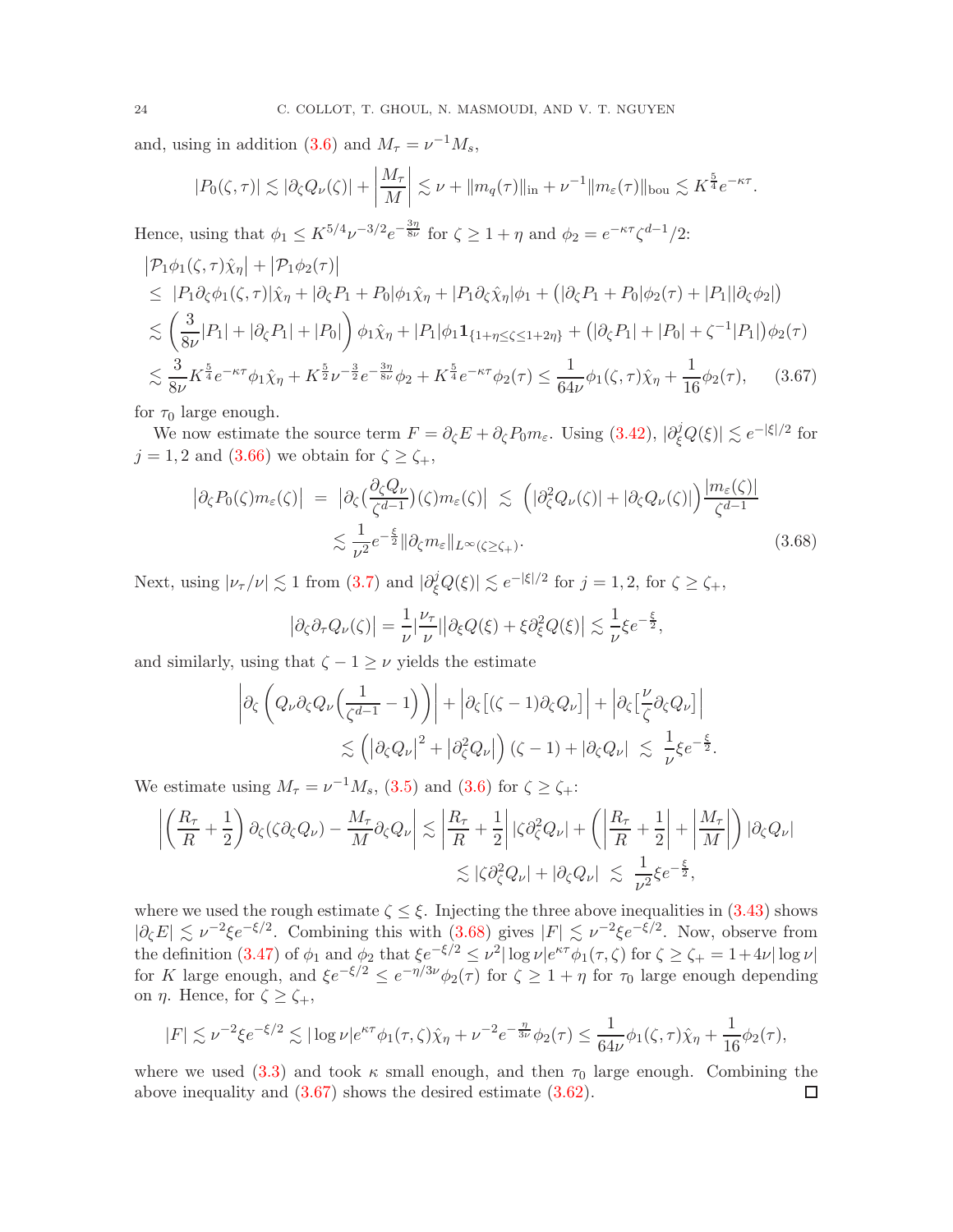and, using in addition (3.6) and $M_\tau = \nu^{-1} M_s$,

$$|P_0(\zeta,\tau)| \lesssim |\partial_\zeta Q_\nu(\zeta)| + \left|\frac{M_\tau}{M}\right| \lesssim \nu + \|m_q(\tau)\|_{\rm in} + \nu^{-1}\|m_\varepsilon(\tau)\|_{\rm bou} \lesssim K^{\frac54} e^{-\kappa\tau}.$$

Hence, using that $\phi_1 \leq K^{5/4}\nu^{-3/2}e^{-\frac{3\eta}{8\nu}}$ for $\zeta \geq 1+\eta$ and $\phi_2 = e^{-\kappa\tau}\zeta^{d-1}/2$:

$$\begin{aligned}
&\left|\mathcal{P}_1\phi_1(\zeta,\tau)\hat\chi_\eta\right| + \left|\mathcal{P}_1\phi_2(\tau)\right| \\
&\leq\ |P_1\partial_\zeta\phi_1(\zeta,\tau)|\hat\chi_\eta + |\partial_\zeta P_1 + P_0|\phi_1\hat\chi_\eta + |P_1\partial_\zeta\hat\chi_\eta|\phi_1 + \left(|\partial_\zeta P_1 + P_0|\phi_2(\tau) + |P_1||\partial_\zeta\phi_2|\right) \\
&\lesssim \left(\frac{3}{8\nu}|P_1| + |\partial_\zeta P_1| + |P_0|\right)\phi_1\hat\chi_\eta + |P_1|\phi_1 \mathbf{1}_{\{1+\eta\leq\zeta\leq 1+2\eta\}} + \left(|\partial_\zeta P_1| + |P_0| + \zeta^{-1}|P_1|\right)\phi_2(\tau) \\
&\lesssim \frac{3}{8\nu}K^{\frac54}e^{-\kappa\tau}\phi_1\hat\chi_\eta + K^{\frac52}\nu^{-\frac32}e^{-\frac{3\eta}{8\nu}}\phi_2 + K^{\frac54}e^{-\kappa\tau}\phi_2(\tau) \leq \frac{1}{64\nu}\phi_1(\zeta,\tau)\hat\chi_\eta + \frac{1}{16}\phi_2(\tau), \qquad (3.67)
\end{aligned}$$

for $\tau_0$ large enough.

We now estimate the source term $F = \partial_\zeta E + \partial_\zeta P_0 m_\varepsilon$. Using (3.42), $|\partial_\xi^j Q(\xi)| \lesssim e^{-|\xi|/2}$ for $j=1,2$ and (3.66) we obtain for $\zeta \geq \zeta_+$,

$$\begin{aligned}
\left|\partial_\zeta P_0(\zeta) m_\varepsilon(\zeta)\right| \ &= \ \left|\partial_\zeta\big(\frac{\partial_\zeta Q_\nu}{\zeta^{d-1}}\big)(\zeta) m_\varepsilon(\zeta)\right| \ \lesssim \ \left(|\partial_\zeta^2 Q_\nu(\zeta)| + |\partial_\zeta Q_\nu(\zeta)|\right)\frac{|m_\varepsilon(\zeta)|}{\zeta^{d-1}} \\
&\lesssim \frac{1}{\nu^2}e^{-\frac{\xi}{2}}\|\partial_\zeta m_\varepsilon\|_{L^\infty(\zeta\geq\zeta_+)}. \qquad (3.68)
\end{aligned}$$

Next, using $|\nu_\tau/\nu| \lesssim 1$ from (3.7) and $|\partial_\xi^j Q(\xi)| \lesssim e^{-|\xi|/2}$ for $j=1,2$, for $\zeta \geq \zeta_+$,

$$\left|\partial_\zeta\partial_\tau Q_\nu(\zeta)\right| = \frac{1}{\nu}\left|\frac{\nu_\tau}{\nu}\right|\left|\partial_\xi Q(\xi) + \xi\partial_\xi^2 Q(\xi)\right| \lesssim \frac{1}{\nu}\xi e^{-\frac{\xi}{2}},$$

and similarly, using that $\zeta - 1 \geq \nu$ yields the estimate

$$\begin{aligned}
&\left|\partial_\zeta\left(Q_\nu\partial_\zeta Q_\nu\Big(\frac{1}{\zeta^{d-1}}-1\Big)\right)\right| + \left|\partial_\zeta\big[(\zeta-1)\partial_\zeta Q_\nu\big]\right| + \left|\partial_\zeta\big[\frac{\nu}{\zeta}\partial_\zeta Q_\nu\big]\right| \\
&\qquad\lesssim \left(\left|\partial_\zeta Q_\nu\right|^2 + \left|\partial_\zeta^2 Q_\nu\right|\right)(\zeta-1) + |\partial_\zeta Q_\nu| \ \lesssim\ \frac{1}{\nu}\xi e^{-\frac{\xi}{2}}.
\end{aligned}$$

We estimate using $M_\tau = \nu^{-1}M_s$, (3.5) and (3.6) for $\zeta \geq \zeta_+$:

$$\begin{aligned}
\left|\left(\frac{R_\tau}{R}+\frac12\right)\partial_\zeta(\zeta\partial_\zeta Q_\nu) - \frac{M_\tau}{M}\partial_\zeta Q_\nu\right| &\lesssim \left|\frac{R_\tau}{R}+\frac12\right||\zeta\partial_\zeta^2 Q_\nu| + \left(\left|\frac{R_\tau}{R}+\frac12\right| + \left|\frac{M_\tau}{M}\right|\right)|\partial_\zeta Q_\nu| \\
&\lesssim |\zeta\partial_\zeta^2 Q_\nu| + |\partial_\zeta Q_\nu| \ \lesssim\ \frac{1}{\nu^2}\xi e^{-\frac{\xi}{2}},
\end{aligned}$$

where we used the rough estimate $\zeta \leq \xi$. Injecting the three above inequalities in (3.43) shows $|\partial_\zeta E| \lesssim \nu^{-2}\xi e^{-\xi/2}$. Combining this with (3.68) gives $|F| \lesssim \nu^{-2}\xi e^{-\xi/2}$. Now, observe from the definition (3.47) of $\phi_1$ and $\phi_2$ that $\xi e^{-\xi/2} \leq \nu^2|\log\nu|e^{\kappa\tau}\phi_1(\tau,\zeta)$ for $\zeta \geq \zeta_+ = 1+4\nu|\log\nu|$ for $K$ large enough, and $\xi e^{-\xi/2} \leq e^{-\eta/3\nu}\phi_2(\tau)$ for $\zeta \geq 1+\eta$ for $\tau_0$ large enough depending on $\eta$. Hence, for $\zeta \geq \zeta_+$,

$$|F| \lesssim \nu^{-2}\xi e^{-\xi/2} \lesssim |\log\nu|e^{\kappa\tau}\phi_1(\tau,\zeta)\hat\chi_\eta + \nu^{-2}e^{-\frac{\eta}{3\nu}}\phi_2(\tau) \leq \frac{1}{64\nu}\phi_1(\zeta,\tau)\hat\chi_\eta + \frac{1}{16}\phi_2(\tau),$$

where we used (3.3) and took $\kappa$ small enough, and then $\tau_0$ large enough. Combining the above inequality and (3.67) shows the desired estimate (3.62). $\square$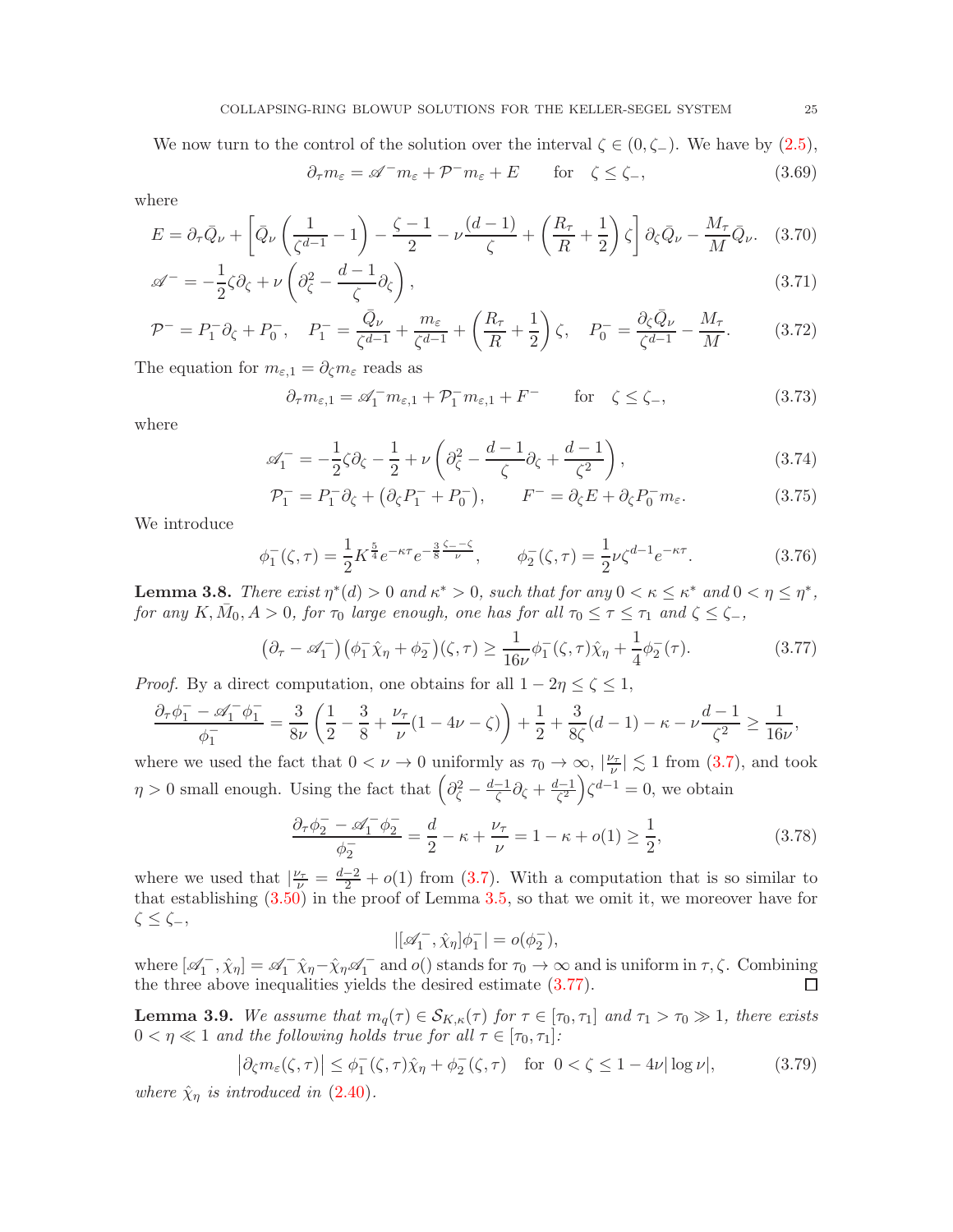We now turn to the control of the solution over the interval $\zeta \in (0, \zeta_-)$. We have by (2.5),

$$\partial_\tau m_\varepsilon = \mathscr{A}^- m_\varepsilon + \mathcal{P}^- m_\varepsilon + E \qquad \text{for} \quad \zeta \le \zeta_-, \tag{3.69}$$

where

$$E = \partial_\tau \bar{Q}_\nu + \left[ \bar{Q}_\nu \left( \frac{1}{\zeta^{d-1}} - 1 \right) - \frac{\zeta - 1}{2} - \nu \frac{(d-1)}{\zeta} + \left( \frac{R_\tau}{R} + \frac{1}{2} \right) \zeta \right] \partial_\zeta \bar{Q}_\nu - \frac{M_\tau}{M} \bar{Q}_\nu. \tag{3.70}$$

$$\mathscr{A}^- = -\frac{1}{2} \zeta \partial_\zeta + \nu \left( \partial_\zeta^2 - \frac{d-1}{\zeta} \partial_\zeta \right), \tag{3.71}$$

$$\mathcal{P}^- = P_1^- \partial_\zeta + P_0^-, \quad P_1^- = \frac{\bar{Q}_\nu}{\zeta^{d-1}} + \frac{m_\varepsilon}{\zeta^{d-1}} + \left( \frac{R_\tau}{R} + \frac{1}{2} \right) \zeta, \quad P_0^- = \frac{\partial_\zeta \bar{Q}_\nu}{\zeta^{d-1}} - \frac{M_\tau}{M}. \tag{3.72}$$

The equation for $m_{\varepsilon,1} = \partial_\zeta m_\varepsilon$ reads as

$$\partial_\tau m_{\varepsilon,1} = \mathscr{A}_1^- m_{\varepsilon,1} + \mathcal{P}_1^- m_{\varepsilon,1} + F^- \qquad \text{for} \quad \zeta \le \zeta_-, \tag{3.73}$$

where

$$\mathscr{A}_1^- = -\frac{1}{2} \zeta \partial_\zeta - \frac{1}{2} + \nu \left( \partial_\zeta^2 - \frac{d-1}{\zeta} \partial_\zeta + \frac{d-1}{\zeta^2} \right), \tag{3.74}$$

$$\mathcal{P}_1^- = P_1^- \partial_\zeta + \left( \partial_\zeta P_1^- + P_0^- \right), \qquad F^- = \partial_\zeta E + \partial_\zeta P_0^- m_\varepsilon. \tag{3.75}$$

We introduce

$$\phi_1^-(\zeta, \tau) = \frac{1}{2} K^{\frac{5}{4}} e^{-\kappa \tau} e^{-\frac{3}{8} \frac{\zeta_- - \zeta}{\nu}}, \qquad \phi_2^-(\zeta, \tau) = \frac{1}{2} \nu \zeta^{d-1} e^{-\kappa \tau}. \tag{3.76}$$

**Lemma 3.8.** *There exist $\eta^*(d) > 0$ and $\kappa^* > 0$, such that for any $0 < \kappa \le \kappa^*$ and $0 < \eta \le \eta^*$, for any $K, \bar{M}_0, A > 0$, for $\tau_0$ large enough, one has for all $\tau_0 \le \tau \le \tau_1$ and $\zeta \le \zeta_-$,*

$$\left( \partial_\tau - \mathscr{A}_1^- \right) \left( \phi_1^- \hat{\chi}_\eta + \phi_2^- \right)(\zeta, \tau) \ge \frac{1}{16\nu} \phi_1^-(\zeta, \tau) \hat{\chi}_\eta + \frac{1}{4} \phi_2^-(\tau). \tag{3.77}$$

*Proof.* By a direct computation, one obtains for all $1 - 2\eta \le \zeta \le 1$,

$$\frac{\partial_\tau \phi_1^- - \mathscr{A}_1^- \phi_1^-}{\phi_1^-} = \frac{3}{8\nu} \left( \frac{1}{2} - \frac{3}{8} + \frac{\nu_\tau}{\nu} (1 - 4\nu - \zeta) \right) + \frac{1}{2} + \frac{3}{8\zeta}(d-1) - \kappa - \nu \frac{d-1}{\zeta^2} \ge \frac{1}{16\nu},$$

where we used the fact that $0 < \nu \to 0$ uniformly as $\tau_0 \to \infty$, $|\frac{\nu_\tau}{\nu}| \lesssim 1$ from (3.7), and took $\eta > 0$ small enough. Using the fact that $\left( \partial_\zeta^2 - \frac{d-1}{\zeta} \partial_\zeta + \frac{d-1}{\zeta^2} \right) \zeta^{d-1} = 0$, we obtain

$$\frac{\partial_\tau \phi_2^- - \mathscr{A}_1^- \phi_2^-}{\phi_2^-} = \frac{d}{2} - \kappa + \frac{\nu_\tau}{\nu} = 1 - \kappa + o(1) \ge \frac{1}{2}, \tag{3.78}$$

where we used that $|\frac{\nu_\tau}{\nu} = \frac{d-2}{2} + o(1)$ from (3.7). With a computation that is so similar to that establishing (3.50) in the proof of Lemma 3.5, so that we omit it, we moreover have for $\zeta \le \zeta_-$,

$$|[\mathscr{A}_1^-, \hat{\chi}_\eta] \phi_1^-| = o(\phi_2^-),$$

where $[\mathscr{A}_1^-, \hat{\chi}_\eta] = \mathscr{A}_1^- \hat{\chi}_\eta - \hat{\chi}_\eta \mathscr{A}_1^-$ and $o()$ stands for $\tau_0 \to \infty$ and is uniform in $\tau, \zeta$. Combining the three above inequalities yields the desired estimate (3.77). $\square$

**Lemma 3.9.** *We assume that $m_q(\tau) \in \mathcal{S}_{K,\kappa}(\tau)$ for $\tau \in [\tau_0, \tau_1]$ and $\tau_1 > \tau_0 \gg 1$, there exists $0 < \eta \ll 1$ and the following holds true for all $\tau \in [\tau_0, \tau_1]$:*

$$\left| \partial_\zeta m_\varepsilon(\zeta, \tau) \right| \le \phi_1^-(\zeta, \tau) \hat{\chi}_\eta + \phi_2^-(\zeta, \tau) \quad \text{for } \ 0 < \zeta \le 1 - 4\nu |\log \nu|, \tag{3.79}$$

*where $\hat{\chi}_\eta$ is introduced in (2.40).*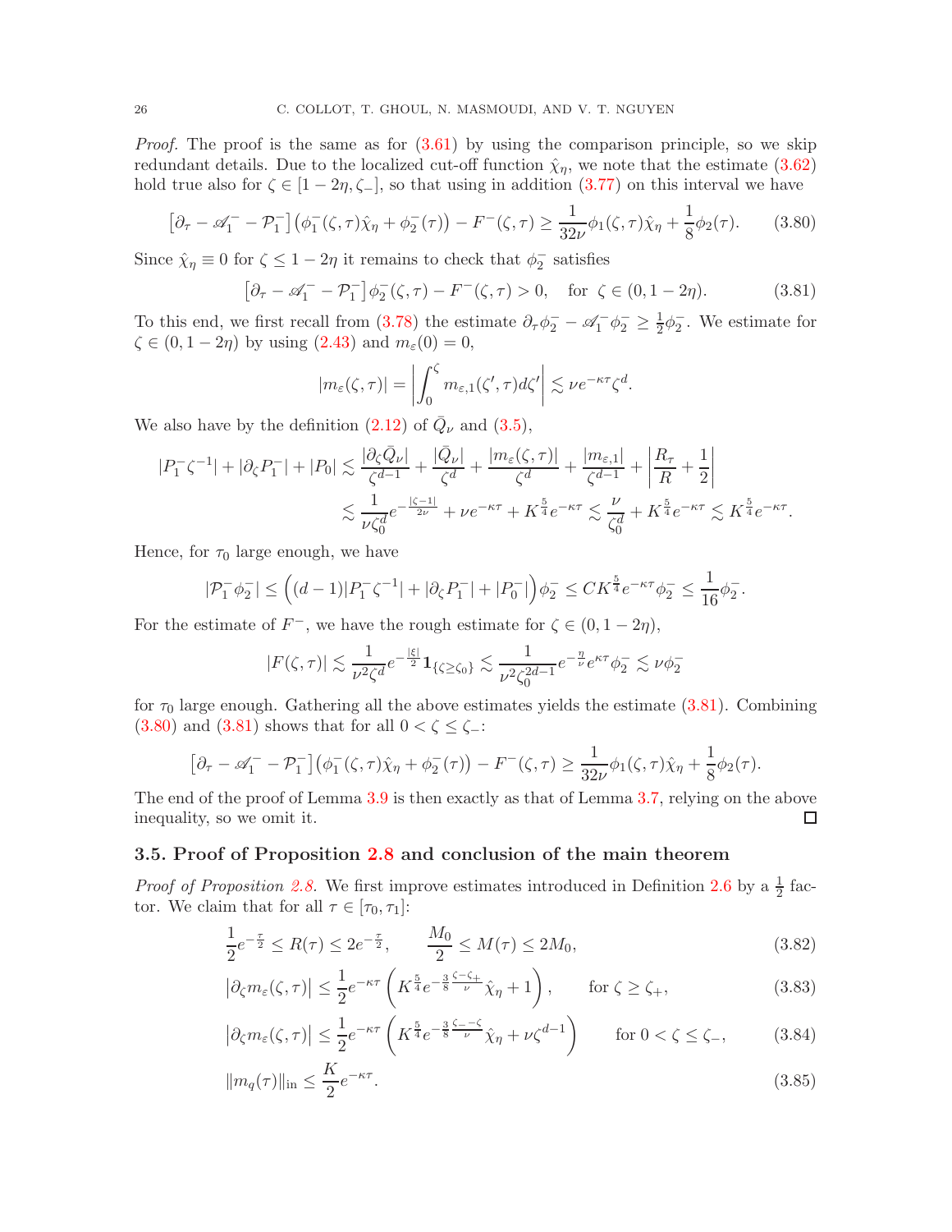*Proof.* The proof is the same as for (3.61) by using the comparison principle, so we skip redundant details. Due to the localized cut-off function $\hat{\chi}_\eta$, we note that the estimate (3.62) hold true also for $\zeta \in [1-2\eta, \zeta_-]$, so that using in addition (3.77) on this interval we have

$$\left[\partial_\tau - \mathscr{A}_1^- - \mathcal{P}_1^-\right]\left(\phi_1^-(\zeta,\tau)\hat{\chi}_\eta + \phi_2^-(\tau)\right) - F^-(\zeta,\tau) \geq \frac{1}{32\nu}\phi_1(\zeta,\tau)\hat{\chi}_\eta + \frac{1}{8}\phi_2(\tau). \tag{3.80}$$

Since $\hat{\chi}_\eta \equiv 0$ for $\zeta \leq 1-2\eta$ it remains to check that $\phi_2^-$ satisfies

$$\left[\partial_\tau - \mathscr{A}_1^- - \mathcal{P}_1^-\right]\phi_2^-(\zeta,\tau) - F^-(\zeta,\tau) > 0, \quad \text{for } \zeta \in (0, 1-2\eta). \tag{3.81}$$

To this end, we first recall from (3.78) the estimate $\partial_\tau \phi_2^- - \mathscr{A}_1^- \phi_2^- \geq \frac{1}{2}\phi_2^-$. We estimate for $\zeta \in (0, 1-2\eta)$ by using (2.43) and $m_\varepsilon(0) = 0$,

$$|m_\varepsilon(\zeta,\tau)| = \left|\int_0^\zeta m_{\varepsilon,1}(\zeta',\tau)d\zeta'\right| \lesssim \nu e^{-\kappa\tau}\zeta^d.$$

We also have by the definition (2.12) of $\bar{Q}_\nu$ and (3.5),

$$\begin{aligned}
|P_1^-\zeta^{-1}| + |\partial_\zeta P_1^-| + |P_0| &\lesssim \frac{|\partial_\zeta \bar{Q}_\nu|}{\zeta^{d-1}} + \frac{|\bar{Q}_\nu|}{\zeta^d} + \frac{|m_\varepsilon(\zeta,\tau)|}{\zeta^d} + \frac{|m_{\varepsilon,1}|}{\zeta^{d-1}} + \left|\frac{R_\tau}{R} + \frac{1}{2}\right| \\
&\lesssim \frac{1}{\nu\zeta_0^d}e^{-\frac{|\zeta-1|}{2\nu}} + \nu e^{-\kappa\tau} + K^{\frac{5}{4}}e^{-\kappa\tau} \lesssim \frac{\nu}{\zeta_0^d} + K^{\frac{5}{4}}e^{-\kappa\tau} \lesssim K^{\frac{5}{4}}e^{-\kappa\tau}.
\end{aligned}$$

Hence, for $\tau_0$ large enough, we have

$$|\mathcal{P}_1^-\phi_2^-| \leq \left((d-1)|P_1^-\zeta^{-1}| + |\partial_\zeta P_1^-| + |P_0^-|\right)\phi_2^- \leq CK^{\frac{5}{4}}e^{-\kappa\tau}\phi_2^- \leq \frac{1}{16}\phi_2^-.$$

For the estimate of $F^-$, we have the rough estimate for $\zeta \in (0, 1-2\eta)$,

$$|F(\zeta,\tau)| \lesssim \frac{1}{\nu^2\zeta^d}e^{-\frac{|\xi|}{2}}\mathbf{1}_{\{\zeta\geq\zeta_0\}} \lesssim \frac{1}{\nu^2\zeta_0^{2d-1}}e^{-\frac{\eta}{\nu}}e^{\kappa\tau}\phi_2^- \lesssim \nu\phi_2^-$$

for $\tau_0$ large enough. Gathering all the above estimates yields the estimate (3.81). Combining (3.80) and (3.81) shows that for all $0 < \zeta \leq \zeta_-$:

$$\left[\partial_\tau - \mathscr{A}_1^- - \mathcal{P}_1^-\right]\left(\phi_1^-(\zeta,\tau)\hat{\chi}_\eta + \phi_2^-(\tau)\right) - F^-(\zeta,\tau) \geq \frac{1}{32\nu}\phi_1(\zeta,\tau)\hat{\chi}_\eta + \frac{1}{8}\phi_2(\tau).$$

The end of the proof of Lemma 3.9 is then exactly as that of Lemma 3.7, relying on the above inequality, so we omit it. $\square$

## 3.5. Proof of Proposition 2.8 and conclusion of the main theorem

*Proof of Proposition 2.8.* We first improve estimates introduced in Definition 2.6 by a $\frac{1}{2}$ factor. We claim that for all $\tau \in [\tau_0, \tau_1]$:

$$\frac{1}{2}e^{-\frac{\tau}{2}} \leq R(\tau) \leq 2e^{-\frac{\tau}{2}}, \qquad \frac{M_0}{2} \leq M(\tau) \leq 2M_0, \tag{3.82}$$

$$\left|\partial_\zeta m_\varepsilon(\zeta,\tau)\right| \leq \frac{1}{2}e^{-\kappa\tau}\left(K^{\frac{5}{4}}e^{-\frac{3}{8}\frac{\zeta-\zeta_+}{\nu}}\hat{\chi}_\eta + 1\right), \qquad \text{for } \zeta \geq \zeta_+, \tag{3.83}$$

$$\left|\partial_\zeta m_\varepsilon(\zeta,\tau)\right| \leq \frac{1}{2}e^{-\kappa\tau}\left(K^{\frac{5}{4}}e^{-\frac{3}{8}\frac{\zeta_--\zeta}{\nu}}\hat{\chi}_\eta + \nu\zeta^{d-1}\right) \qquad \text{for } 0 < \zeta \leq \zeta_-, \tag{3.84}$$

$$\|m_q(\tau)\|_{\text{in}} \leq \frac{K}{2}e^{-\kappa\tau}. \tag{3.85}$$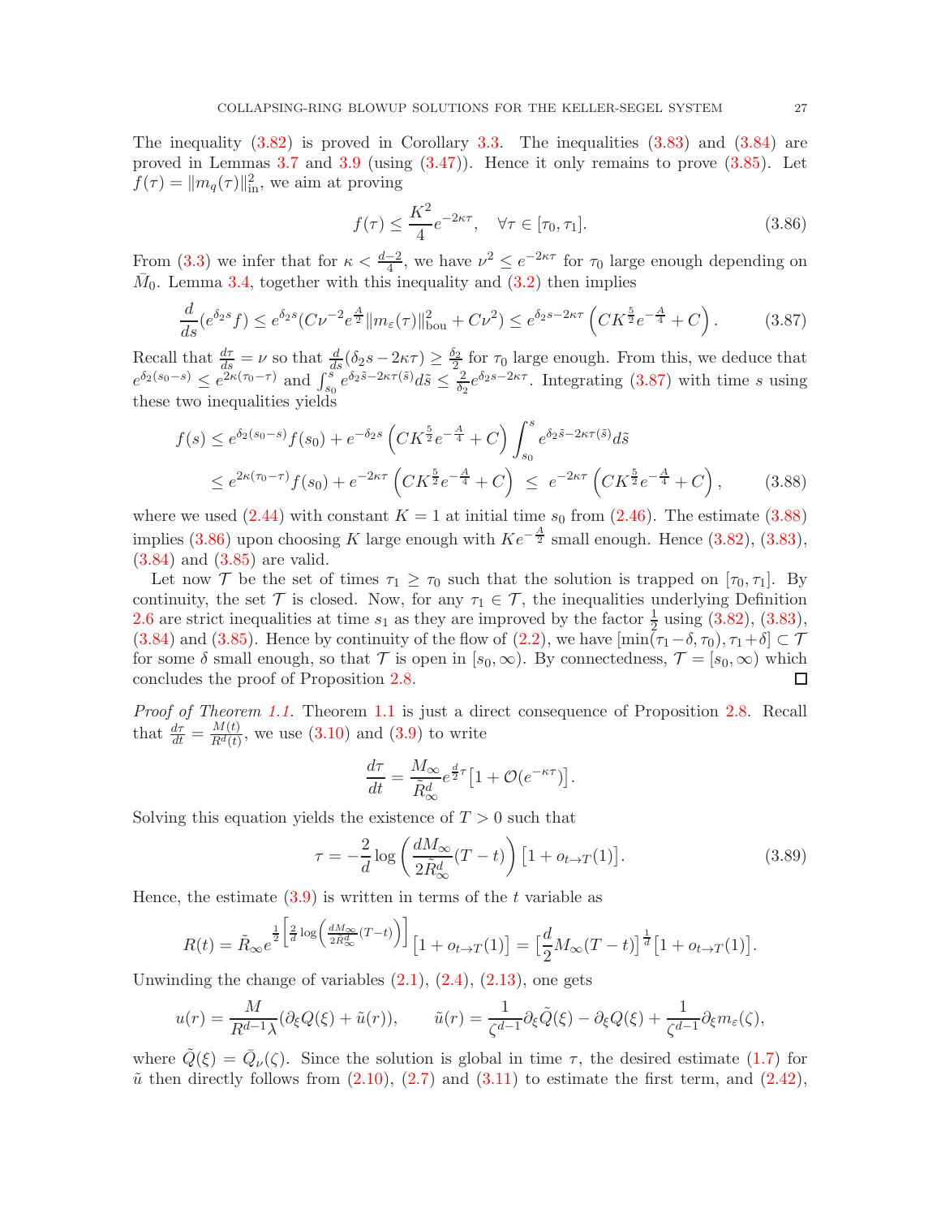The inequality (3.82) is proved in Corollary 3.3. The inequalities (3.83) and (3.84) are proved in Lemmas 3.7 and 3.9 (using (3.47)). Hence it only remains to prove (3.85). Let $f(\tau) = \|m_q(\tau)\|_{\text{in}}^2$, we aim at proving

$$
f(\tau) \le \frac{K^2}{4} e^{-2\kappa\tau}, \quad \forall \tau \in [\tau_0, \tau_1]. \tag{3.86}
$$

From (3.3) we infer that for $\kappa < \frac{d-2}{4}$, we have $\nu^2 \le e^{-2\kappa\tau}$ for $\tau_0$ large enough depending on $\bar{M}_0$. Lemma 3.4, together with this inequality and (3.2) then implies

$$
\frac{d}{ds}(e^{\delta_2 s} f) \le e^{\delta_2 s}(C\nu^{-2} e^{\frac{A}{2}} \|m_\varepsilon(\tau)\|_{\text{bou}}^2 + C\nu^2) \le e^{\delta_2 s - 2\kappa\tau}\left(CK^{\frac{5}{2}} e^{-\frac{A}{4}} + C\right). \tag{3.87}
$$

Recall that $\frac{d\tau}{ds} = \nu$ so that $\frac{d}{ds}(\delta_2 s - 2\kappa\tau) \ge \frac{\delta_2}{2}$ for $\tau_0$ large enough. From this, we deduce that $e^{\delta_2(s_0 - s)} \le e^{2\kappa(\tau_0 - \tau)}$ and $\int_{s_0}^s e^{\delta_2 \tilde{s} - 2\kappa\tau(\tilde{s})} d\tilde{s} \le \frac{2}{\delta_2} e^{\delta_2 s - 2\kappa\tau}$. Integrating (3.87) with time $s$ using these two inequalities yields

$$
\begin{aligned}
f(s) &\le e^{\delta_2(s_0 - s)} f(s_0) + e^{-\delta_2 s}\left(CK^{\frac{5}{2}} e^{-\frac{A}{4}} + C\right) \int_{s_0}^s e^{\delta_2 \tilde{s} - 2\kappa\tau(\tilde{s})} d\tilde{s} \\
&\le e^{2\kappa(\tau_0 - \tau)} f(s_0) + e^{-2\kappa\tau}\left(CK^{\frac{5}{2}} e^{-\frac{A}{4}} + C\right) \;\le\; e^{-2\kappa\tau}\left(CK^{\frac{5}{2}} e^{-\frac{A}{4}} + C\right),
\end{aligned} \tag{3.88}
$$

where we used (2.44) with constant $K = 1$ at initial time $s_0$ from (2.46). The estimate (3.88) implies (3.86) upon choosing $K$ large enough with $K e^{-\frac{A}{2}}$ small enough. Hence (3.82), (3.83), (3.84) and (3.85) are valid.

Let now $\mathcal{T}$ be the set of times $\tau_1 \ge \tau_0$ such that the solution is trapped on $[\tau_0, \tau_1]$. By continuity, the set $\mathcal{T}$ is closed. Now, for any $\tau_1 \in \mathcal{T}$, the inequalities underlying Definition 2.6 are strict inequalities at time $s_1$ as they are improved by the factor $\frac{1}{2}$ using (3.82), (3.83), (3.84) and (3.85). Hence by continuity of the flow of (2.2), we have $[\min(\tau_1 - \delta, \tau_0), \tau_1 + \delta] \subset \mathcal{T}$ for some $\delta$ small enough, so that $\mathcal{T}$ is open in $[s_0, \infty)$. By connectedness, $\mathcal{T} = [s_0, \infty)$ which concludes the proof of Proposition 2.8. ☐

*Proof of Theorem 1.1.* Theorem 1.1 is just a direct consequence of Proposition 2.8. Recall that $\frac{d\tau}{dt} = \frac{M(t)}{R^d(t)}$, we use (3.10) and (3.9) to write

$$
\frac{d\tau}{dt} = \frac{M_\infty}{\tilde{R}_\infty^d} e^{\frac{d}{2}\tau}\big[1 + \mathcal{O}(e^{-\kappa\tau})\big].
$$

Solving this equation yields the existence of $T > 0$ such that

$$
\tau = -\frac{2}{d}\log\left(\frac{dM_\infty}{2\tilde{R}_\infty^d}(T - t)\right)\big[1 + o_{t\to T}(1)\big]. \tag{3.89}
$$

Hence, the estimate (3.9) is written in terms of the $t$ variable as

$$
R(t) = \tilde{R}_\infty e^{\frac{1}{2}\left[\frac{2}{d}\log\left(\frac{dM_\infty}{2\tilde{R}_\infty^d}(T-t)\right)\right]}\big[1 + o_{t\to T}(1)\big] = \big[\frac{d}{2} M_\infty (T - t)\big]^{\frac{1}{d}}\big[1 + o_{t\to T}(1)\big].
$$

Unwinding the change of variables (2.1), (2.4), (2.13), one gets

$$
u(r) = \frac{M}{R^{d-1}\lambda}(\partial_\xi Q(\xi) + \tilde{u}(r)), \qquad \tilde{u}(r) = \frac{1}{\zeta^{d-1}}\partial_\xi \tilde{Q}(\xi) - \partial_\xi Q(\xi) + \frac{1}{\zeta^{d-1}}\partial_\xi m_\varepsilon(\zeta),
$$

where $\tilde{Q}(\xi) = \bar{Q}_\nu(\zeta)$. Since the solution is global in time $\tau$, the desired estimate (1.7) for $\tilde{u}$ then directly follows from (2.10), (2.7) and (3.11) to estimate the first term, and (2.42),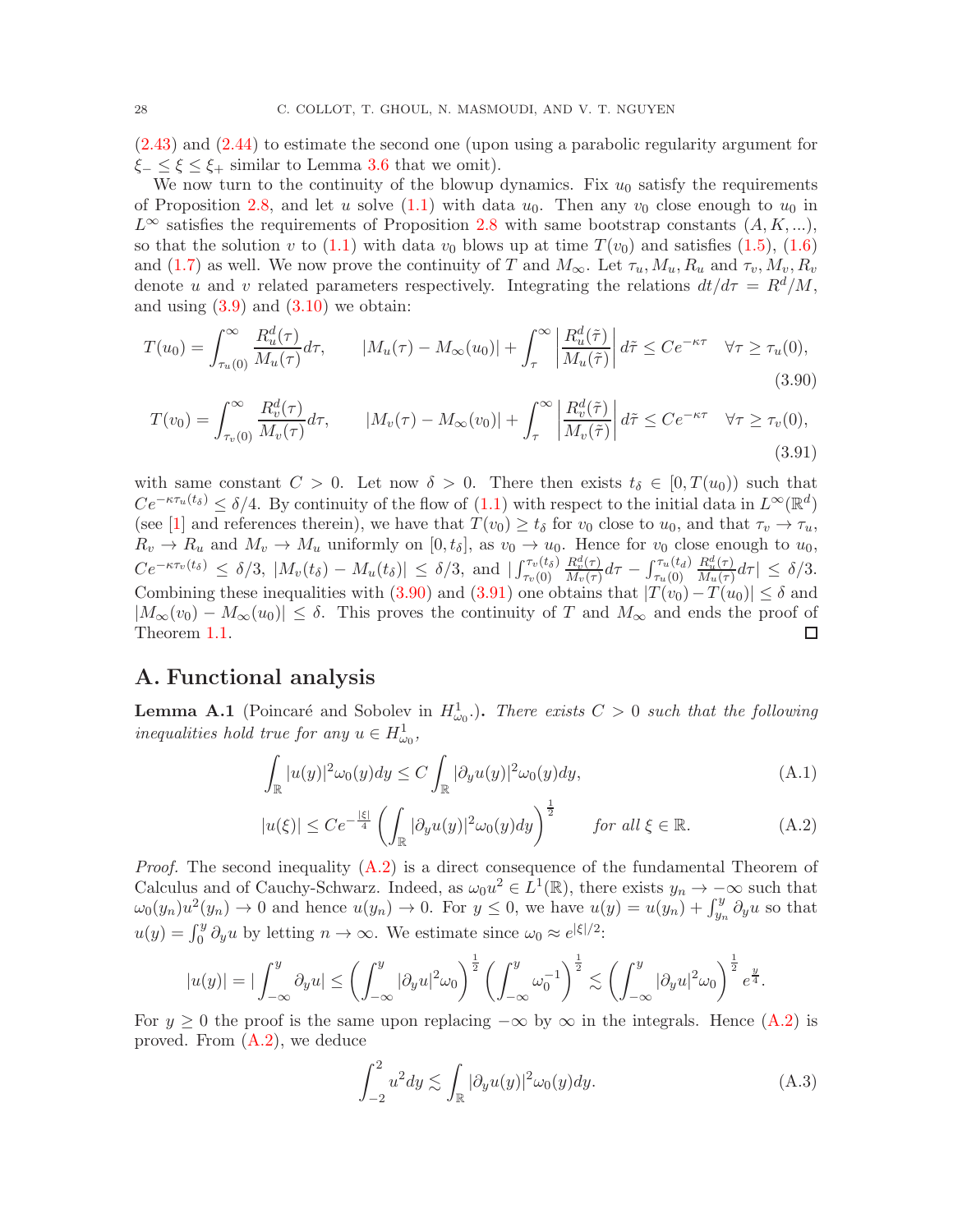(2.43) and (2.44) to estimate the second one (upon using a parabolic regularity argument for $\xi_- \le \xi \le \xi_+$ similar to Lemma 3.6 that we omit).

We now turn to the continuity of the blowup dynamics. Fix $u_0$ satisfy the requirements of Proposition 2.8, and let $u$ solve (1.1) with data $u_0$. Then any $v_0$ close enough to $u_0$ in $L^\infty$ satisfies the requirements of Proposition 2.8 with same bootstrap constants $(A, K, ...)$, so that the solution $v$ to (1.1) with data $v_0$ blows up at time $T(v_0)$ and satisfies (1.5), (1.6) and (1.7) as well. We now prove the continuity of $T$ and $M_\infty$. Let $\tau_u, M_u, R_u$ and $\tau_v, M_v, R_v$ denote $u$ and $v$ related parameters respectively. Integrating the relations $dt/d\tau = R^d/M$, and using (3.9) and (3.10) we obtain:

$$T(u_0) = \int_{\tau_u(0)}^\infty \frac{R_u^d(\tau)}{M_u(\tau)} d\tau, \qquad |M_u(\tau) - M_\infty(u_0)| + \int_\tau^\infty \left| \frac{R_u^d(\tilde\tau)}{M_u(\tilde\tau)} \right| d\tilde\tau \le C e^{-\kappa\tau} \quad \forall \tau \ge \tau_u(0), \tag{3.90}$$

$$T(v_0) = \int_{\tau_v(0)}^\infty \frac{R_v^d(\tau)}{M_v(\tau)} d\tau, \qquad |M_v(\tau) - M_\infty(v_0)| + \int_\tau^\infty \left| \frac{R_v^d(\tilde\tau)}{M_v(\tilde\tau)} \right| d\tilde\tau \le C e^{-\kappa\tau} \quad \forall \tau \ge \tau_v(0), \tag{3.91}$$

with same constant $C > 0$. Let now $\delta > 0$. There then exists $t_\delta \in [0, T(u_0))$ such that $Ce^{-\kappa \tau_u(t_\delta)} \le \delta/4$. By continuity of the flow of (1.1) with respect to the initial data in $L^\infty(\mathbb{R}^d)$ (see [1] and references therein), we have that $T(v_0) \ge t_\delta$ for $v_0$ close to $u_0$, and that $\tau_v \to \tau_u$, $R_v \to R_u$ and $M_v \to M_u$ uniformly on $[0, t_\delta]$, as $v_0 \to u_0$. Hence for $v_0$ close enough to $u_0$, $Ce^{-\kappa\tau_v(t_\delta)} \le \delta/3$, $|M_v(t_\delta) - M_u(t_\delta)| \le \delta/3$, and $|\int_{\tau_v(0)}^{\tau_v(t_\delta)} \frac{R_v^d(\tau)}{M_v(\tau)} d\tau - \int_{\tau_u(0)}^{\tau_u(t_d)} \frac{R_u^d(\tau)}{M_u(\tau)} d\tau| \le \delta/3$. Combining these inequalities with (3.90) and (3.91) one obtains that $|T(v_0) - T(u_0)| \le \delta$ and $|M_\infty(v_0) - M_\infty(u_0)| \le \delta$. This proves the continuity of $T$ and $M_\infty$ and ends the proof of Theorem 1.1. ☐

## A. Functional analysis

**Lemma A.1** (Poincaré and Sobolev in $H^1_{\omega_0}$.). *There exists $C > 0$ such that the following inequalities hold true for any $u \in H^1_{\omega_0}$,*

$$\int_{\mathbb{R}} |u(y)|^2 \omega_0(y) dy \le C \int_{\mathbb{R}} |\partial_y u(y)|^2 \omega_0(y) dy, \tag{A.1}$$

$$|u(\xi)| \le C e^{-\frac{|\xi|}{4}} \left( \int_{\mathbb{R}} |\partial_y u(y)|^2 \omega_0(y) dy \right)^{\frac12} \qquad \textit{for all } \xi \in \mathbb{R}. \tag{A.2}$$

*Proof.* The second inequality (A.2) is a direct consequence of the fundamental Theorem of Calculus and of Cauchy-Schwarz. Indeed, as $\omega_0 u^2 \in L^1(\mathbb{R})$, there exists $y_n \to -\infty$ such that $\omega_0(y_n) u^2(y_n) \to 0$ and hence $u(y_n) \to 0$. For $y \le 0$, we have $u(y) = u(y_n) + \int_{y_n}^y \partial_y u$ so that $u(y) = \int_0^y \partial_y u$ by letting $n \to \infty$. We estimate since $\omega_0 \approx e^{|\xi|/2}$:

$$|u(y)| = |\int_{-\infty}^y \partial_y u| \le \left( \int_{-\infty}^y |\partial_y u|^2 \omega_0 \right)^{\frac12} \left( \int_{-\infty}^y \omega_0^{-1} \right)^{\frac12} \lesssim \left( \int_{-\infty}^y |\partial_y u|^2 \omega_0 \right)^{\frac12} e^{\frac{y}{4}}.$$

For $y \ge 0$ the proof is the same upon replacing $-\infty$ by $\infty$ in the integrals. Hence (A.2) is proved. From (A.2), we deduce

$$\int_{-2}^2 u^2 dy \lesssim \int_{\mathbb{R}} |\partial_y u(y)|^2 \omega_0(y) dy. \tag{A.3}$$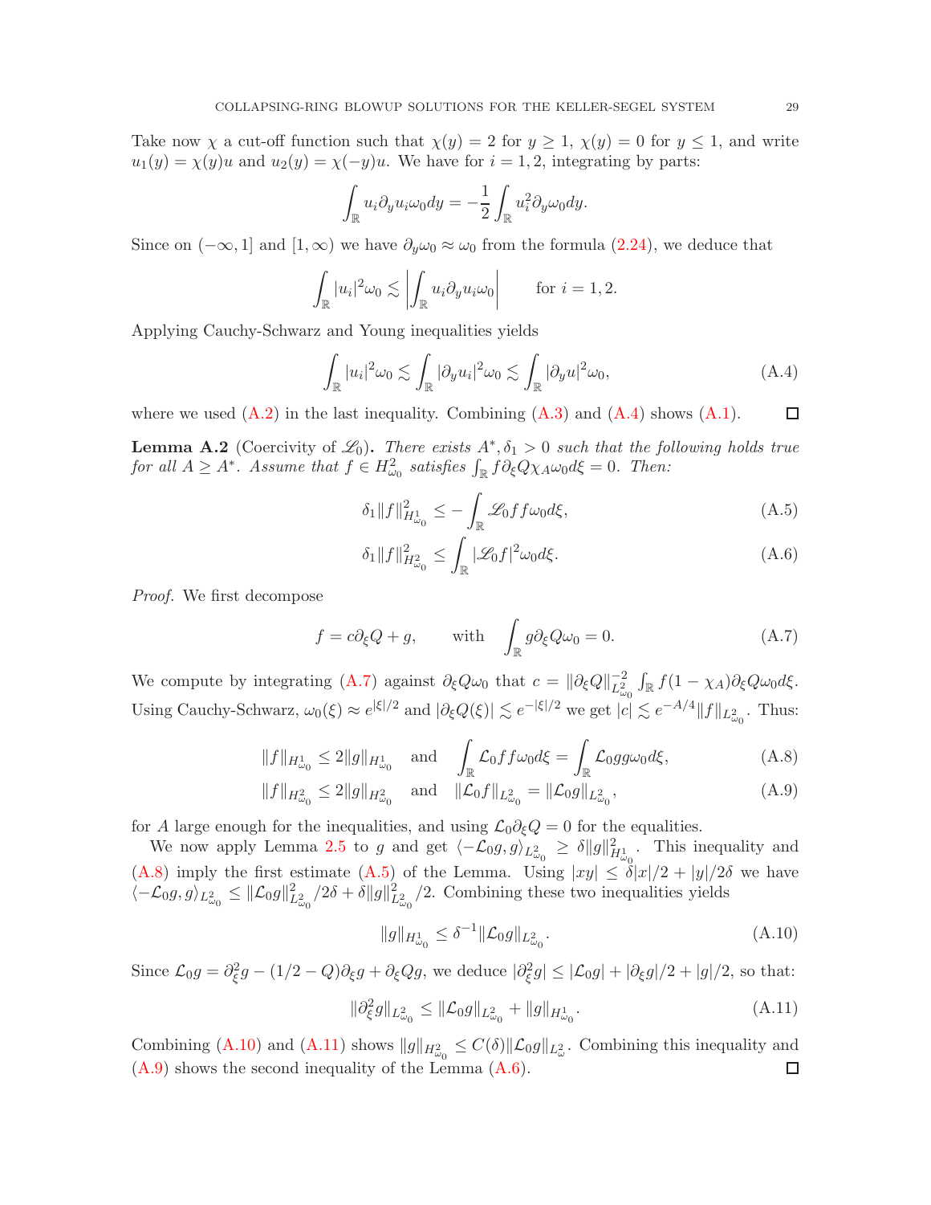Take now $\chi$ a cut-off function such that $\chi(y) = 2$ for $y \geq 1$, $\chi(y) = 0$ for $y \leq 1$, and write $u_1(y) = \chi(y)u$ and $u_2(y) = \chi(-y)u$. We have for $i = 1, 2$, integrating by parts:

$$\int_{\mathbb{R}} u_i \partial_y u_i \omega_0 dy = -\frac{1}{2} \int_{\mathbb{R}} u_i^2 \partial_y \omega_0 dy.$$

Since on $(-\infty, 1]$ and $[1, \infty)$ we have $\partial_y \omega_0 \approx \omega_0$ from the formula (2.24), we deduce that

$$\int_{\mathbb{R}} |u_i|^2 \omega_0 \lesssim \left| \int_{\mathbb{R}} u_i \partial_y u_i \omega_0 \right| \qquad \text{for } i = 1, 2.$$

Applying Cauchy-Schwarz and Young inequalities yields

$$\int_{\mathbb{R}} |u_i|^2 \omega_0 \lesssim \int_{\mathbb{R}} |\partial_y u_i|^2 \omega_0 \lesssim \int_{\mathbb{R}} |\partial_y u|^2 \omega_0, \tag{A.4}$$

where we used (A.2) in the last inequality. Combining (A.3) and (A.4) shows (A.1). $\square$

**Lemma A.2** (Coercivity of $\mathscr{L}_0$)**.** *There exists $A^*, \delta_1 > 0$ such that the following holds true for all $A \geq A^*$. Assume that $f \in H^2_{\omega_0}$ satisfies $\int_{\mathbb{R}} f \partial_\xi Q \chi_A \omega_0 d\xi = 0$. Then:*

$$\delta_1 \|f\|^2_{H^1_{\omega_0}} \leq -\int_{\mathbb{R}} \mathscr{L}_0 f f \omega_0 d\xi, \tag{A.5}$$

$$\delta_1 \|f\|^2_{H^2_{\omega_0}} \leq \int_{\mathbb{R}} |\mathscr{L}_0 f|^2 \omega_0 d\xi. \tag{A.6}$$

*Proof.* We first decompose

$$f = c\partial_\xi Q + g, \qquad \text{with} \quad \int_{\mathbb{R}} g \partial_\xi Q \omega_0 = 0. \tag{A.7}$$

We compute by integrating (A.7) against $\partial_\xi Q \omega_0$ that $c = \|\partial_\xi Q\|^{-2}_{L^2_{\omega_0}} \int_{\mathbb{R}} f(1-\chi_A)\partial_\xi Q \omega_0 d\xi$. Using Cauchy-Schwarz, $\omega_0(\xi) \approx e^{|\xi|/2}$ and $|\partial_\xi Q(\xi)| \lesssim e^{-|\xi|/2}$ we get $|c| \lesssim e^{-A/4}\|f\|_{L^2_{\omega_0}}$. Thus:

$$\|f\|_{H^1_{\omega_0}} \leq 2\|g\|_{H^1_{\omega_0}} \quad \text{and} \quad \int_{\mathbb{R}} \mathcal{L}_0 f f \omega_0 d\xi = \int_{\mathbb{R}} \mathcal{L}_0 g g \omega_0 d\xi, \tag{A.8}$$

$$\|f\|_{H^2_{\omega_0}} \leq 2\|g\|_{H^2_{\omega_0}} \quad \text{and} \quad \|\mathcal{L}_0 f\|_{L^2_{\omega_0}} = \|\mathcal{L}_0 g\|_{L^2_{\omega_0}}, \tag{A.9}$$

for $A$ large enough for the inequalities, and using $\mathcal{L}_0 \partial_\xi Q = 0$ for the equalities.

We now apply Lemma 2.5 to $g$ and get $\langle -\mathcal{L}_0 g, g\rangle_{L^2_{\omega_0}} \geq \delta \|g\|^2_{H^1_{\omega_0}}$. This inequality and (A.8) imply the first estimate (A.5) of the Lemma. Using $|xy| \leq \delta|x|/2 + |y|/2\delta$ we have $\langle -\mathcal{L}_0 g, g\rangle_{L^2_{\omega_0}} \leq \|\mathcal{L}_0 g\|^2_{L^2_{\omega_0}}/2\delta + \delta\|g\|^2_{L^2_{\omega_0}}/2$. Combining these two inequalities yields

$$\|g\|_{H^1_{\omega_0}} \leq \delta^{-1}\|\mathcal{L}_0 g\|_{L^2_{\omega_0}}. \tag{A.10}$$

Since $\mathcal{L}_0 g = \partial_\xi^2 g - (1/2 - Q)\partial_\xi g + \partial_\xi Q g$, we deduce $|\partial_\xi^2 g| \leq |\mathcal{L}_0 g| + |\partial_\xi g|/2 + |g|/2$, so that:

$$\|\partial_\xi^2 g\|_{L^2_{\omega_0}} \leq \|\mathcal{L}_0 g\|_{L^2_{\omega_0}} + \|g\|_{H^1_{\omega_0}}. \tag{A.11}$$

Combining (A.10) and (A.11) shows $\|g\|_{H^2_{\omega_0}} \leq C(\delta)\|\mathcal{L}_0 g\|_{L^2_\omega}$. Combining this inequality and (A.9) shows the second inequality of the Lemma (A.6). $\square$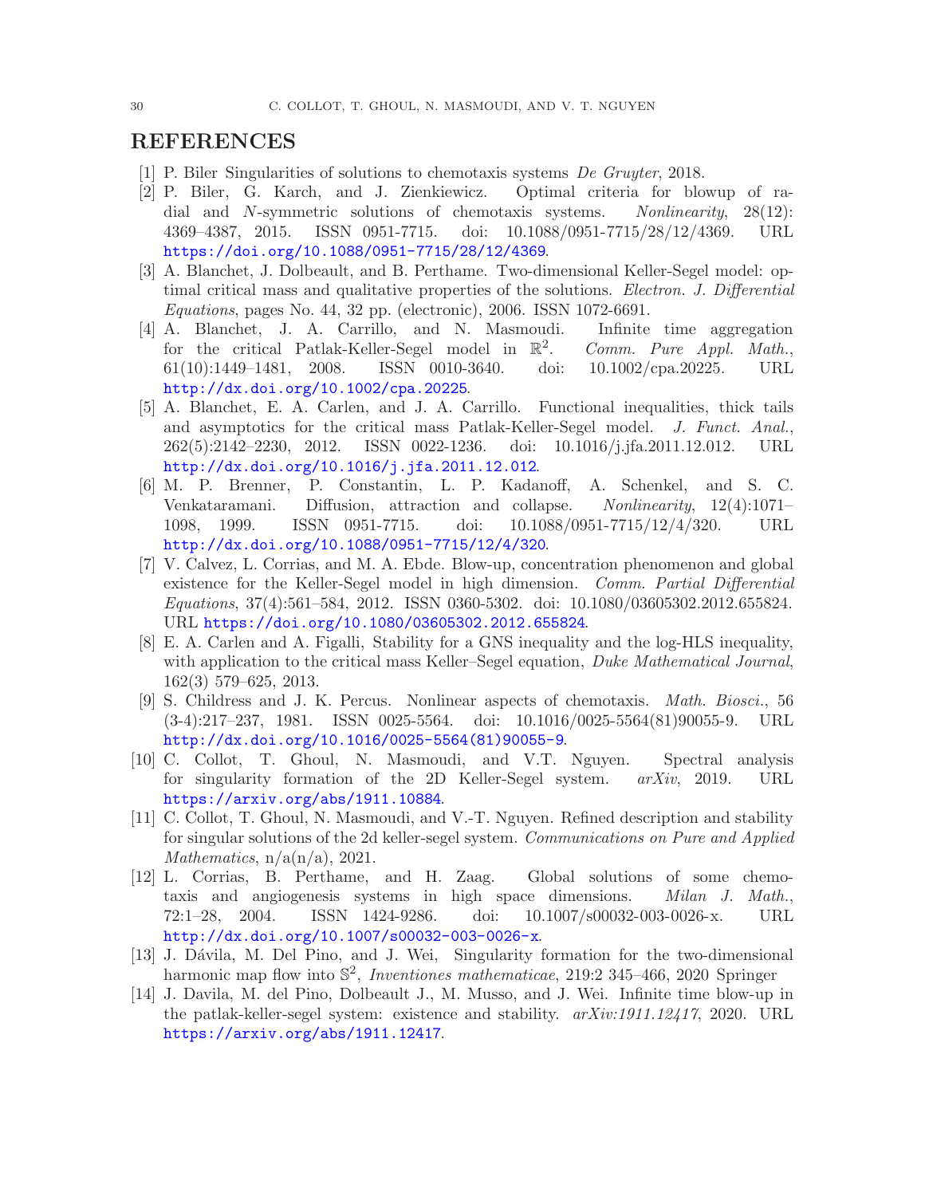# REFERENCES

[1] P. Biler Singularities of solutions to chemotaxis systems *De Gruyter*, 2018.

[2] P. Biler, G. Karch, and J. Zienkiewicz. Optimal criteria for blowup of radial and $N$-symmetric solutions of chemotaxis systems. *Nonlinearity*, 28(12): 4369–4387, 2015. ISSN 0951-7715. doi: 10.1088/0951-7715/28/12/4369. URL https://doi.org/10.1088/0951-7715/28/12/4369.

[3] A. Blanchet, J. Dolbeault, and B. Perthame. Two-dimensional Keller-Segel model: optimal critical mass and qualitative properties of the solutions. *Electron. J. Differential Equations*, pages No. 44, 32 pp. (electronic), 2006. ISSN 1072-6691.

[4] A. Blanchet, J. A. Carrillo, and N. Masmoudi. Infinite time aggregation for the critical Patlak-Keller-Segel model in $\mathbb{R}^2$. *Comm. Pure Appl. Math.*, 61(10):1449–1481, 2008. ISSN 0010-3640. doi: 10.1002/cpa.20225. URL http://dx.doi.org/10.1002/cpa.20225.

[5] A. Blanchet, E. A. Carlen, and J. A. Carrillo. Functional inequalities, thick tails and asymptotics for the critical mass Patlak-Keller-Segel model. *J. Funct. Anal.*, 262(5):2142–2230, 2012. ISSN 0022-1236. doi: 10.1016/j.jfa.2011.12.012. URL http://dx.doi.org/10.1016/j.jfa.2011.12.012.

[6] M. P. Brenner, P. Constantin, L. P. Kadanoff, A. Schenkel, and S. C. Venkataramani. Diffusion, attraction and collapse. *Nonlinearity*, 12(4):1071–1098, 1999. ISSN 0951-7715. doi: 10.1088/0951-7715/12/4/320. URL http://dx.doi.org/10.1088/0951-7715/12/4/320.

[7] V. Calvez, L. Corrias, and M. A. Ebde. Blow-up, concentration phenomenon and global existence for the Keller-Segel model in high dimension. *Comm. Partial Differential Equations*, 37(4):561–584, 2012. ISSN 0360-5302. doi: 10.1080/03605302.2012.655824. URL https://doi.org/10.1080/03605302.2012.655824.

[8] E. A. Carlen and A. Figalli, Stability for a GNS inequality and the log-HLS inequality, with application to the critical mass Keller–Segel equation, *Duke Mathematical Journal*, 162(3) 579–625, 2013.

[9] S. Childress and J. K. Percus. Nonlinear aspects of chemotaxis. *Math. Biosci.*, 56 (3-4):217–237, 1981. ISSN 0025-5564. doi: 10.1016/0025-5564(81)90055-9. URL http://dx.doi.org/10.1016/0025-5564(81)90055-9.

[10] C. Collot, T. Ghoul, N. Masmoudi, and V.T. Nguyen. Spectral analysis for singularity formation of the 2D Keller-Segel system. *arXiv*, 2019. URL https://arxiv.org/abs/1911.10884.

[11] C. Collot, T. Ghoul, N. Masmoudi, and V.-T. Nguyen. Refined description and stability for singular solutions of the 2d keller-segel system. *Communications on Pure and Applied Mathematics*, n/a(n/a), 2021.

[12] L. Corrias, B. Perthame, and H. Zaag. Global solutions of some chemotaxis and angiogenesis systems in high space dimensions. *Milan J. Math.*, 72:1–28, 2004. ISSN 1424-9286. doi: 10.1007/s00032-003-0026-x. URL http://dx.doi.org/10.1007/s00032-003-0026-x.

[13] J. Dávila, M. Del Pino, and J. Wei, Singularity formation for the two-dimensional harmonic map flow into $\mathbb{S}^2$, *Inventiones mathematicae*, 219:2 345–466, 2020 Springer

[14] J. Davila, M. del Pino, Dolbeault J., M. Musso, and J. Wei. Infinite time blow-up in the patlak-keller-segel system: existence and stability. *arXiv:1911.12417*, 2020. URL https://arxiv.org/abs/1911.12417.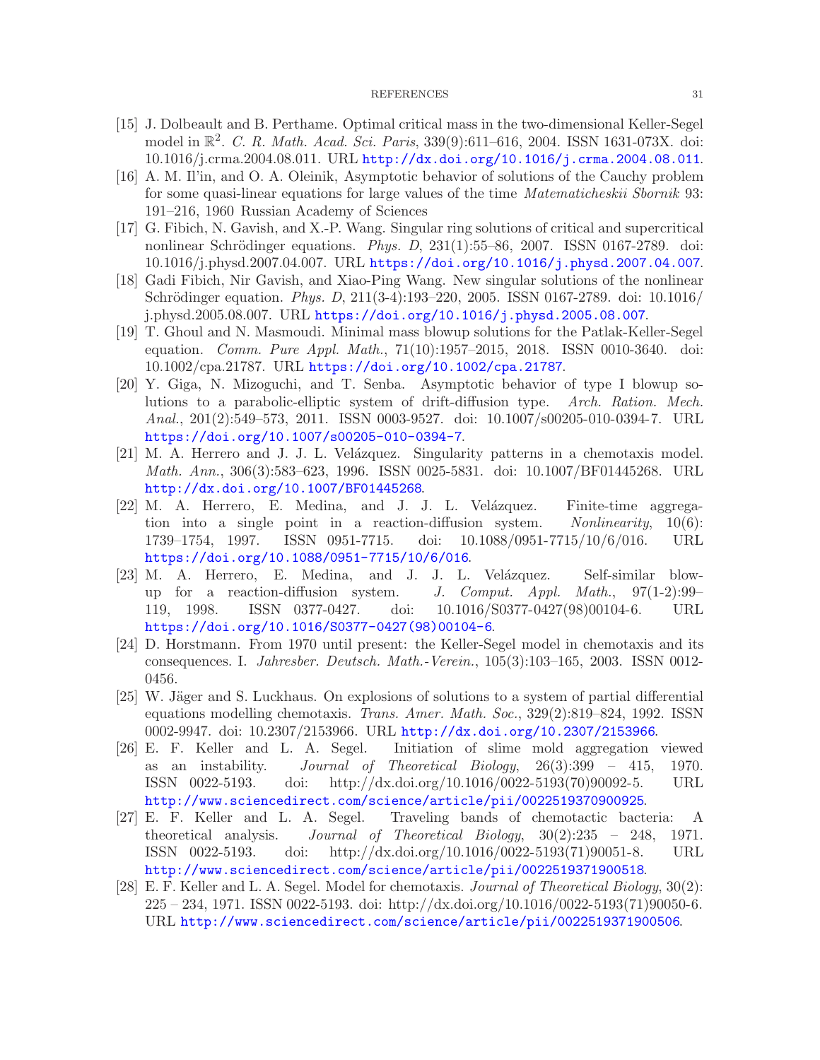[15] J. Dolbeault and B. Perthame. Optimal critical mass in the two-dimensional Keller-Segel model in $\mathbb{R}^2$. *C. R. Math. Acad. Sci. Paris*, 339(9):611–616, 2004. ISSN 1631-073X. doi: 10.1016/j.crma.2004.08.011. URL http://dx.doi.org/10.1016/j.crma.2004.08.011.

[16] A. M. Il'in, and O. A. Oleinik, Asymptotic behavior of solutions of the Cauchy problem for some quasi-linear equations for large values of the time *Matematicheskii Sbornik* 93: 191–216, 1960 Russian Academy of Sciences

[17] G. Fibich, N. Gavish, and X.-P. Wang. Singular ring solutions of critical and supercritical nonlinear Schrödinger equations. *Phys. D*, 231(1):55–86, 2007. ISSN 0167-2789. doi: 10.1016/j.physd.2007.04.007. URL https://doi.org/10.1016/j.physd.2007.04.007.

[18] Gadi Fibich, Nir Gavish, and Xiao-Ping Wang. New singular solutions of the nonlinear Schrödinger equation. *Phys. D*, 211(3-4):193–220, 2005. ISSN 0167-2789. doi: 10.1016/j.physd.2005.08.007. URL https://doi.org/10.1016/j.physd.2005.08.007.

[19] T. Ghoul and N. Masmoudi. Minimal mass blowup solutions for the Patlak-Keller-Segel equation. *Comm. Pure Appl. Math.*, 71(10):1957–2015, 2018. ISSN 0010-3640. doi: 10.1002/cpa.21787. URL https://doi.org/10.1002/cpa.21787.

[20] Y. Giga, N. Mizoguchi, and T. Senba. Asymptotic behavior of type I blowup solutions to a parabolic-elliptic system of drift-diffusion type. *Arch. Ration. Mech. Anal.*, 201(2):549–573, 2011. ISSN 0003-9527. doi: 10.1007/s00205-010-0394-7. URL https://doi.org/10.1007/s00205-010-0394-7.

[21] M. A. Herrero and J. J. L. Velázquez. Singularity patterns in a chemotaxis model. *Math. Ann.*, 306(3):583–623, 1996. ISSN 0025-5831. doi: 10.1007/BF01445268. URL http://dx.doi.org/10.1007/BF01445268.

[22] M. A. Herrero, E. Medina, and J. J. L. Velázquez. Finite-time aggregation into a single point in a reaction-diffusion system. *Nonlinearity*, 10(6): 1739–1754, 1997. ISSN 0951-7715. doi: 10.1088/0951-7715/10/6/016. URL https://doi.org/10.1088/0951-7715/10/6/016.

[23] M. A. Herrero, E. Medina, and J. J. L. Velázquez. Self-similar blow-up for a reaction-diffusion system. *J. Comput. Appl. Math.*, 97(1-2):99–119, 1998. ISSN 0377-0427. doi: 10.1016/S0377-0427(98)00104-6. URL https://doi.org/10.1016/S0377-0427(98)00104-6.

[24] D. Horstmann. From 1970 until present: the Keller-Segel model in chemotaxis and its consequences. I. *Jahresber. Deutsch. Math.-Verein.*, 105(3):103–165, 2003. ISSN 0012-0456.

[25] W. Jäger and S. Luckhaus. On explosions of solutions to a system of partial differential equations modelling chemotaxis. *Trans. Amer. Math. Soc.*, 329(2):819–824, 1992. ISSN 0002-9947. doi: 10.2307/2153966. URL http://dx.doi.org/10.2307/2153966.

[26] E. F. Keller and L. A. Segel. Initiation of slime mold aggregation viewed as an instability. *Journal of Theoretical Biology*, 26(3):399 – 415, 1970. ISSN 0022-5193. doi: http://dx.doi.org/10.1016/0022-5193(70)90092-5. URL http://www.sciencedirect.com/science/article/pii/0022519370900925.

[27] E. F. Keller and L. A. Segel. Traveling bands of chemotactic bacteria: A theoretical analysis. *Journal of Theoretical Biology*, 30(2):235 – 248, 1971. ISSN 0022-5193. doi: http://dx.doi.org/10.1016/0022-5193(71)90051-8. URL http://www.sciencedirect.com/science/article/pii/0022519371900518.

[28] E. F. Keller and L. A. Segel. Model for chemotaxis. *Journal of Theoretical Biology*, 30(2): 225 – 234, 1971. ISSN 0022-5193. doi: http://dx.doi.org/10.1016/0022-5193(71)90050-6. URL http://www.sciencedirect.com/science/article/pii/0022519371900506.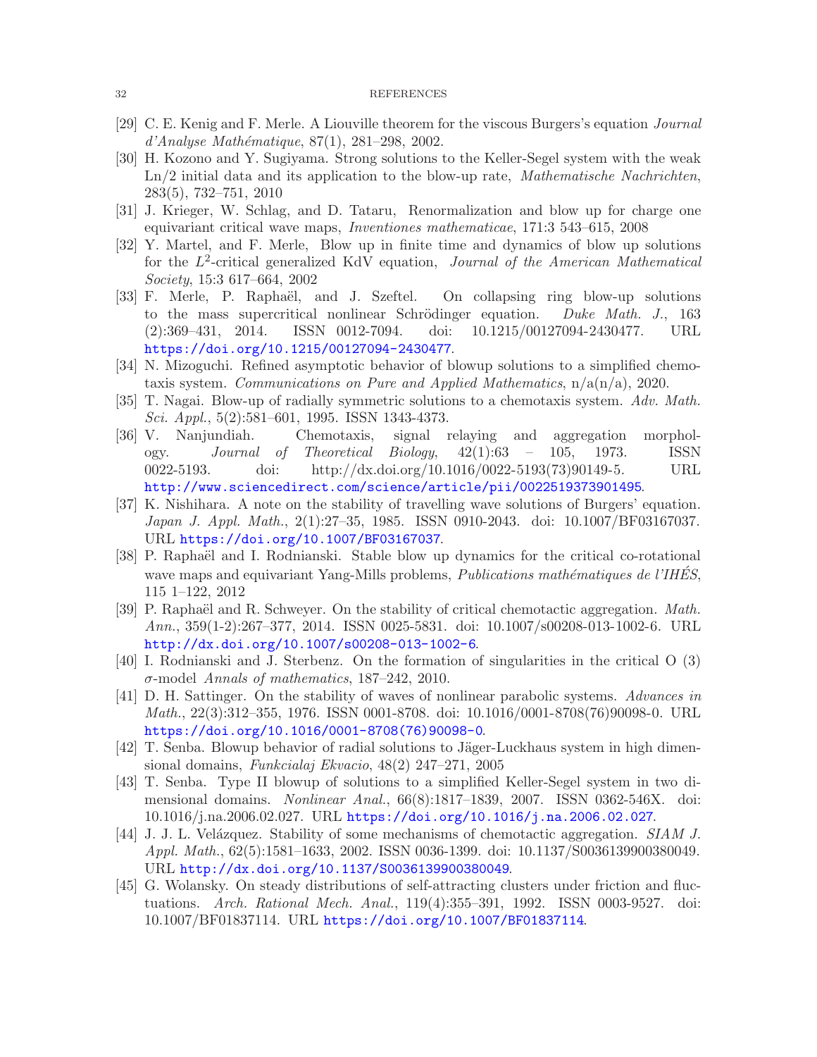[29] C. E. Kenig and F. Merle. A Liouville theorem for the viscous Burgers's equation *Journal d'Analyse Mathématique*, 87(1), 281–298, 2002.

[30] H. Kozono and Y. Sugiyama. Strong solutions to the Keller-Segel system with the weak Ln/2 initial data and its application to the blow-up rate, *Mathematische Nachrichten*, 283(5), 732–751, 2010

[31] J. Krieger, W. Schlag, and D. Tataru, Renormalization and blow up for charge one equivariant critical wave maps, *Inventiones mathematicae*, 171:3 543–615, 2008

[32] Y. Martel, and F. Merle, Blow up in finite time and dynamics of blow up solutions for the $L^2$-critical generalized KdV equation, *Journal of the American Mathematical Society*, 15:3 617–664, 2002

[33] F. Merle, P. Raphaël, and J. Szeftel. On collapsing ring blow-up solutions to the mass supercritical nonlinear Schrödinger equation. *Duke Math. J.*, 163 (2):369–431, 2014. ISSN 0012-7094. doi: 10.1215/00127094-2430477. URL https://doi.org/10.1215/00127094-2430477.

[34] N. Mizoguchi. Refined asymptotic behavior of blowup solutions to a simplified chemotaxis system. *Communications on Pure and Applied Mathematics*, n/a(n/a), 2020.

[35] T. Nagai. Blow-up of radially symmetric solutions to a chemotaxis system. *Adv. Math. Sci. Appl.*, 5(2):581–601, 1995. ISSN 1343-4373.

[36] V. Nanjundiah. Chemotaxis, signal relaying and aggregation morphology. *Journal of Theoretical Biology*, 42(1):63 – 105, 1973. ISSN 0022-5193. doi: http://dx.doi.org/10.1016/0022-5193(73)90149-5. URL http://www.sciencedirect.com/science/article/pii/0022519373901495.

[37] K. Nishihara. A note on the stability of travelling wave solutions of Burgers' equation. *Japan J. Appl. Math.*, 2(1):27–35, 1985. ISSN 0910-2043. doi: 10.1007/BF03167037. URL https://doi.org/10.1007/BF03167037.

[38] P. Raphaël and I. Rodnianski. Stable blow up dynamics for the critical co-rotational wave maps and equivariant Yang-Mills problems, *Publications mathématiques de l'IHÉS*, 115 1–122, 2012

[39] P. Raphaël and R. Schweyer. On the stability of critical chemotactic aggregation. *Math. Ann.*, 359(1-2):267–377, 2014. ISSN 0025-5831. doi: 10.1007/s00208-013-1002-6. URL http://dx.doi.org/10.1007/s00208-013-1002-6.

[40] I. Rodnianski and J. Sterbenz. On the formation of singularities in the critical O (3) $\sigma$-model *Annals of mathematics*, 187–242, 2010.

[41] D. H. Sattinger. On the stability of waves of nonlinear parabolic systems. *Advances in Math.*, 22(3):312–355, 1976. ISSN 0001-8708. doi: 10.1016/0001-8708(76)90098-0. URL https://doi.org/10.1016/0001-8708(76)90098-0.

[42] T. Senba. Blowup behavior of radial solutions to Jäger-Luckhaus system in high dimensional domains, *Funkcialaj Ekvacio*, 48(2) 247–271, 2005

[43] T. Senba. Type II blowup of solutions to a simplified Keller-Segel system in two dimensional domains. *Nonlinear Anal.*, 66(8):1817–1839, 2007. ISSN 0362-546X. doi: 10.1016/j.na.2006.02.027. URL https://doi.org/10.1016/j.na.2006.02.027.

[44] J. J. L. Velázquez. Stability of some mechanisms of chemotactic aggregation. *SIAM J. Appl. Math.*, 62(5):1581–1633, 2002. ISSN 0036-1399. doi: 10.1137/S0036139900380049. URL http://dx.doi.org/10.1137/S0036139900380049.

[45] G. Wolansky. On steady distributions of self-attracting clusters under friction and fluctuations. *Arch. Rational Mech. Anal.*, 119(4):355–391, 1992. ISSN 0003-9527. doi: 10.1007/BF01837114. URL https://doi.org/10.1007/BF01837114.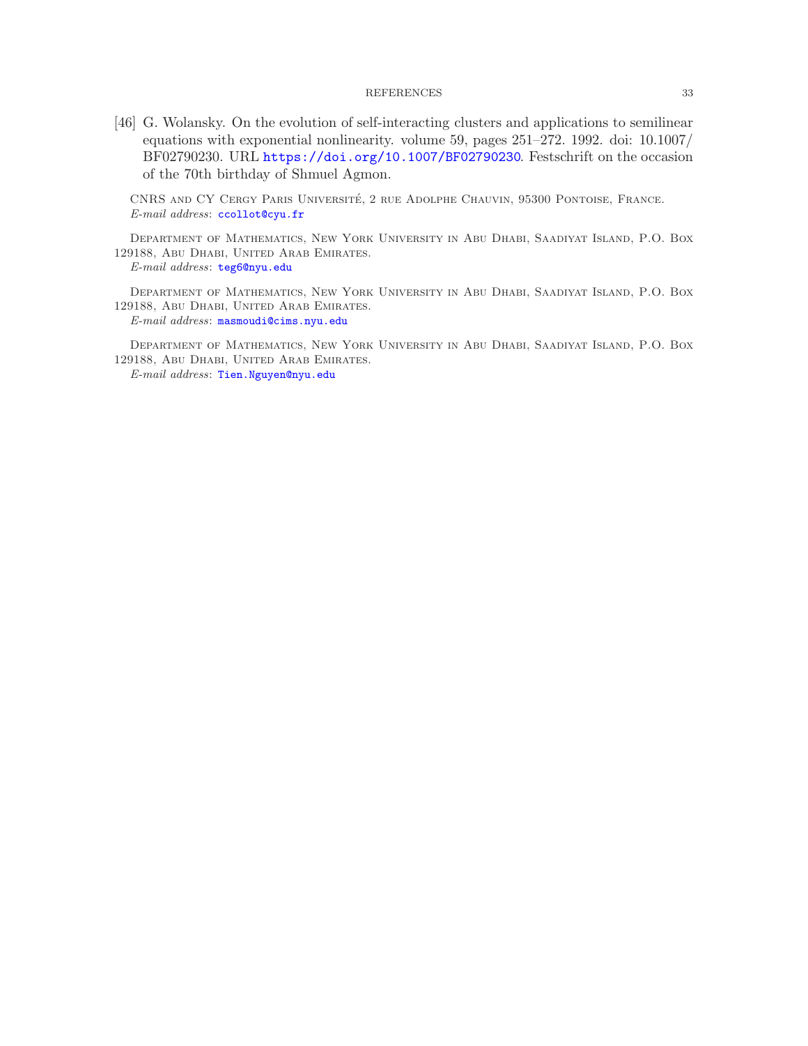[46] G. Wolansky. On the evolution of self-interacting clusters and applications to semilinear equations with exponential nonlinearity. volume 59, pages 251–272. 1992. doi: 10.1007/BF02790230. URL https://doi.org/10.1007/BF02790230. Festschrift on the occasion of the 70th birthday of Shmuel Agmon.

CNRS and CY Cergy Paris Université, 2 rue Adolphe Chauvin, 95300 Pontoise, France.
*E-mail address*: ccollot@cyu.fr

Department of Mathematics, New York University in Abu Dhabi, Saadiyat Island, P.O. Box 129188, Abu Dhabi, United Arab Emirates.
*E-mail address*: teg6@nyu.edu

Department of Mathematics, New York University in Abu Dhabi, Saadiyat Island, P.O. Box 129188, Abu Dhabi, United Arab Emirates.
*E-mail address*: masmoudi@cims.nyu.edu

Department of Mathematics, New York University in Abu Dhabi, Saadiyat Island, P.O. Box 129188, Abu Dhabi, United Arab Emirates.
*E-mail address*: Tien.Nguyen@nyu.edu